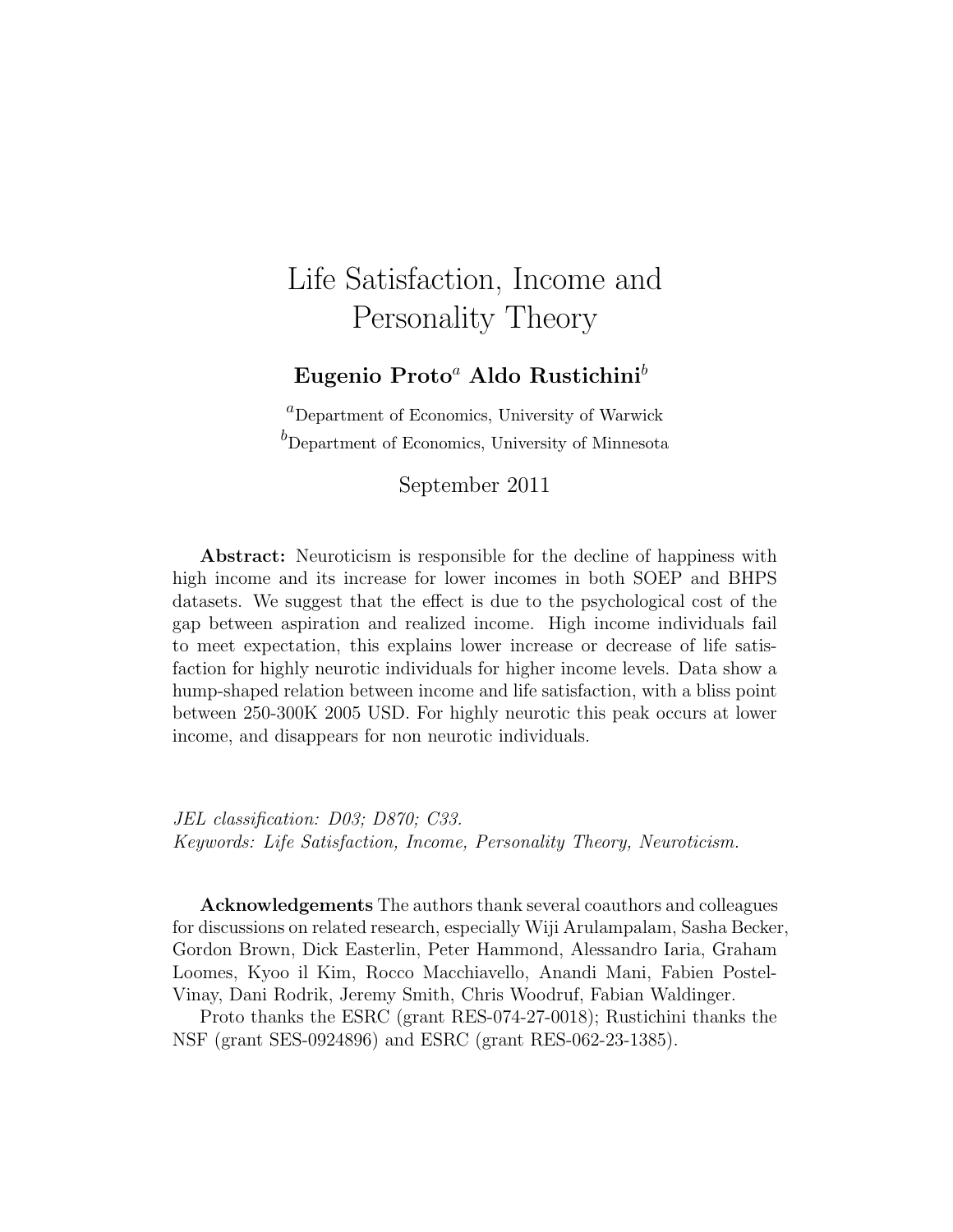# Life Satisfaction, Income and Personality Theory

**Eugenio Proto[a] Aldo Rustichini[b]**

[a]Department of Economics, University of Warwick

[b]Department of Economics, University of Minnesota

September 2011

**Abstract:** Neuroticism is responsible for the decline of happiness with high income and its increase for lower incomes in both SOEP and BHPS datasets. We suggest that the effect is due to the psychological cost of the gap between aspiration and realized income. High income individuals fail to meet expectation, this explains lower increase or decrease of life satisfaction for highly neurotic individuals for higher income levels. Data show a hump-shaped relation between income and life satisfaction, with a bliss point between 250-300K 2005 USD. For highly neurotic this peak occurs at lower income, and disappears for non neurotic individuals.

*JEL classification: D03; D870; C33.*
*Keywords: Life Satisfaction, Income, Personality Theory, Neuroticism.*

**Acknowledgements** The authors thank several coauthors and colleagues for discussions on related research, especially Wiji Arulampalam, Sasha Becker, Gordon Brown, Dick Easterlin, Peter Hammond, Alessandro Iaria, Graham Loomes, Kyoo il Kim, Rocco Macchiavello, Anandi Mani, Fabien Postel-Vinay, Dani Rodrik, Jeremy Smith, Chris Woodruf, Fabian Waldinger.

Proto thanks the ESRC (grant RES-074-27-0018); Rustichini thanks the NSF (grant SES-0924896) and ESRC (grant RES-062-23-1385).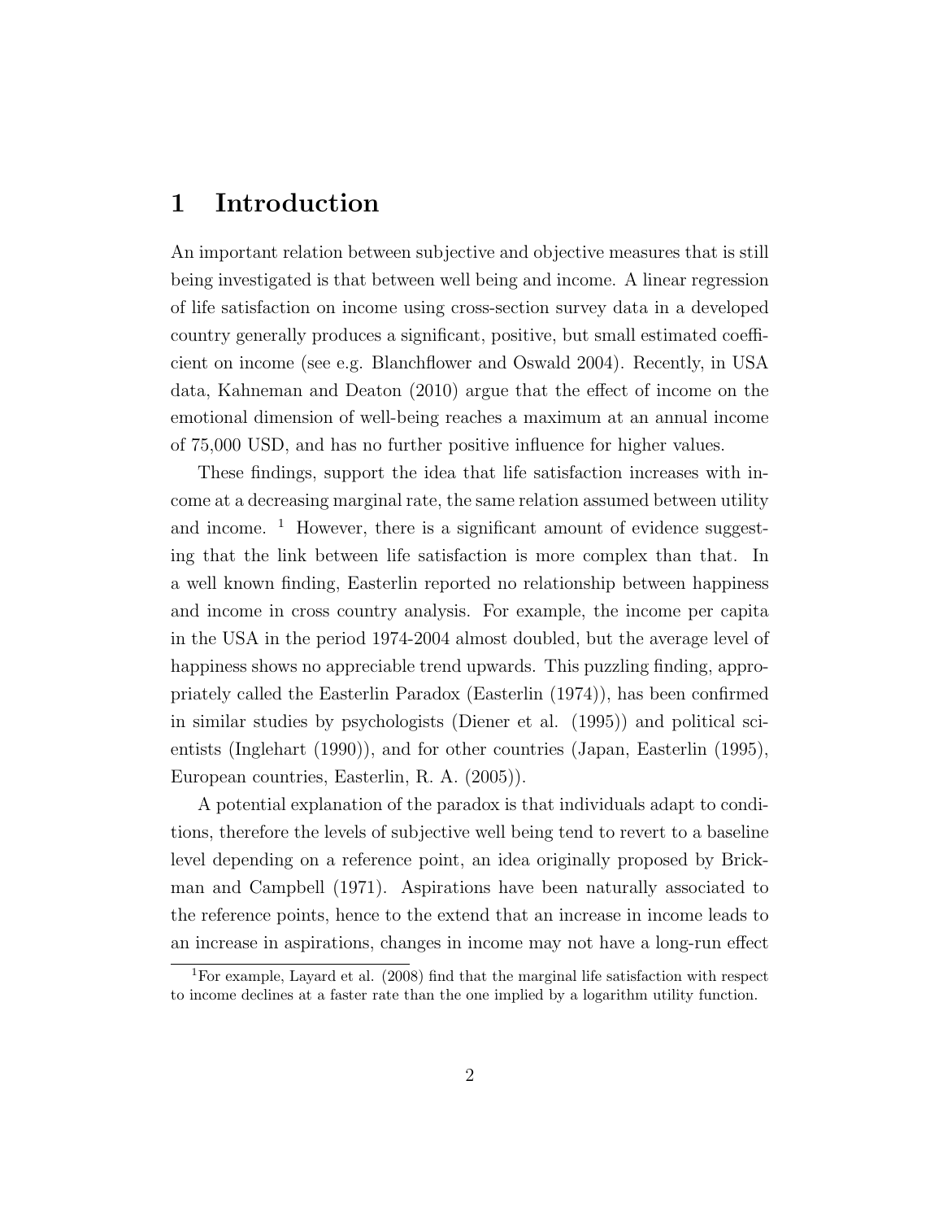# 1 Introduction

An important relation between subjective and objective measures that is still being investigated is that between well being and income. A linear regression of life satisfaction on income using cross-section survey data in a developed country generally produces a significant, positive, but small estimated coefficient on income (see e.g. Blanchflower and Oswald 2004). Recently, in USA data, Kahneman and Deaton (2010) argue that the effect of income on the emotional dimension of well-being reaches a maximum at an annual income of 75,000 USD, and has no further positive influence for higher values.

These findings, support the idea that life satisfaction increases with income at a decreasing marginal rate, the same relation assumed between utility and income. [1] However, there is a significant amount of evidence suggesting that the link between life satisfaction is more complex than that. In a well known finding, Easterlin reported no relationship between happiness and income in cross country analysis. For example, the income per capita in the USA in the period 1974-2004 almost doubled, but the average level of happiness shows no appreciable trend upwards. This puzzling finding, appropriately called the Easterlin Paradox (Easterlin (1974)), has been confirmed in similar studies by psychologists (Diener et al. (1995)) and political scientists (Inglehart (1990)), and for other countries (Japan, Easterlin (1995), European countries, Easterlin, R. A. (2005)).

A potential explanation of the paradox is that individuals adapt to conditions, therefore the levels of subjective well being tend to revert to a baseline level depending on a reference point, an idea originally proposed by Brickman and Campbell (1971). Aspirations have been naturally associated to the reference points, hence to the extend that an increase in income leads to an increase in aspirations, changes in income may not have a long-run effect

[1] For example, Layard et al. (2008) find that the marginal life satisfaction with respect to income declines at a faster rate than the one implied by a logarithm utility function.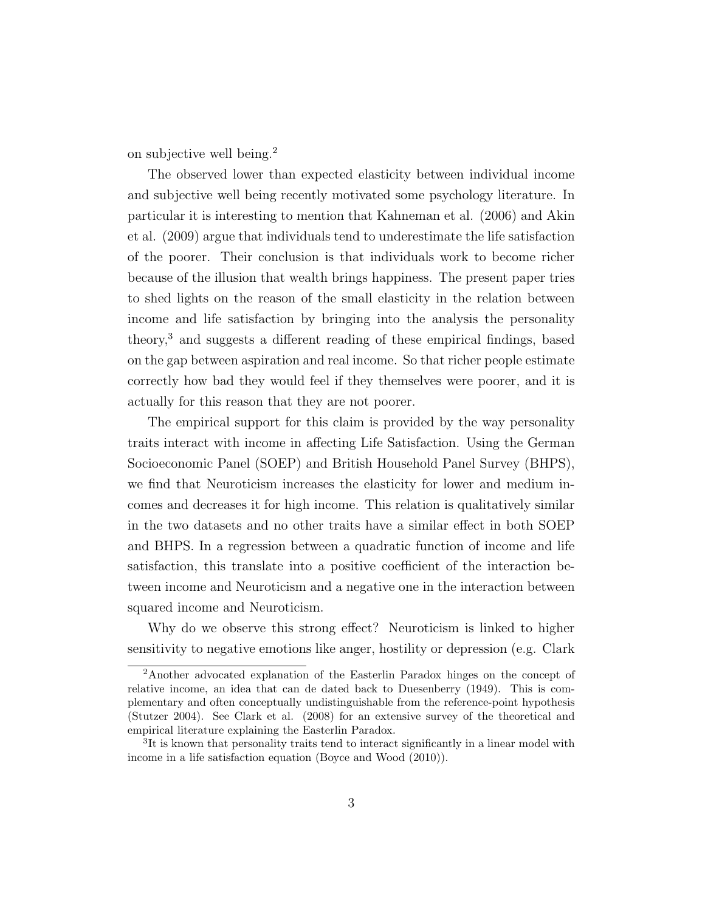on subjective well being.[2]

The observed lower than expected elasticity between individual income and subjective well being recently motivated some psychology literature. In particular it is interesting to mention that Kahneman et al. (2006) and Akin et al. (2009) argue that individuals tend to underestimate the life satisfaction of the poorer. Their conclusion is that individuals work to become richer because of the illusion that wealth brings happiness. The present paper tries to shed lights on the reason of the small elasticity in the relation between income and life satisfaction by bringing into the analysis the personality theory,[3] and suggests a different reading of these empirical findings, based on the gap between aspiration and real income. So that richer people estimate correctly how bad they would feel if they themselves were poorer, and it is actually for this reason that they are not poorer.

The empirical support for this claim is provided by the way personality traits interact with income in affecting Life Satisfaction. Using the German Socioeconomic Panel (SOEP) and British Household Panel Survey (BHPS), we find that Neuroticism increases the elasticity for lower and medium incomes and decreases it for high income. This relation is qualitatively similar in the two datasets and no other traits have a similar effect in both SOEP and BHPS. In a regression between a quadratic function of income and life satisfaction, this translate into a positive coefficient of the interaction between income and Neuroticism and a negative one in the interaction between squared income and Neuroticism.

Why do we observe this strong effect? Neuroticism is linked to higher sensitivity to negative emotions like anger, hostility or depression (e.g. Clark

[2] Another advocated explanation of the Easterlin Paradox hinges on the concept of relative income, an idea that can de dated back to Duesenberry (1949). This is complementary and often conceptually undistinguishable from the reference-point hypothesis (Stutzer 2004). See Clark et al. (2008) for an extensive survey of the theoretical and empirical literature explaining the Easterlin Paradox.

[3] It is known that personality traits tend to interact significantly in a linear model with income in a life satisfaction equation (Boyce and Wood (2010)).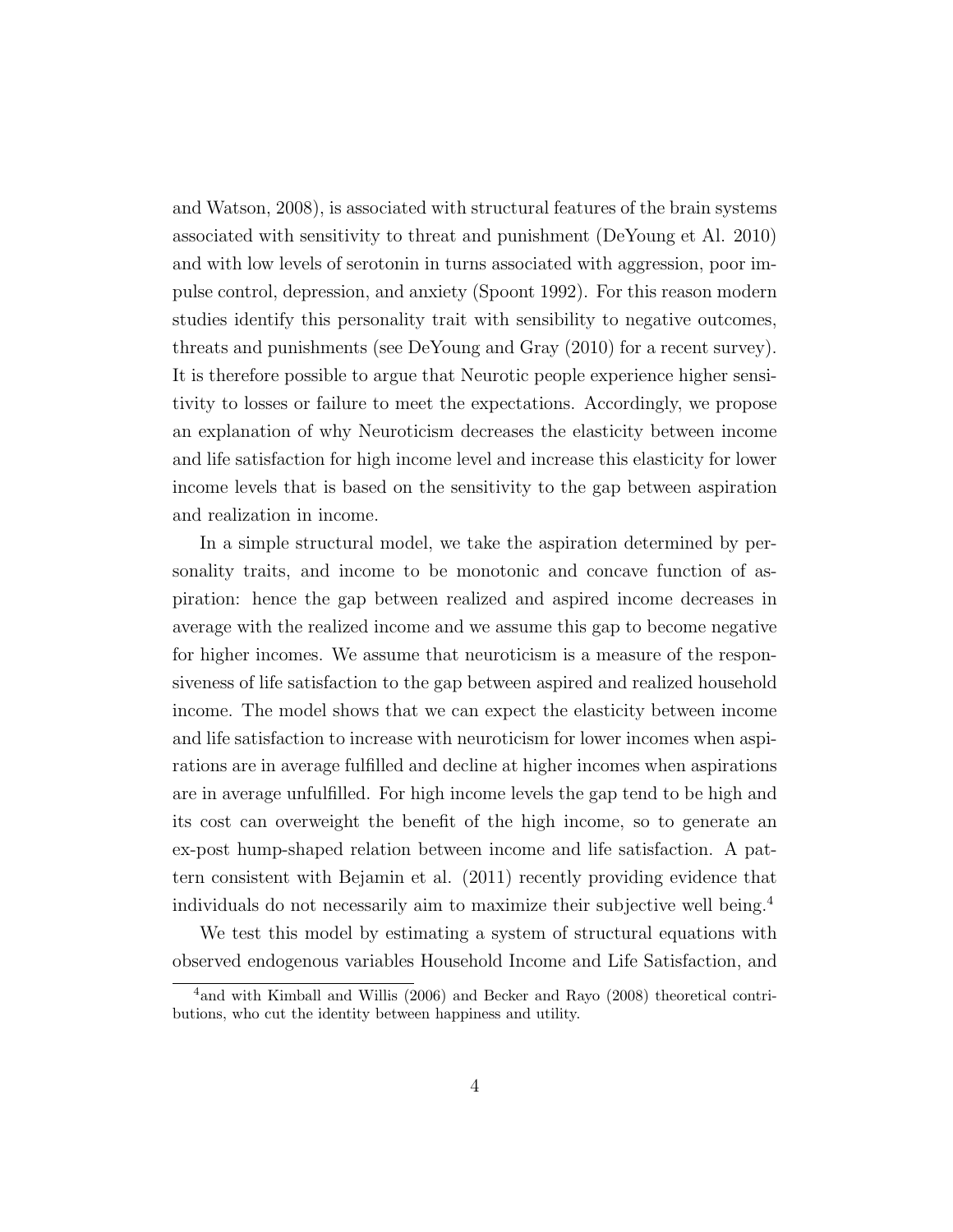and Watson, 2008), is associated with structural features of the brain systems associated with sensitivity to threat and punishment (DeYoung et Al. 2010) and with low levels of serotonin in turns associated with aggression, poor impulse control, depression, and anxiety (Spoont 1992). For this reason modern studies identify this personality trait with sensibility to negative outcomes, threats and punishments (see DeYoung and Gray (2010) for a recent survey). It is therefore possible to argue that Neurotic people experience higher sensitivity to losses or failure to meet the expectations. Accordingly, we propose an explanation of why Neuroticism decreases the elasticity between income and life satisfaction for high income level and increase this elasticity for lower income levels that is based on the sensitivity to the gap between aspiration and realization in income.

In a simple structural model, we take the aspiration determined by personality traits, and income to be monotonic and concave function of aspiration: hence the gap between realized and aspired income decreases in average with the realized income and we assume this gap to become negative for higher incomes. We assume that neuroticism is a measure of the responsiveness of life satisfaction to the gap between aspired and realized household income. The model shows that we can expect the elasticity between income and life satisfaction to increase with neuroticism for lower incomes when aspirations are in average fulfilled and decline at higher incomes when aspirations are in average unfulfilled. For high income levels the gap tend to be high and its cost can overweight the benefit of the high income, so to generate an ex-post hump-shaped relation between income and life satisfaction. A pattern consistent with Bejamin et al. (2011) recently providing evidence that individuals do not necessarily aim to maximize their subjective well being.[4]

We test this model by estimating a system of structural equations with observed endogenous variables Household Income and Life Satisfaction, and

[4]and with Kimball and Willis (2006) and Becker and Rayo (2008) theoretical contributions, who cut the identity between happiness and utility.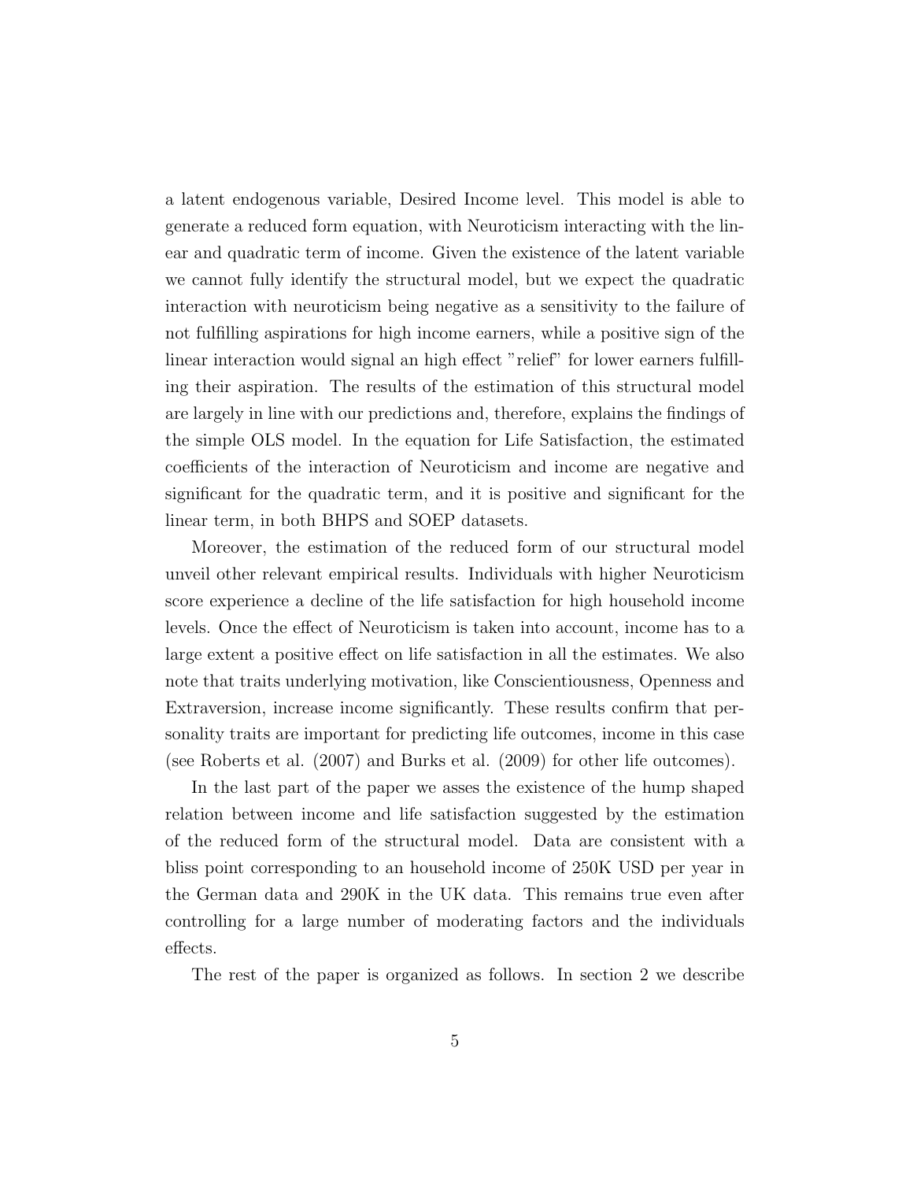a latent endogenous variable, Desired Income level. This model is able to generate a reduced form equation, with Neuroticism interacting with the linear and quadratic term of income. Given the existence of the latent variable we cannot fully identify the structural model, but we expect the quadratic interaction with neuroticism being negative as a sensitivity to the failure of not fulfilling aspirations for high income earners, while a positive sign of the linear interaction would signal an high effect "relief" for lower earners fulfilling their aspiration. The results of the estimation of this structural model are largely in line with our predictions and, therefore, explains the findings of the simple OLS model. In the equation for Life Satisfaction, the estimated coefficients of the interaction of Neuroticism and income are negative and significant for the quadratic term, and it is positive and significant for the linear term, in both BHPS and SOEP datasets.

Moreover, the estimation of the reduced form of our structural model unveil other relevant empirical results. Individuals with higher Neuroticism score experience a decline of the life satisfaction for high household income levels. Once the effect of Neuroticism is taken into account, income has to a large extent a positive effect on life satisfaction in all the estimates. We also note that traits underlying motivation, like Conscientiousness, Openness and Extraversion, increase income significantly. These results confirm that personality traits are important for predicting life outcomes, income in this case (see Roberts et al. (2007) and Burks et al. (2009) for other life outcomes).

In the last part of the paper we asses the existence of the hump shaped relation between income and life satisfaction suggested by the estimation of the reduced form of the structural model. Data are consistent with a bliss point corresponding to an household income of 250K USD per year in the German data and 290K in the UK data. This remains true even after controlling for a large number of moderating factors and the individuals effects.

The rest of the paper is organized as follows. In section 2 we describe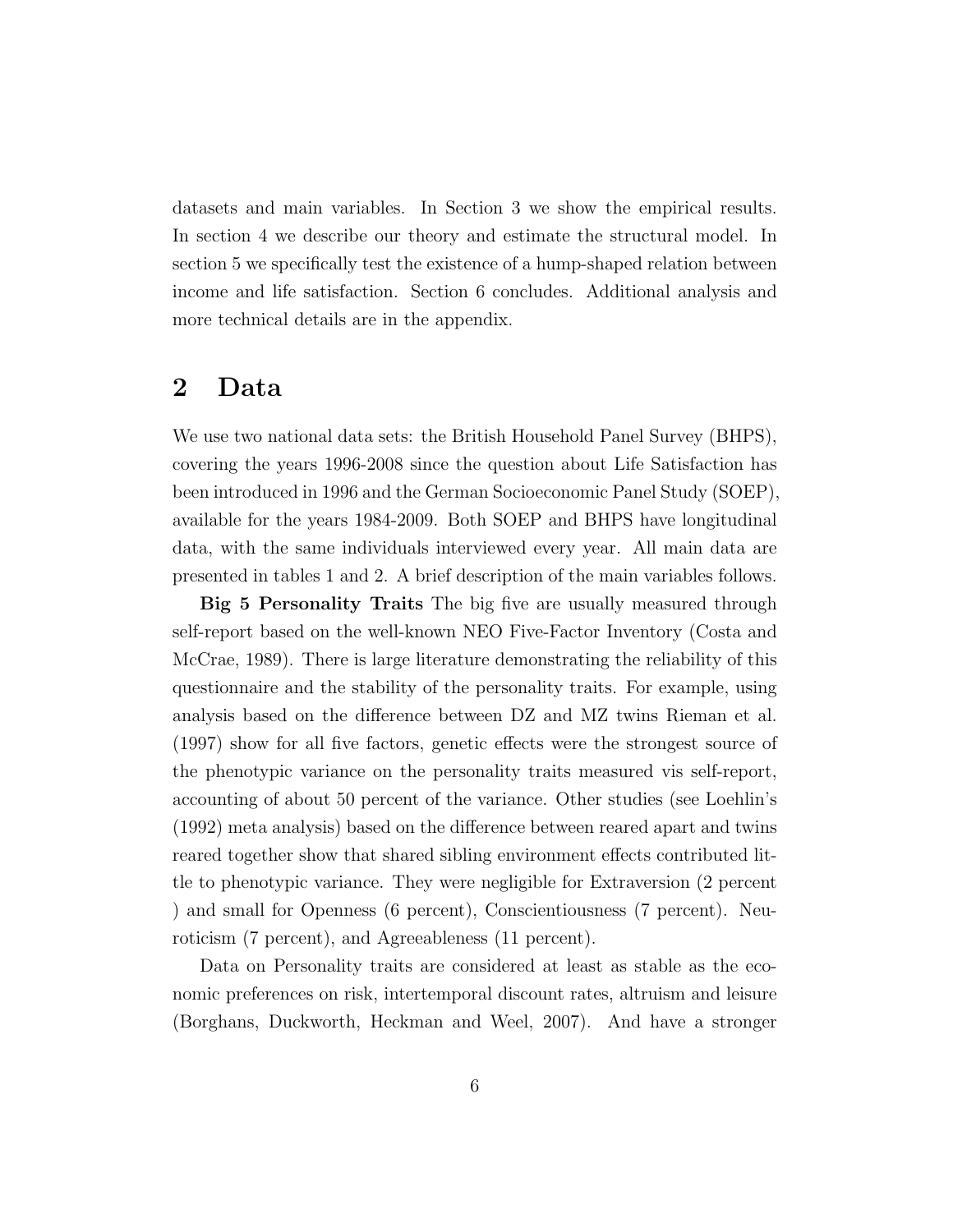datasets and main variables. In Section 3 we show the empirical results. In section 4 we describe our theory and estimate the structural model. In section 5 we specifically test the existence of a hump-shaped relation between income and life satisfaction. Section 6 concludes. Additional analysis and more technical details are in the appendix.

## 2 Data

We use two national data sets: the British Household Panel Survey (BHPS), covering the years 1996-2008 since the question about Life Satisfaction has been introduced in 1996 and the German Socioeconomic Panel Study (SOEP), available for the years 1984-2009. Both SOEP and BHPS have longitudinal data, with the same individuals interviewed every year. All main data are presented in tables 1 and 2. A brief description of the main variables follows.

**Big 5 Personality Traits** The big five are usually measured through self-report based on the well-known NEO Five-Factor Inventory (Costa and McCrae, 1989). There is large literature demonstrating the reliability of this questionnaire and the stability of the personality traits. For example, using analysis based on the difference between DZ and MZ twins Rieman et al. (1997) show for all five factors, genetic effects were the strongest source of the phenotypic variance on the personality traits measured vis self-report, accounting of about 50 percent of the variance. Other studies (see Loehlin's (1992) meta analysis) based on the difference between reared apart and twins reared together show that shared sibling environment effects contributed little to phenotypic variance. They were negligible for Extraversion (2 percent ) and small for Openness (6 percent), Conscientiousness (7 percent). Neuroticism (7 percent), and Agreeableness (11 percent).

Data on Personality traits are considered at least as stable as the economic preferences on risk, intertemporal discount rates, altruism and leisure (Borghans, Duckworth, Heckman and Weel, 2007). And have a stronger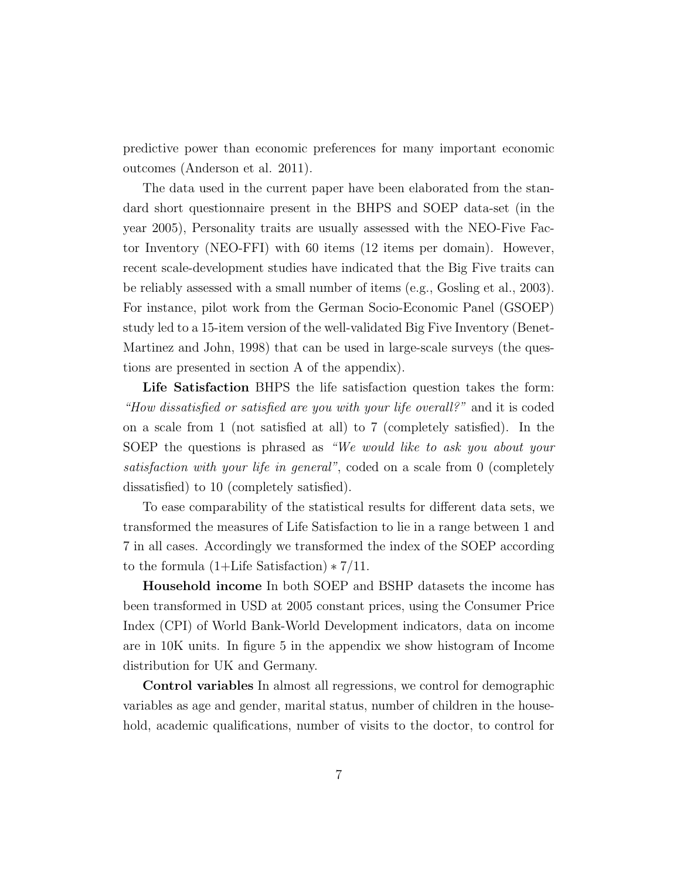predictive power than economic preferences for many important economic outcomes (Anderson et al. 2011).

The data used in the current paper have been elaborated from the standard short questionnaire present in the BHPS and SOEP data-set (in the year 2005), Personality traits are usually assessed with the NEO-Five Factor Inventory (NEO-FFI) with 60 items (12 items per domain). However, recent scale-development studies have indicated that the Big Five traits can be reliably assessed with a small number of items (e.g., Gosling et al., 2003). For instance, pilot work from the German Socio-Economic Panel (GSOEP) study led to a 15-item version of the well-validated Big Five Inventory (Benet-Martinez and John, 1998) that can be used in large-scale surveys (the questions are presented in section A of the appendix).

**Life Satisfaction** BHPS the life satisfaction question takes the form: *"How dissatisfied or satisfied are you with your life overall?"* and it is coded on a scale from 1 (not satisfied at all) to 7 (completely satisfied). In the SOEP the questions is phrased as *"We would like to ask you about your satisfaction with your life in general"*, coded on a scale from 0 (completely dissatisfied) to 10 (completely satisfied).

To ease comparability of the statistical results for different data sets, we transformed the measures of Life Satisfaction to lie in a range between 1 and 7 in all cases. Accordingly we transformed the index of the SOEP according to the formula $(1+\text{Life Satisfaction}) * 7/11$.

**Household income** In both SOEP and BSHP datasets the income has been transformed in USD at 2005 constant prices, using the Consumer Price Index (CPI) of World Bank-World Development indicators, data on income are in 10K units. In figure 5 in the appendix we show histogram of Income distribution for UK and Germany.

**Control variables** In almost all regressions, we control for demographic variables as age and gender, marital status, number of children in the household, academic qualifications, number of visits to the doctor, to control for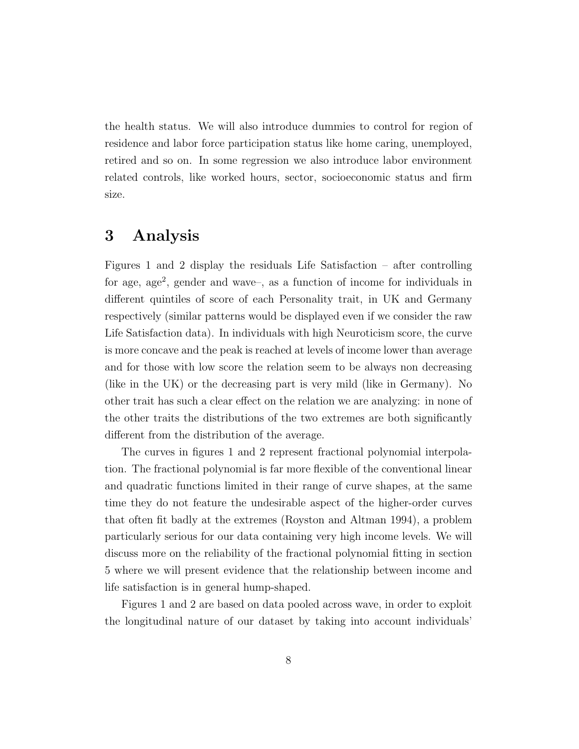the health status. We will also introduce dummies to control for region of residence and labor force participation status like home caring, unemployed, retired and so on. In some regression we also introduce labor environment related controls, like worked hours, sector, socioeconomic status and firm size.

# 3 Analysis

Figures 1 and 2 display the residuals Life Satisfaction – after controlling for age, age$^2$, gender and wave–, as a function of income for individuals in different quintiles of score of each Personality trait, in UK and Germany respectively (similar patterns would be displayed even if we consider the raw Life Satisfaction data). In individuals with high Neuroticism score, the curve is more concave and the peak is reached at levels of income lower than average and for those with low score the relation seem to be always non decreasing (like in the UK) or the decreasing part is very mild (like in Germany). No other trait has such a clear effect on the relation we are analyzing: in none of the other traits the distributions of the two extremes are both significantly different from the distribution of the average.

The curves in figures 1 and 2 represent fractional polynomial interpolation. The fractional polynomial is far more flexible of the conventional linear and quadratic functions limited in their range of curve shapes, at the same time they do not feature the undesirable aspect of the higher-order curves that often fit badly at the extremes (Royston and Altman 1994), a problem particularly serious for our data containing very high income levels. We will discuss more on the reliability of the fractional polynomial fitting in section 5 where we will present evidence that the relationship between income and life satisfaction is in general hump-shaped.

Figures 1 and 2 are based on data pooled across wave, in order to exploit the longitudinal nature of our dataset by taking into account individuals'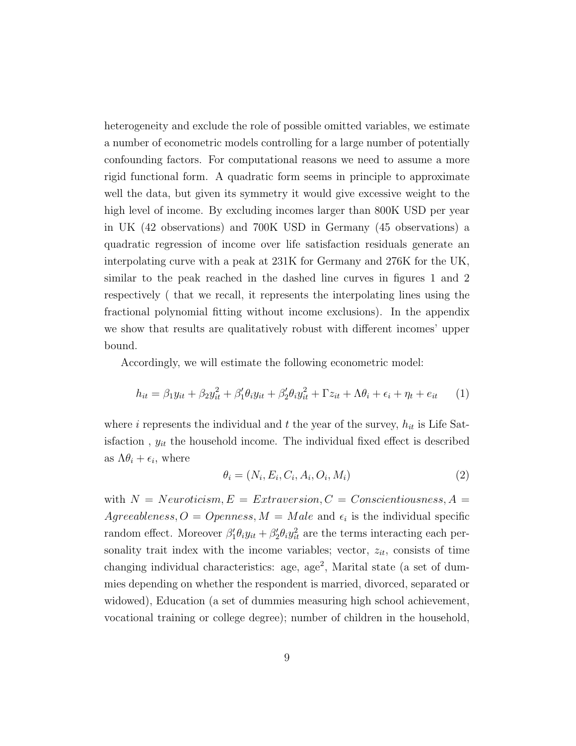heterogeneity and exclude the role of possible omitted variables, we estimate a number of econometric models controlling for a large number of potentially confounding factors. For computational reasons we need to assume a more rigid functional form. A quadratic form seems in principle to approximate well the data, but given its symmetry it would give excessive weight to the high level of income. By excluding incomes larger than 800K USD per year in UK (42 observations) and 700K USD in Germany (45 observations) a quadratic regression of income over life satisfaction residuals generate an interpolating curve with a peak at 231K for Germany and 276K for the UK, similar to the peak reached in the dashed line curves in figures 1 and 2 respectively ( that we recall, it represents the interpolating lines using the fractional polynomial fitting without income exclusions). In the appendix we show that results are qualitatively robust with different incomes' upper bound.

Accordingly, we will estimate the following econometric model:

$$h_{it} = \beta_1 y_{it} + \beta_2 y_{it}^2 + \beta_1' \theta_i y_{it} + \beta_2' \theta_i y_{it}^2 + \Gamma z_{it} + \Lambda \theta_i + \epsilon_i + \eta_t + e_{it} \qquad (1)$$

where $i$ represents the individual and $t$ the year of the survey, $h_{it}$ is Life Satisfaction , $y_{it}$ the household income. The individual fixed effect is described as $\Lambda \theta_i + \epsilon_i$, where

$$\theta_i = (N_i, E_i, C_i, A_i, O_i, M_i) \qquad (2)$$

with $N = Neuroticism, E = Extraversion, C = Conscientiousness, A = Agreeableness, O = Openness, M = Male$ and $\epsilon_i$ is the individual specific random effect. Moreover $\beta_1' \theta_i y_{it} + \beta_2' \theta_i y_{it}^2$ are the terms interacting each personality trait index with the income variables; vector, $z_{it}$, consists of time changing individual characteristics: age, age$^2$, Marital state (a set of dummies depending on whether the respondent is married, divorced, separated or widowed), Education (a set of dummies measuring high school achievement, vocational training or college degree); number of children in the household,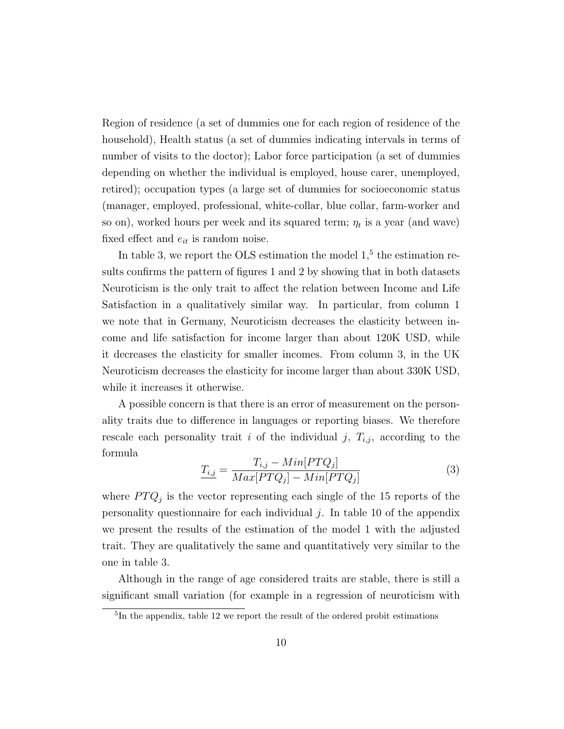Region of residence (a set of dummies one for each region of residence of the household), Health status (a set of dummies indicating intervals in terms of number of visits to the doctor); Labor force participation (a set of dummies depending on whether the individual is employed, house carer, unemployed, retired); occupation types (a large set of dummies for socioeconomic status (manager, employed, professional, white-collar, blue collar, farm-worker and so on), worked hours per week and its squared term; $\eta_t$ is a year (and wave) fixed effect and $e_{it}$ is random noise.

In table 3, we report the OLS estimation the model 1,[5] the estimation results confirms the pattern of figures 1 and 2 by showing that in both datasets Neuroticism is the only trait to affect the relation between Income and Life Satisfaction in a qualitatively similar way. In particular, from column 1 we note that in Germany, Neuroticism decreases the elasticity between income and life satisfaction for income larger than about 120K USD, while it decreases the elasticity for smaller incomes. From column 3, in the UK Neuroticism decreases the elasticity for income larger than about 330K USD, while it increases it otherwise.

A possible concern is that there is an error of measurement on the personality traits due to difference in languages or reporting biases. We therefore rescale each personality trait $i$ of the individual $j$, $T_{i,j}$, according to the formula

$$\underline{T_{i,j}} = \frac{T_{i,j} - Min[PTQ_j]}{Max[PTQ_j] - Min[PTQ_j]} \tag{3}$$

where $PTQ_j$ is the vector representing each single of the 15 reports of the personality questionnaire for each individual $j$. In table 10 of the appendix we present the results of the estimation of the model 1 with the adjusted trait. They are qualitatively the same and quantitatively very similar to the one in table 3.

Although in the range of age considered traits are stable, there is still a significant small variation (for example in a regression of neuroticism with

[5] In the appendix, table 12 we report the result of the ordered probit estimations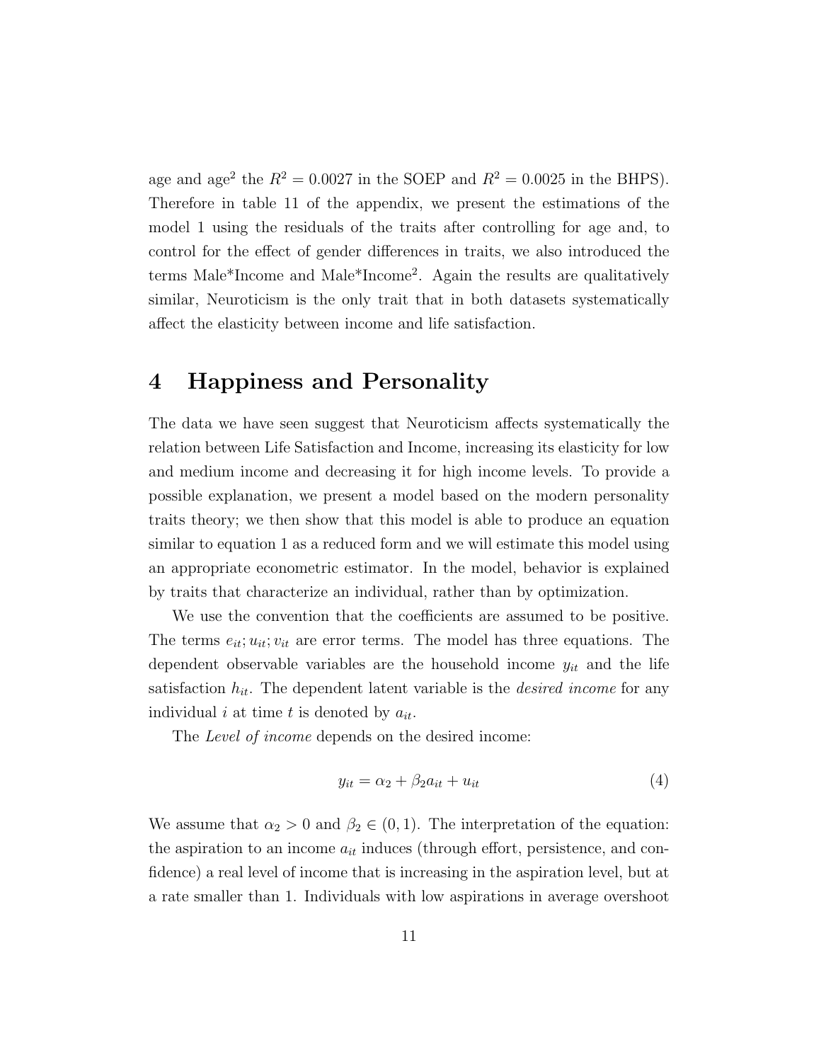age and age$^2$ the $R^2 = 0.0027$ in the SOEP and $R^2 = 0.0025$ in the BHPS). Therefore in table 11 of the appendix, we present the estimations of the model 1 using the residuals of the traits after controlling for age and, to control for the effect of gender differences in traits, we also introduced the terms Male*Income and Male*Income$^2$. Again the results are qualitatively similar, Neuroticism is the only trait that in both datasets systematically affect the elasticity between income and life satisfaction.

# 4 Happiness and Personality

The data we have seen suggest that Neuroticism affects systematically the relation between Life Satisfaction and Income, increasing its elasticity for low and medium income and decreasing it for high income levels. To provide a possible explanation, we present a model based on the modern personality traits theory; we then show that this model is able to produce an equation similar to equation 1 as a reduced form and we will estimate this model using an appropriate econometric estimator. In the model, behavior is explained by traits that characterize an individual, rather than by optimization.

We use the convention that the coefficients are assumed to be positive. The terms $e_{it}; u_{it}; v_{it}$ are error terms. The model has three equations. The dependent observable variables are the household income $y_{it}$ and the life satisfaction $h_{it}$. The dependent latent variable is the *desired income* for any individual $i$ at time $t$ is denoted by $a_{it}$.

The *Level of income* depends on the desired income:

$$y_{it} = \alpha_2 + \beta_2 a_{it} + u_{it} \tag{4}$$

We assume that $\alpha_2 > 0$ and $\beta_2 \in (0, 1)$. The interpretation of the equation: the aspiration to an income $a_{it}$ induces (through effort, persistence, and confidence) a real level of income that is increasing in the aspiration level, but at a rate smaller than 1. Individuals with low aspirations in average overshoot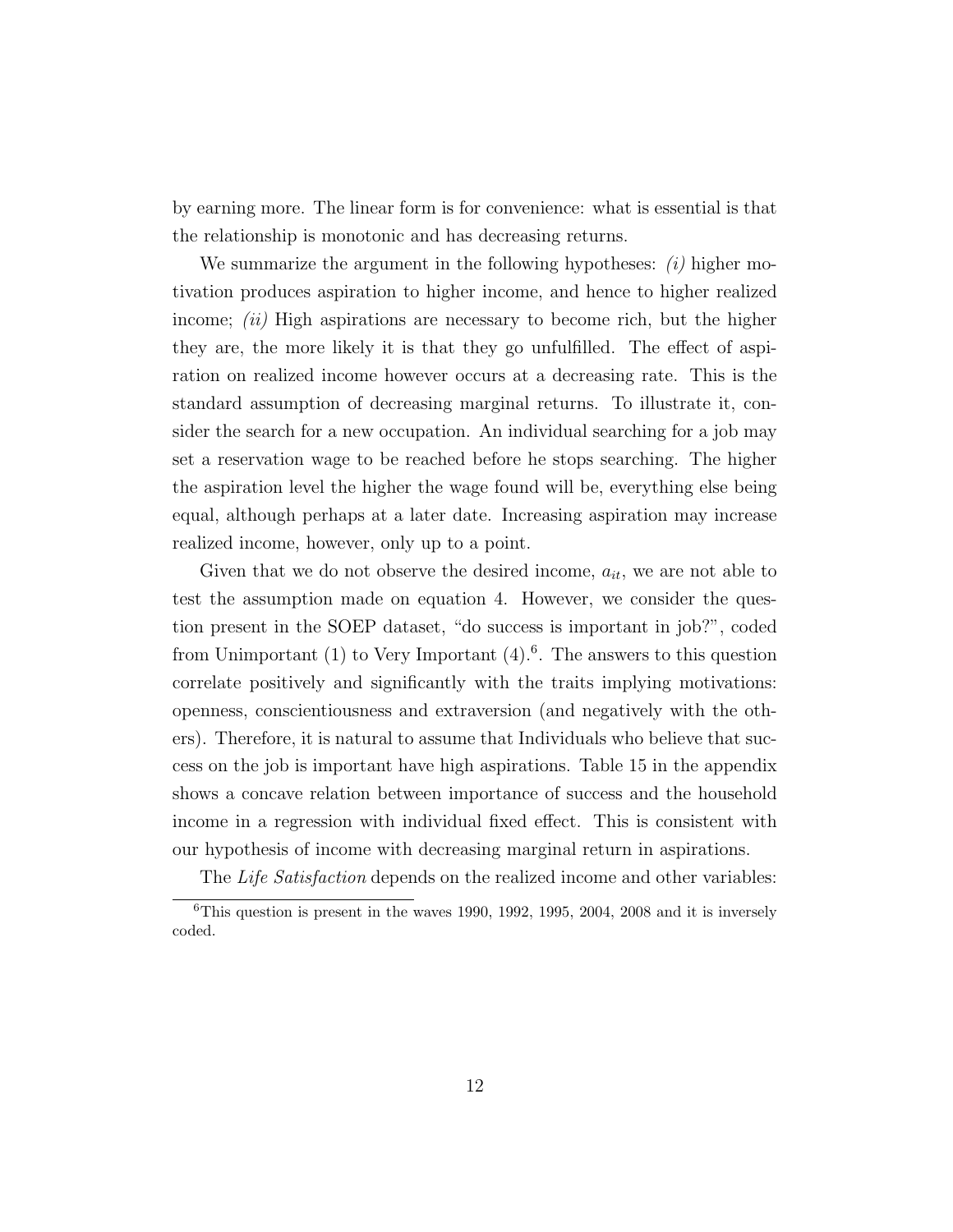by earning more. The linear form is for convenience: what is essential is that the relationship is monotonic and has decreasing returns.

We summarize the argument in the following hypotheses: *(i)* higher motivation produces aspiration to higher income, and hence to higher realized income; *(ii)* High aspirations are necessary to become rich, but the higher they are, the more likely it is that they go unfulfilled. The effect of aspiration on realized income however occurs at a decreasing rate. This is the standard assumption of decreasing marginal returns. To illustrate it, consider the search for a new occupation. An individual searching for a job may set a reservation wage to be reached before he stops searching. The higher the aspiration level the higher the wage found will be, everything else being equal, although perhaps at a later date. Increasing aspiration may increase realized income, however, only up to a point.

Given that we do not observe the desired income, $a_{it}$, we are not able to test the assumption made on equation 4. However, we consider the question present in the SOEP dataset, "do success is important in job?", coded from Unimportant (1) to Very Important (4).[6]. The answers to this question correlate positively and significantly with the traits implying motivations: openness, conscientiousness and extraversion (and negatively with the others). Therefore, it is natural to assume that Individuals who believe that success on the job is important have high aspirations. Table 15 in the appendix shows a concave relation between importance of success and the household income in a regression with individual fixed effect. This is consistent with our hypothesis of income with decreasing marginal return in aspirations.

The *Life Satisfaction* depends on the realized income and other variables:

[6]This question is present in the waves 1990, 1992, 1995, 2004, 2008 and it is inversely coded.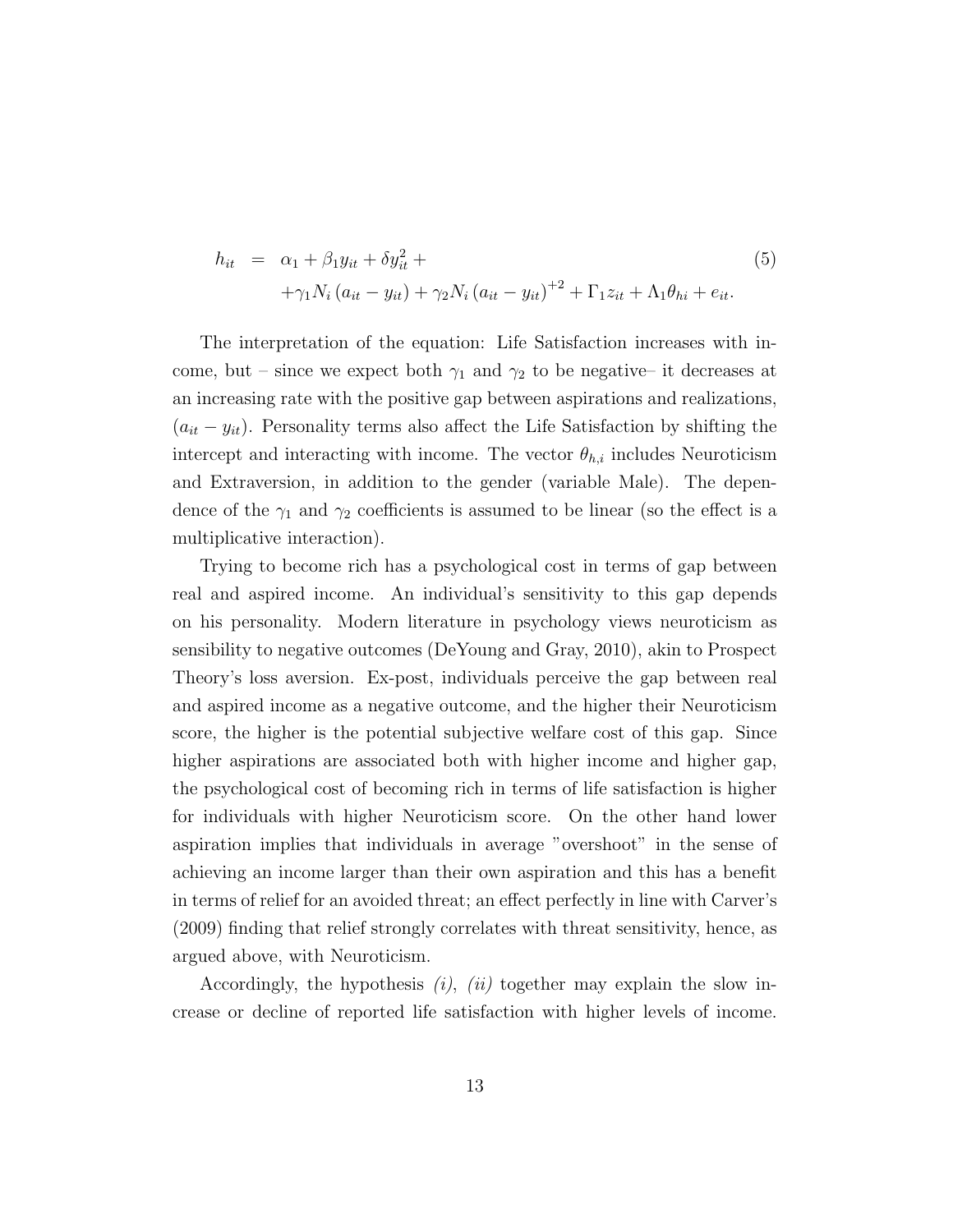$$
\begin{aligned}
h_{it} &= \alpha_1 + \beta_1 y_{it} + \delta y_{it}^2 + \\
&\quad + \gamma_1 N_i \left(a_{it} - y_{it}\right) + \gamma_2 N_i \left(a_{it} - y_{it}\right)^{+2} + \Gamma_1 z_{it} + \Lambda_1 \theta_{hi} + e_{it}.
\end{aligned} \tag{5}
$$

The interpretation of the equation: Life Satisfaction increases with income, but – since we expect both $\gamma_1$ and $\gamma_2$ to be negative– it decreases at an increasing rate with the positive gap between aspirations and realizations, $(a_{it} - y_{it})$. Personality terms also affect the Life Satisfaction by shifting the intercept and interacting with income. The vector $\theta_{h,i}$ includes Neuroticism and Extraversion, in addition to the gender (variable Male). The dependence of the $\gamma_1$ and $\gamma_2$ coefficients is assumed to be linear (so the effect is a multiplicative interaction).

Trying to become rich has a psychological cost in terms of gap between real and aspired income. An individual's sensitivity to this gap depends on his personality. Modern literature in psychology views neuroticism as sensibility to negative outcomes (DeYoung and Gray, 2010), akin to Prospect Theory's loss aversion. Ex-post, individuals perceive the gap between real and aspired income as a negative outcome, and the higher their Neuroticism score, the higher is the potential subjective welfare cost of this gap. Since higher aspirations are associated both with higher income and higher gap, the psychological cost of becoming rich in terms of life satisfaction is higher for individuals with higher Neuroticism score. On the other hand lower aspiration implies that individuals in average "overshoot" in the sense of achieving an income larger than their own aspiration and this has a benefit in terms of relief for an avoided threat; an effect perfectly in line with Carver's (2009) finding that relief strongly correlates with threat sensitivity, hence, as argued above, with Neuroticism.

Accordingly, the hypothesis *(i)*, *(ii)* together may explain the slow increase or decline of reported life satisfaction with higher levels of income.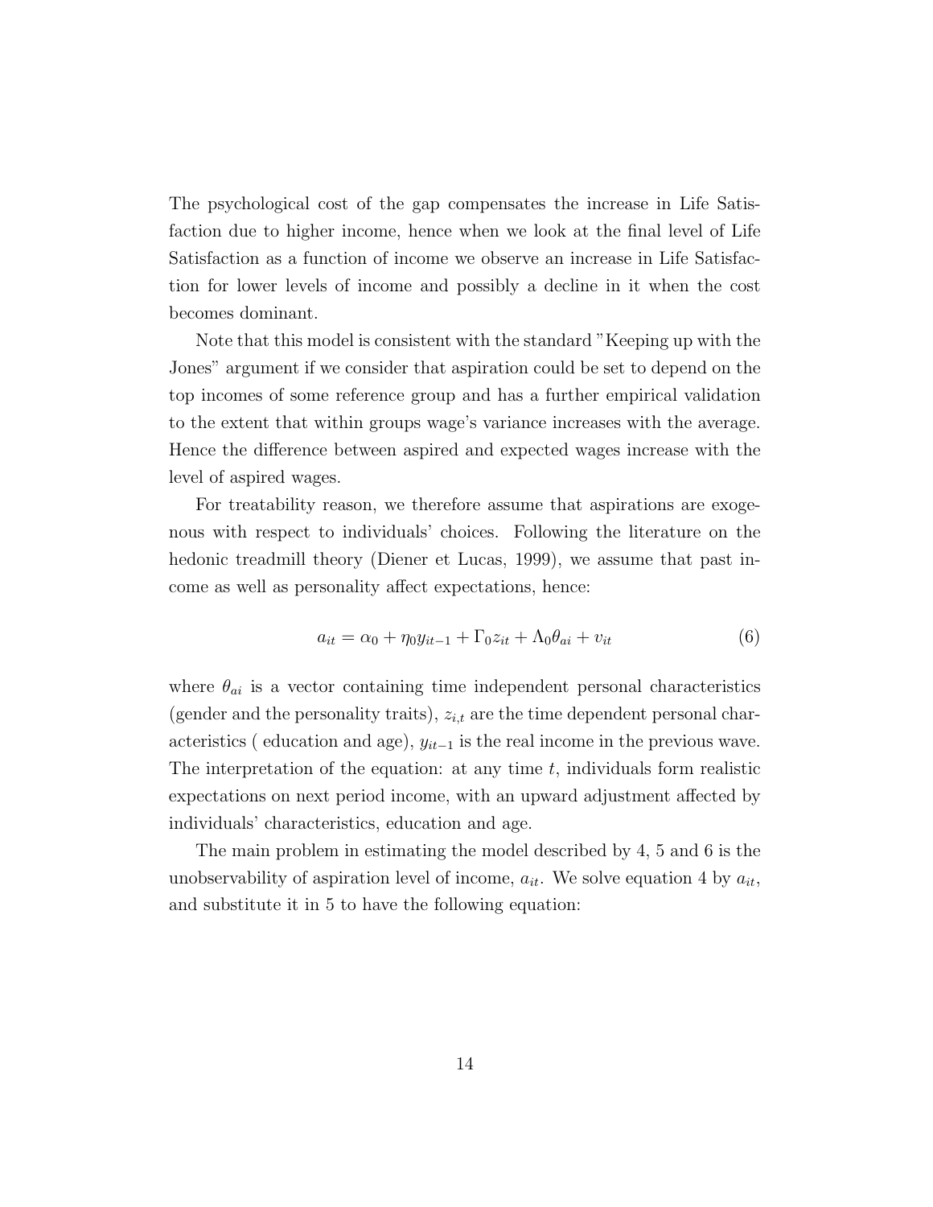The psychological cost of the gap compensates the increase in Life Satisfaction due to higher income, hence when we look at the final level of Life Satisfaction as a function of income we observe an increase in Life Satisfaction for lower levels of income and possibly a decline in it when the cost becomes dominant.

Note that this model is consistent with the standard "Keeping up with the Jones" argument if we consider that aspiration could be set to depend on the top incomes of some reference group and has a further empirical validation to the extent that within groups wage's variance increases with the average. Hence the difference between aspired and expected wages increase with the level of aspired wages.

For treatability reason, we therefore assume that aspirations are exogenous with respect to individuals' choices. Following the literature on the hedonic treadmill theory (Diener et Lucas, 1999), we assume that past income as well as personality affect expectations, hence:

$$a_{it} = \alpha_0 + \eta_0 y_{it-1} + \Gamma_0 z_{it} + \Lambda_0 \theta_{ai} + v_{it} \tag{6}$$

where $\theta_{ai}$ is a vector containing time independent personal characteristics (gender and the personality traits), $z_{i,t}$ are the time dependent personal characteristics ( education and age), $y_{it-1}$ is the real income in the previous wave. The interpretation of the equation: at any time $t$, individuals form realistic expectations on next period income, with an upward adjustment affected by individuals' characteristics, education and age.

The main problem in estimating the model described by 4, 5 and 6 is the unobservability of aspiration level of income, $a_{it}$. We solve equation 4 by $a_{it}$, and substitute it in 5 to have the following equation: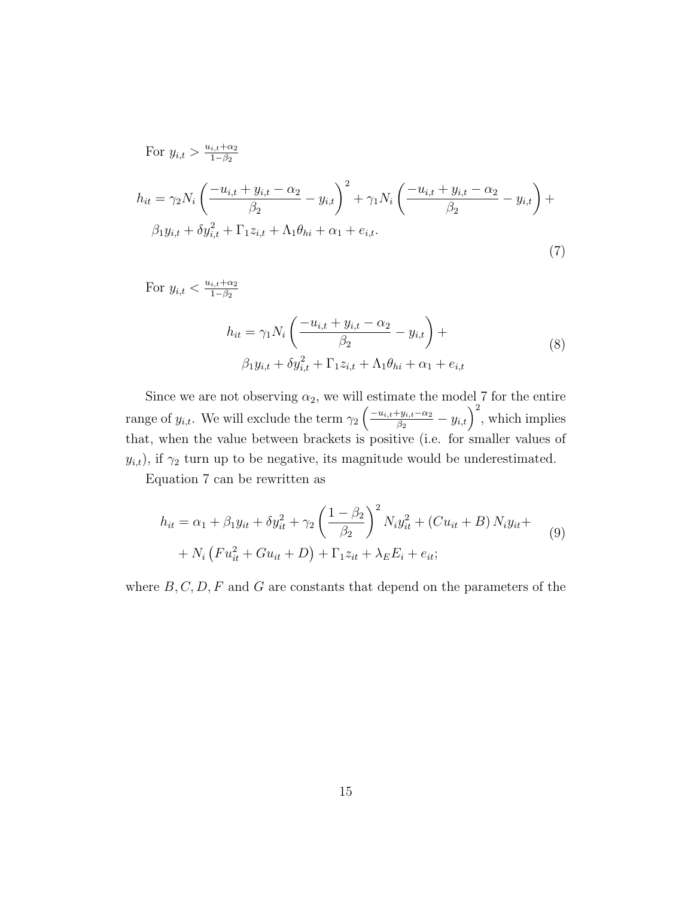For $y_{i,t} > \frac{u_{i,t}+\alpha_2}{1-\beta_2}$

$$
\begin{aligned}
h_{it} = {} & \gamma_2 N_i \left( \frac{-u_{i,t} + y_{i,t} - \alpha_2}{\beta_2} - y_{i,t} \right)^2 + \gamma_1 N_i \left( \frac{-u_{i,t} + y_{i,t} - \alpha_2}{\beta_2} - y_{i,t} \right) + \\
& \beta_1 y_{i,t} + \delta y_{i,t}^2 + \Gamma_1 z_{i,t} + \Lambda_1 \theta_{hi} + \alpha_1 + e_{i,t}.
\end{aligned} \tag{7}
$$

For $y_{i,t} < \frac{u_{i,t}+\alpha_2}{1-\beta_2}$

$$
\begin{aligned}
h_{it} = {} & \gamma_1 N_i \left( \frac{-u_{i,t} + y_{i,t} - \alpha_2}{\beta_2} - y_{i,t} \right) + \\
& \beta_1 y_{i,t} + \delta y_{i,t}^2 + \Gamma_1 z_{i,t} + \Lambda_1 \theta_{hi} + \alpha_1 + e_{i,t}
\end{aligned} \tag{8}
$$

Since we are not observing $\alpha_2$, we will estimate the model 7 for the entire range of $y_{i,t}$. We will exclude the term $\gamma_2 \left( \frac{-u_{i,t}+y_{i,t}-\alpha_2}{\beta_2} - y_{i,t} \right)^2$, which implies that, when the value between brackets is positive (i.e. for smaller values of $y_{i,t}$), if $\gamma_2$ turn up to be negative, its magnitude would be underestimated.

Equation 7 can be rewritten as

$$
\begin{aligned}
h_{it} = {} & \alpha_1 + \beta_1 y_{it} + \delta y_{it}^2 + \gamma_2 \left( \frac{1-\beta_2}{\beta_2} \right)^2 N_i y_{it}^2 + (C u_{it} + B) N_i y_{it} + \\
& + N_i \left( F u_{it}^2 + G u_{it} + D \right) + \Gamma_1 z_{it} + \lambda_E E_i + e_{it};
\end{aligned} \tag{9}
$$

where $B, C, D, F$ and $G$ are constants that depend on the parameters of the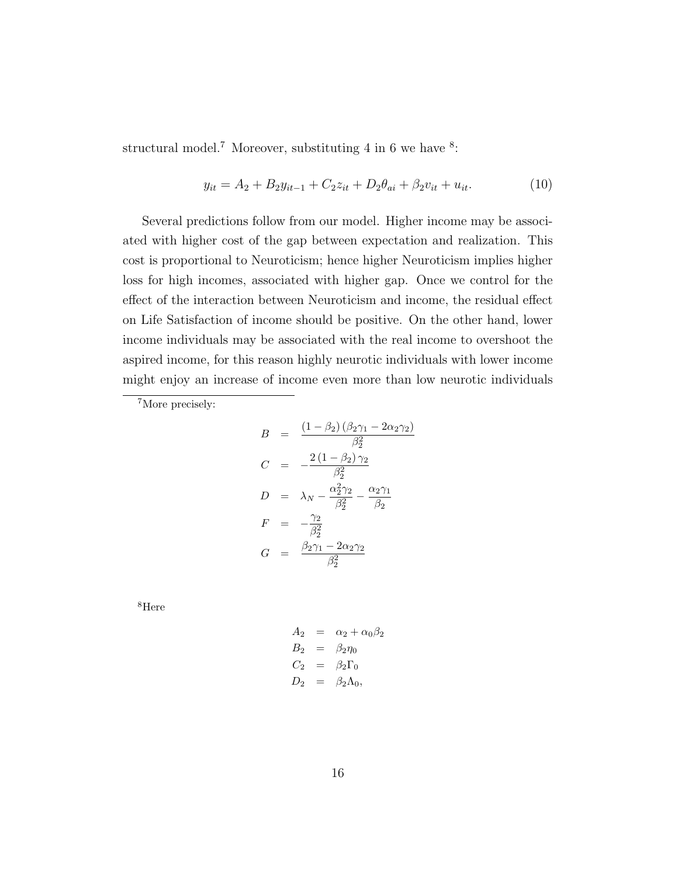structural model.[7] Moreover, substituting 4 in 6 we have [8]:

$$y_{it} = A_2 + B_2 y_{it-1} + C_2 z_{it} + D_2 \theta_{ai} + \beta_2 v_{it} + u_{it}. \tag{10}$$

Several predictions follow from our model. Higher income may be associated with higher cost of the gap between expectation and realization. This cost is proportional to Neuroticism; hence higher Neuroticism implies higher loss for high incomes, associated with higher gap. Once we control for the effect of the interaction between Neuroticism and income, the residual effect on Life Satisfaction of income should be positive. On the other hand, lower income individuals may be associated with the real income to overshoot the aspired income, for this reason highly neurotic individuals with lower income might enjoy an increase of income even more than low neurotic individuals

---

[7] More precisely:

$$\begin{aligned}
B &= \frac{(1-\beta_2)(\beta_2\gamma_1 - 2\alpha_2\gamma_2)}{\beta_2^2} \\
C &= -\frac{2(1-\beta_2)\gamma_2}{\beta_2^2} \\
D &= \lambda_N - \frac{\alpha_2^2\gamma_2}{\beta_2^2} - \frac{\alpha_2\gamma_1}{\beta_2} \\
F &= -\frac{\gamma_2}{\beta_2^2} \\
G &= \frac{\beta_2\gamma_1 - 2\alpha_2\gamma_2}{\beta_2^2}
\end{aligned}$$

[8] Here

$$\begin{aligned}
A_2 &= \alpha_2 + \alpha_0\beta_2 \\
B_2 &= \beta_2\eta_0 \\
C_2 &= \beta_2\Gamma_0 \\
D_2 &= \beta_2\Lambda_0,
\end{aligned}$$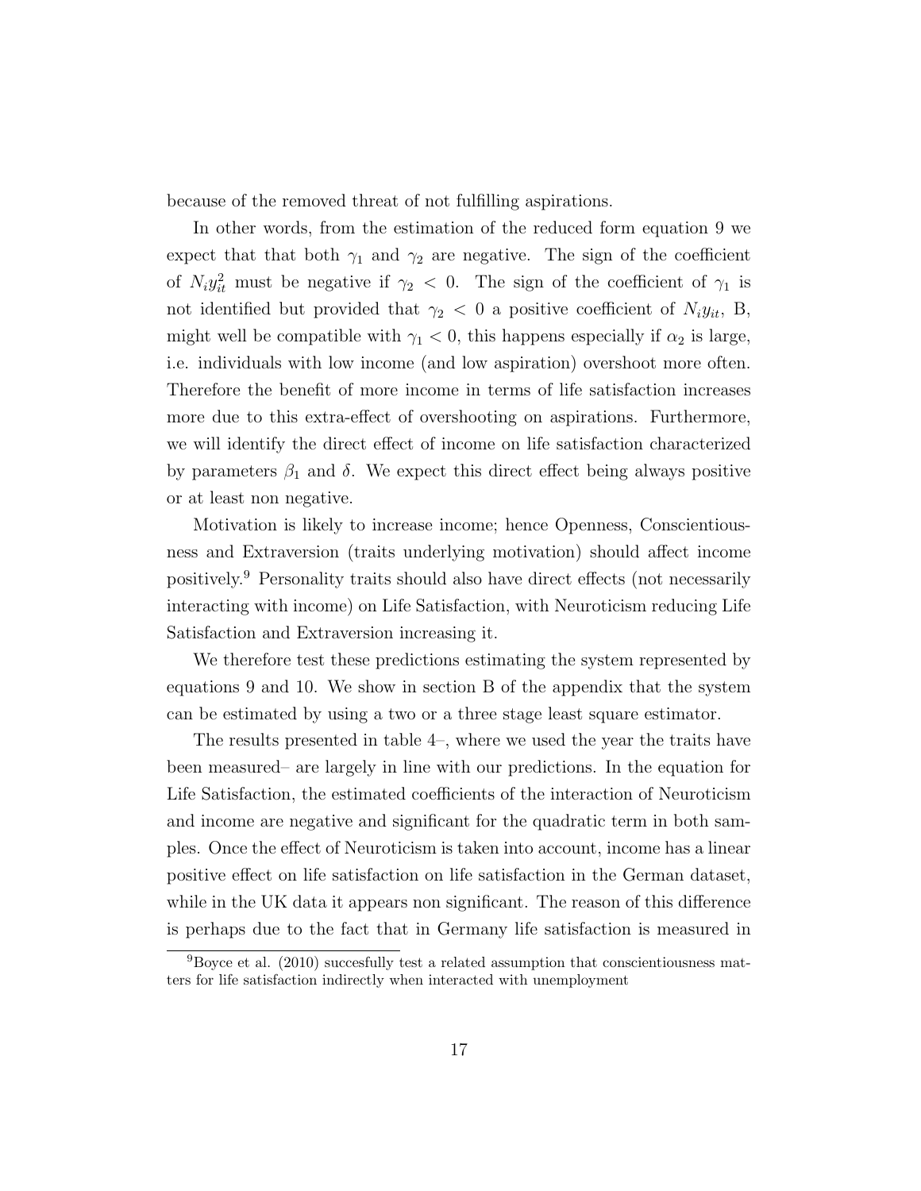because of the removed threat of not fulfilling aspirations.

In other words, from the estimation of the reduced form equation 9 we expect that that both $\gamma_1$ and $\gamma_2$ are negative. The sign of the coefficient of $N_i y_{it}^2$ must be negative if $\gamma_2 < 0$. The sign of the coefficient of $\gamma_1$ is not identified but provided that $\gamma_2 < 0$ a positive coefficient of $N_i y_{it}$, B, might well be compatible with $\gamma_1 < 0$, this happens especially if $\alpha_2$ is large, i.e. individuals with low income (and low aspiration) overshoot more often. Therefore the benefit of more income in terms of life satisfaction increases more due to this extra-effect of overshooting on aspirations. Furthermore, we will identify the direct effect of income on life satisfaction characterized by parameters $\beta_1$ and $\delta$. We expect this direct effect being always positive or at least non negative.

Motivation is likely to increase income; hence Openness, Conscientiousness and Extraversion (traits underlying motivation) should affect income positively.[9] Personality traits should also have direct effects (not necessarily interacting with income) on Life Satisfaction, with Neuroticism reducing Life Satisfaction and Extraversion increasing it.

We therefore test these predictions estimating the system represented by equations 9 and 10. We show in section B of the appendix that the system can be estimated by using a two or a three stage least square estimator.

The results presented in table 4–, where we used the year the traits have been measured– are largely in line with our predictions. In the equation for Life Satisfaction, the estimated coefficients of the interaction of Neuroticism and income are negative and significant for the quadratic term in both samples. Once the effect of Neuroticism is taken into account, income has a linear positive effect on life satisfaction on life satisfaction in the German dataset, while in the UK data it appears non significant. The reason of this difference is perhaps due to the fact that in Germany life satisfaction is measured in

[9] Boyce et al. (2010) succesfully test a related assumption that conscientiousness matters for life satisfaction indirectly when interacted with unemployment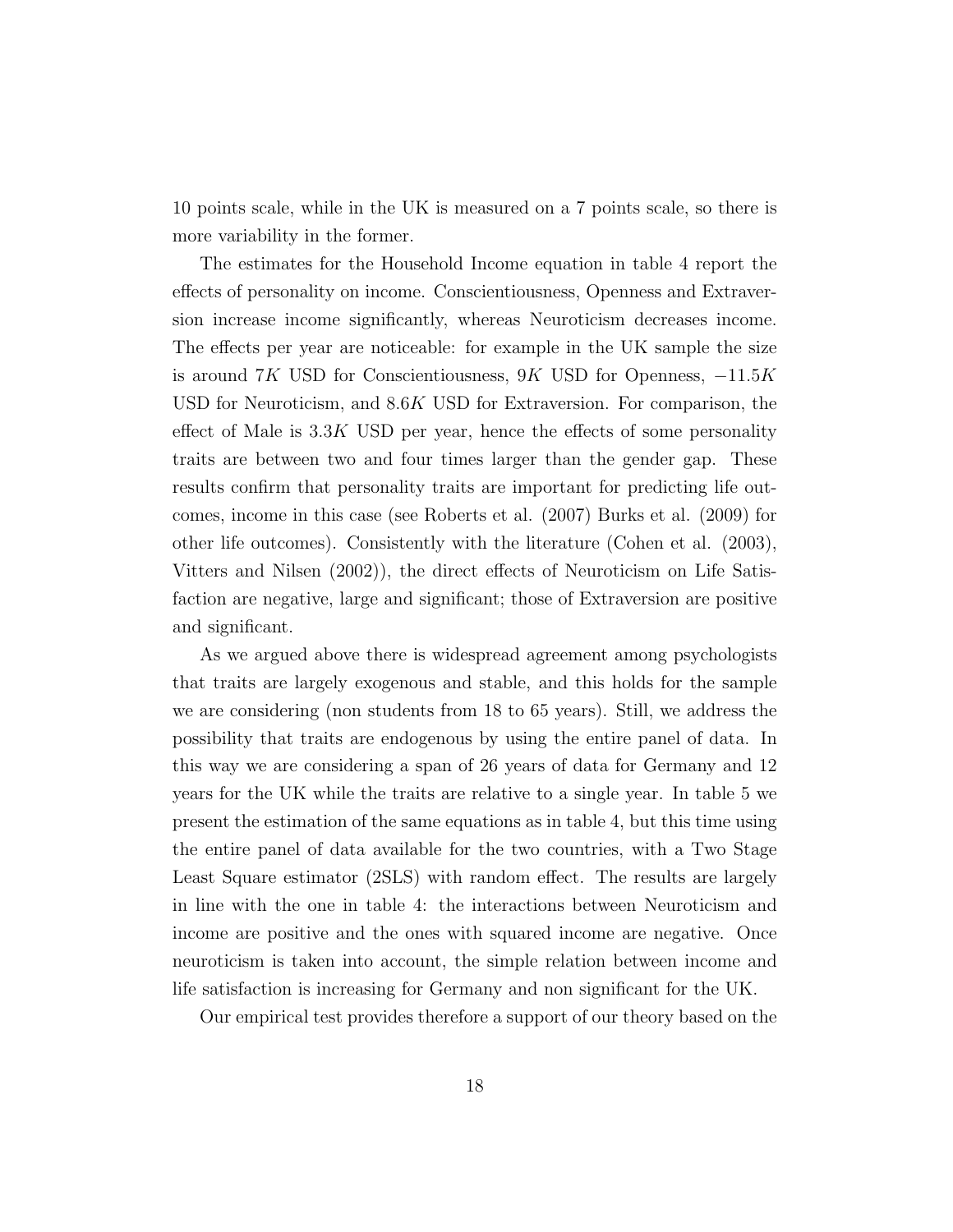10 points scale, while in the UK is measured on a 7 points scale, so there is more variability in the former.

The estimates for the Household Income equation in table 4 report the effects of personality on income. Conscientiousness, Openness and Extraversion increase income significantly, whereas Neuroticism decreases income. The effects per year are noticeable: for example in the UK sample the size is around $7K$ USD for Conscientiousness, $9K$ USD for Openness, $-11.5K$ USD for Neuroticism, and $8.6K$ USD for Extraversion. For comparison, the effect of Male is $3.3K$ USD per year, hence the effects of some personality traits are between two and four times larger than the gender gap. These results confirm that personality traits are important for predicting life outcomes, income in this case (see Roberts et al. (2007) Burks et al. (2009) for other life outcomes). Consistently with the literature (Cohen et al. (2003), Vitters and Nilsen (2002)), the direct effects of Neuroticism on Life Satisfaction are negative, large and significant; those of Extraversion are positive and significant.

As we argued above there is widespread agreement among psychologists that traits are largely exogenous and stable, and this holds for the sample we are considering (non students from 18 to 65 years). Still, we address the possibility that traits are endogenous by using the entire panel of data. In this way we are considering a span of 26 years of data for Germany and 12 years for the UK while the traits are relative to a single year. In table 5 we present the estimation of the same equations as in table 4, but this time using the entire panel of data available for the two countries, with a Two Stage Least Square estimator (2SLS) with random effect. The results are largely in line with the one in table 4: the interactions between Neuroticism and income are positive and the ones with squared income are negative. Once neuroticism is taken into account, the simple relation between income and life satisfaction is increasing for Germany and non significant for the UK.

Our empirical test provides therefore a support of our theory based on the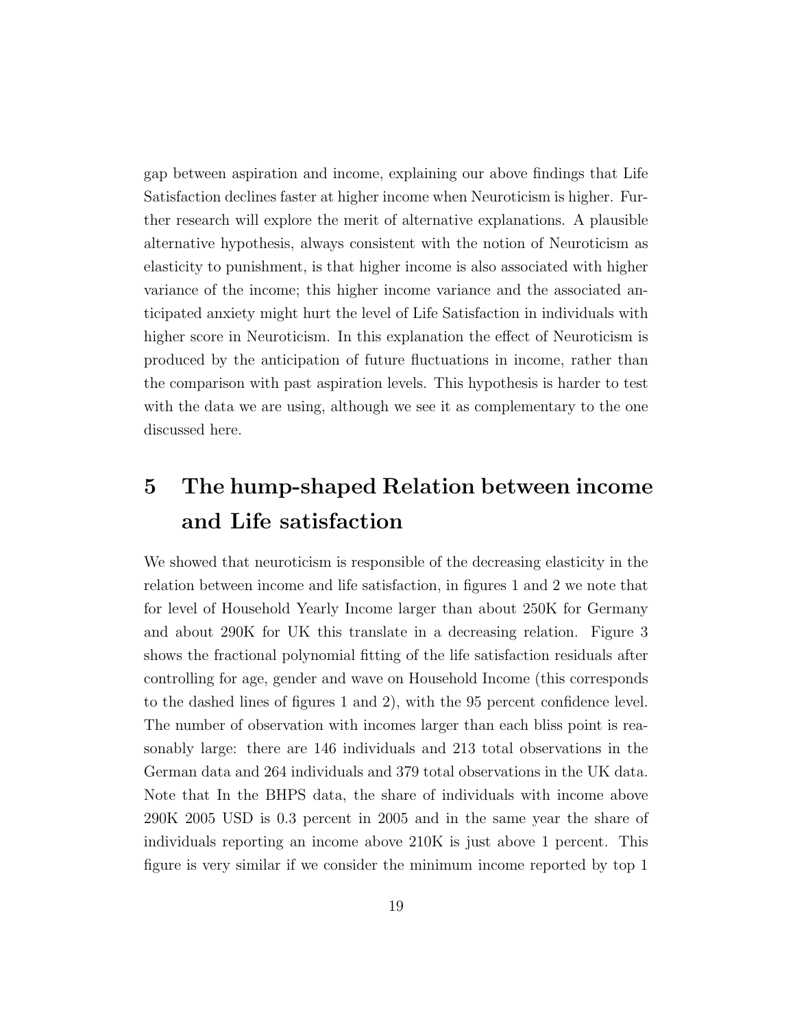gap between aspiration and income, explaining our above findings that Life Satisfaction declines faster at higher income when Neuroticism is higher. Further research will explore the merit of alternative explanations. A plausible alternative hypothesis, always consistent with the notion of Neuroticism as elasticity to punishment, is that higher income is also associated with higher variance of the income; this higher income variance and the associated anticipated anxiety might hurt the level of Life Satisfaction in individuals with higher score in Neuroticism. In this explanation the effect of Neuroticism is produced by the anticipation of future fluctuations in income, rather than the comparison with past aspiration levels. This hypothesis is harder to test with the data we are using, although we see it as complementary to the one discussed here.

# 5 The hump-shaped Relation between income and Life satisfaction

We showed that neuroticism is responsible of the decreasing elasticity in the relation between income and life satisfaction, in figures 1 and 2 we note that for level of Household Yearly Income larger than about 250K for Germany and about 290K for UK this translate in a decreasing relation. Figure 3 shows the fractional polynomial fitting of the life satisfaction residuals after controlling for age, gender and wave on Household Income (this corresponds to the dashed lines of figures 1 and 2), with the 95 percent confidence level. The number of observation with incomes larger than each bliss point is reasonably large: there are 146 individuals and 213 total observations in the German data and 264 individuals and 379 total observations in the UK data. Note that In the BHPS data, the share of individuals with income above 290K 2005 USD is 0.3 percent in 2005 and in the same year the share of individuals reporting an income above 210K is just above 1 percent. This figure is very similar if we consider the minimum income reported by top 1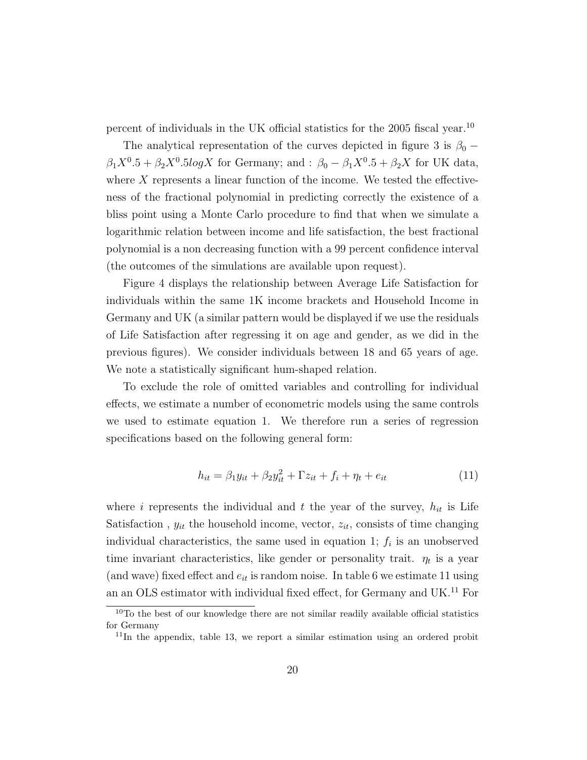percent of individuals in the UK official statistics for the 2005 fiscal year.[10]

The analytical representation of the curves depicted in figure 3 is $\beta_0 - \beta_1 X^0.5 + \beta_2 X^0.5 log X$ for Germany; and : $\beta_0 - \beta_1 X^0.5 + \beta_2 X$ for UK data, where $X$ represents a linear function of the income. We tested the effectiveness of the fractional polynomial in predicting correctly the existence of a bliss point using a Monte Carlo procedure to find that when we simulate a logarithmic relation between income and life satisfaction, the best fractional polynomial is a non decreasing function with a 99 percent confidence interval (the outcomes of the simulations are available upon request).

Figure 4 displays the relationship between Average Life Satisfaction for individuals within the same 1K income brackets and Household Income in Germany and UK (a similar pattern would be displayed if we use the residuals of Life Satisfaction after regressing it on age and gender, as we did in the previous figures). We consider individuals between 18 and 65 years of age. We note a statistically significant hum-shaped relation.

To exclude the role of omitted variables and controlling for individual effects, we estimate a number of econometric models using the same controls we used to estimate equation 1. We therefore run a series of regression specifications based on the following general form:

$$h_{it} = \beta_1 y_{it} + \beta_2 y_{it}^2 + \Gamma z_{it} + f_i + \eta_t + e_{it} \tag{11}$$

where $i$ represents the individual and $t$ the year of the survey, $h_{it}$ is Life Satisfaction , $y_{it}$ the household income, vector, $z_{it}$, consists of time changing individual characteristics, the same used in equation 1; $f_i$ is an unobserved time invariant characteristics, like gender or personality trait. $\eta_t$ is a year (and wave) fixed effect and $e_{it}$ is random noise. In table 6 we estimate 11 using an an OLS estimator with individual fixed effect, for Germany and UK.[11] For

[10] To the best of our knowledge there are not similar readily available official statistics for Germany

[11] In the appendix, table 13, we report a similar estimation using an ordered probit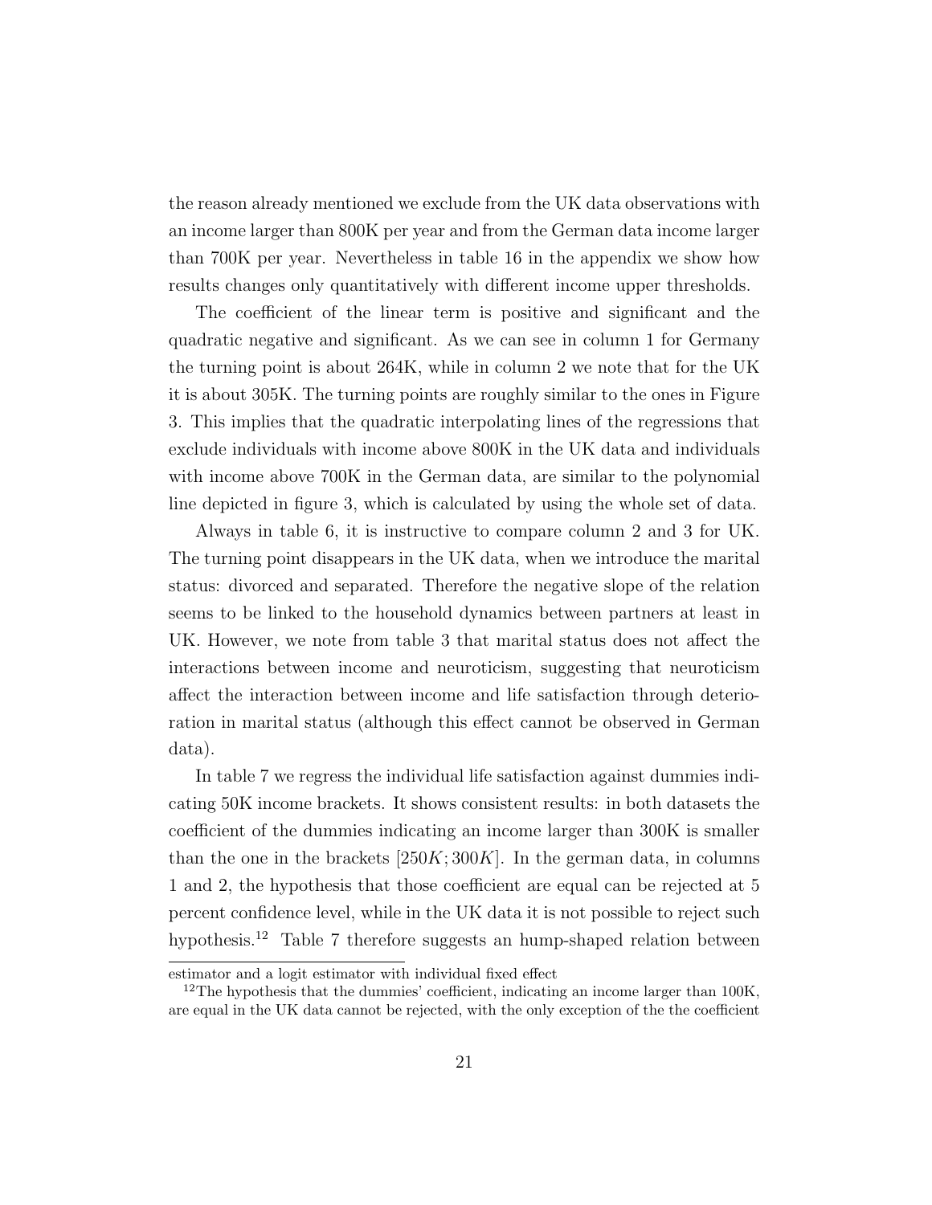the reason already mentioned we exclude from the UK data observations with an income larger than 800K per year and from the German data income larger than 700K per year. Nevertheless in table 16 in the appendix we show how results changes only quantitatively with different income upper thresholds.

The coefficient of the linear term is positive and significant and the quadratic negative and significant. As we can see in column 1 for Germany the turning point is about 264K, while in column 2 we note that for the UK it is about 305K. The turning points are roughly similar to the ones in Figure 3. This implies that the quadratic interpolating lines of the regressions that exclude individuals with income above 800K in the UK data and individuals with income above 700K in the German data, are similar to the polynomial line depicted in figure 3, which is calculated by using the whole set of data.

Always in table 6, it is instructive to compare column 2 and 3 for UK. The turning point disappears in the UK data, when we introduce the marital status: divorced and separated. Therefore the negative slope of the relation seems to be linked to the household dynamics between partners at least in UK. However, we note from table 3 that marital status does not affect the interactions between income and neuroticism, suggesting that neuroticism affect the interaction between income and life satisfaction through deterioration in marital status (although this effect cannot be observed in German data).

In table 7 we regress the individual life satisfaction against dummies indicating 50K income brackets. It shows consistent results: in both datasets the coefficient of the dummies indicating an income larger than 300K is smaller than the one in the brackets $[250K; 300K]$. In the german data, in columns 1 and 2, the hypothesis that those coefficient are equal can be rejected at 5 percent confidence level, while in the UK data it is not possible to reject such hypothesis.[12] Table 7 therefore suggests an hump-shaped relation between

estimator and a logit estimator with individual fixed effect

[12]The hypothesis that the dummies' coefficient, indicating an income larger than 100K, are equal in the UK data cannot be rejected, with the only exception of the the coefficient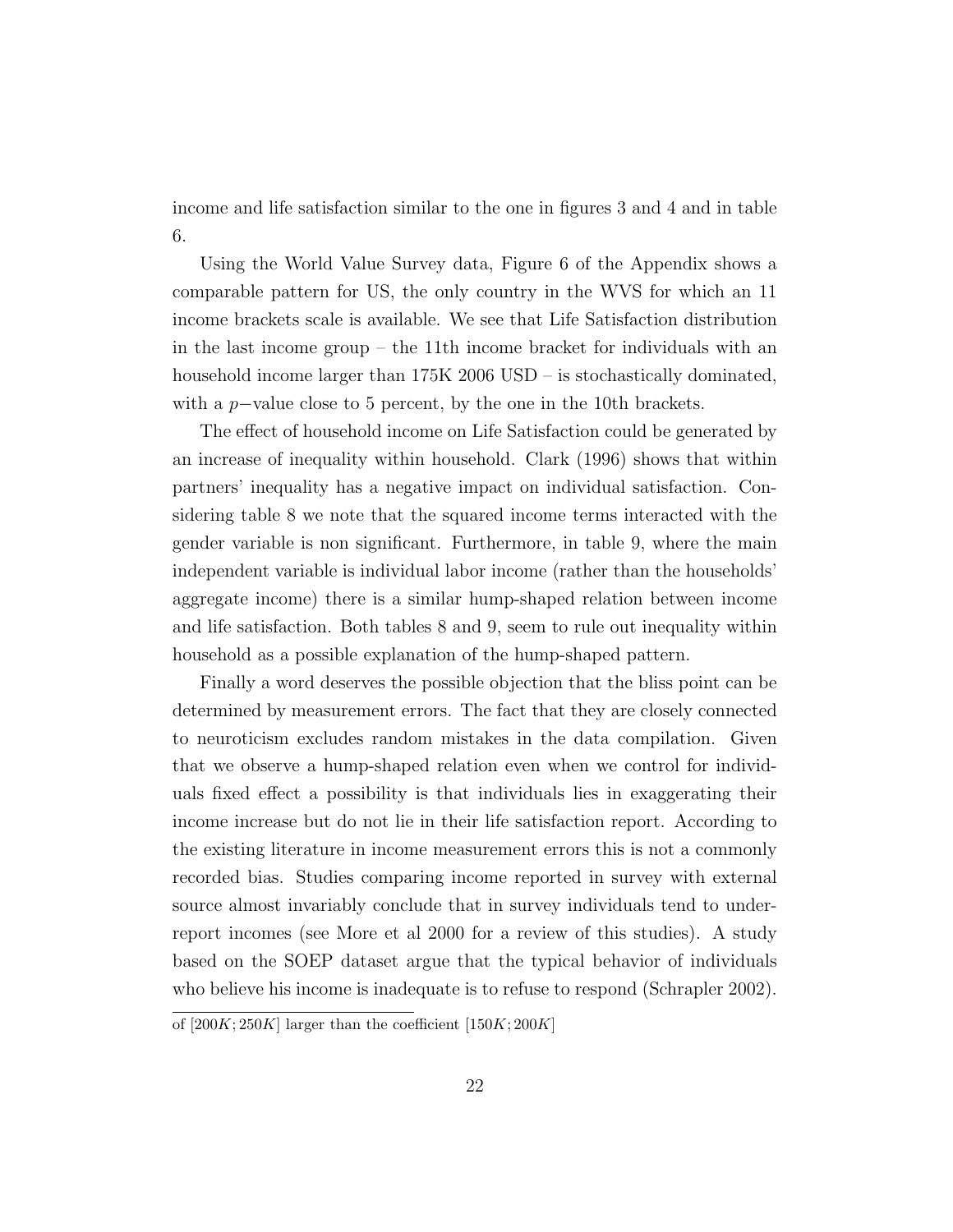income and life satisfaction similar to the one in figures 3 and 4 and in table 6.

Using the World Value Survey data, Figure 6 of the Appendix shows a comparable pattern for US, the only country in the WVS for which an 11 income brackets scale is available. We see that Life Satisfaction distribution in the last income group – the 11th income bracket for individuals with an household income larger than 175K 2006 USD – is stochastically dominated, with a $p-$value close to 5 percent, by the one in the 10th brackets.

The effect of household income on Life Satisfaction could be generated by an increase of inequality within household. Clark (1996) shows that within partners' inequality has a negative impact on individual satisfaction. Considering table 8 we note that the squared income terms interacted with the gender variable is non significant. Furthermore, in table 9, where the main independent variable is individual labor income (rather than the households' aggregate income) there is a similar hump-shaped relation between income and life satisfaction. Both tables 8 and 9, seem to rule out inequality within household as a possible explanation of the hump-shaped pattern.

Finally a word deserves the possible objection that the bliss point can be determined by measurement errors. The fact that they are closely connected to neuroticism excludes random mistakes in the data compilation. Given that we observe a hump-shaped relation even when we control for individuals fixed effect a possibility is that individuals lies in exaggerating their income increase but do not lie in their life satisfaction report. According to the existing literature in income measurement errors this is not a commonly recorded bias. Studies comparing income reported in survey with external source almost invariably conclude that in survey individuals tend to under-report incomes (see More et al 2000 for a review of this studies). A study based on the SOEP dataset argue that the typical behavior of individuals who believe his income is inadequate is to refuse to respond (Schrapler 2002).

---

of $[200K; 250K]$ larger than the coefficient $[150K; 200K]$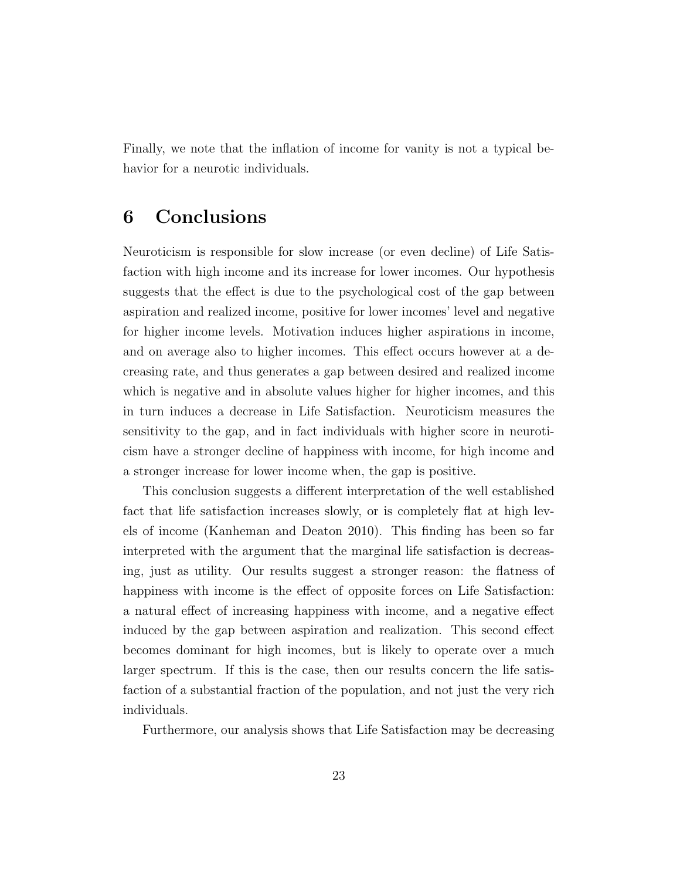Finally, we note that the inflation of income for vanity is not a typical behavior for a neurotic individuals.

# 6 Conclusions

Neuroticism is responsible for slow increase (or even decline) of Life Satisfaction with high income and its increase for lower incomes. Our hypothesis suggests that the effect is due to the psychological cost of the gap between aspiration and realized income, positive for lower incomes' level and negative for higher income levels. Motivation induces higher aspirations in income, and on average also to higher incomes. This effect occurs however at a decreasing rate, and thus generates a gap between desired and realized income which is negative and in absolute values higher for higher incomes, and this in turn induces a decrease in Life Satisfaction. Neuroticism measures the sensitivity to the gap, and in fact individuals with higher score in neuroticism have a stronger decline of happiness with income, for high income and a stronger increase for lower income when, the gap is positive.

This conclusion suggests a different interpretation of the well established fact that life satisfaction increases slowly, or is completely flat at high levels of income (Kanheman and Deaton 2010). This finding has been so far interpreted with the argument that the marginal life satisfaction is decreasing, just as utility. Our results suggest a stronger reason: the flatness of happiness with income is the effect of opposite forces on Life Satisfaction: a natural effect of increasing happiness with income, and a negative effect induced by the gap between aspiration and realization. This second effect becomes dominant for high incomes, but is likely to operate over a much larger spectrum. If this is the case, then our results concern the life satisfaction of a substantial fraction of the population, and not just the very rich individuals.

Furthermore, our analysis shows that Life Satisfaction may be decreasing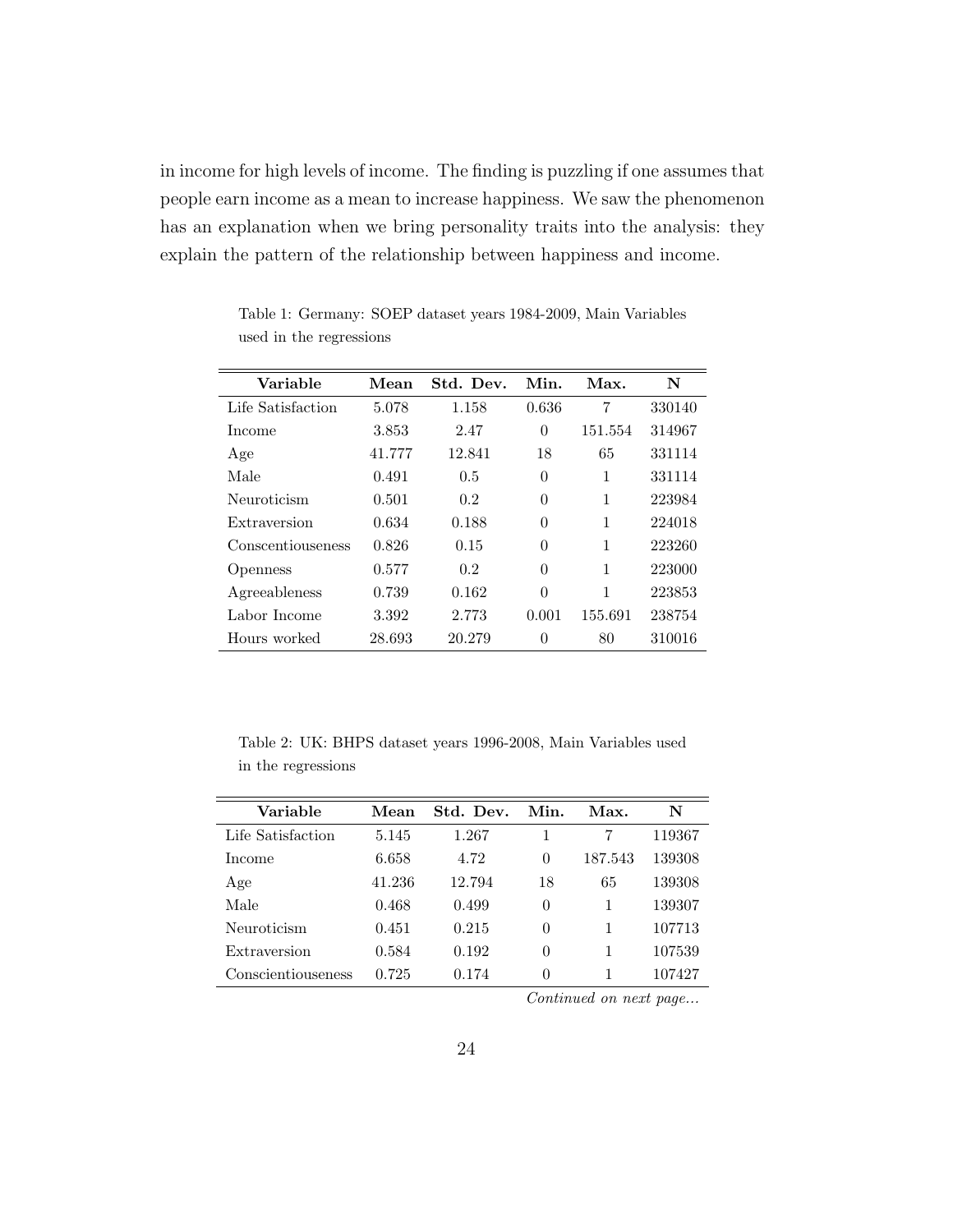in income for high levels of income. The finding is puzzling if one assumes that people earn income as a mean to increase happiness. We saw the phenomenon has an explanation when we bring personality traits into the analysis: they explain the pattern of the relationship between happiness and income.

Table 1: Germany: SOEP dataset years 1984-2009, Main Variables used in the regressions

| Variable | Mean | Std. Dev. | Min. | Max. | N |
|---|---|---|---|---|---|
| Life Satisfaction | 5.078 | 1.158 | 0.636 | 7 | 330140 |
| Income | 3.853 | 2.47 | 0 | 151.554 | 314967 |
| Age | 41.777 | 12.841 | 18 | 65 | 331114 |
| Male | 0.491 | 0.5 | 0 | 1 | 331114 |
| Neuroticism | 0.501 | 0.2 | 0 | 1 | 223984 |
| Extraversion | 0.634 | 0.188 | 0 | 1 | 224018 |
| Conscentiouseness | 0.826 | 0.15 | 0 | 1 | 223260 |
| Openness | 0.577 | 0.2 | 0 | 1 | 223000 |
| Agreeableness | 0.739 | 0.162 | 0 | 1 | 223853 |
| Labor Income | 3.392 | 2.773 | 0.001 | 155.691 | 238754 |
| Hours worked | 28.693 | 20.279 | 0 | 80 | 310016 |

Table 2: UK: BHPS dataset years 1996-2008, Main Variables used in the regressions

| Variable | Mean | Std. Dev. | Min. | Max. | N |
|---|---|---|---|---|---|
| Life Satisfaction | 5.145 | 1.267 | 1 | 7 | 119367 |
| Income | 6.658 | 4.72 | 0 | 187.543 | 139308 |
| Age | 41.236 | 12.794 | 18 | 65 | 139308 |
| Male | 0.468 | 0.499 | 0 | 1 | 139307 |
| Neuroticism | 0.451 | 0.215 | 0 | 1 | 107713 |
| Extraversion | 0.584 | 0.192 | 0 | 1 | 107539 |
| Conscientiouseness | 0.725 | 0.174 | 0 | 1 | 107427 |

*Continued on next page...*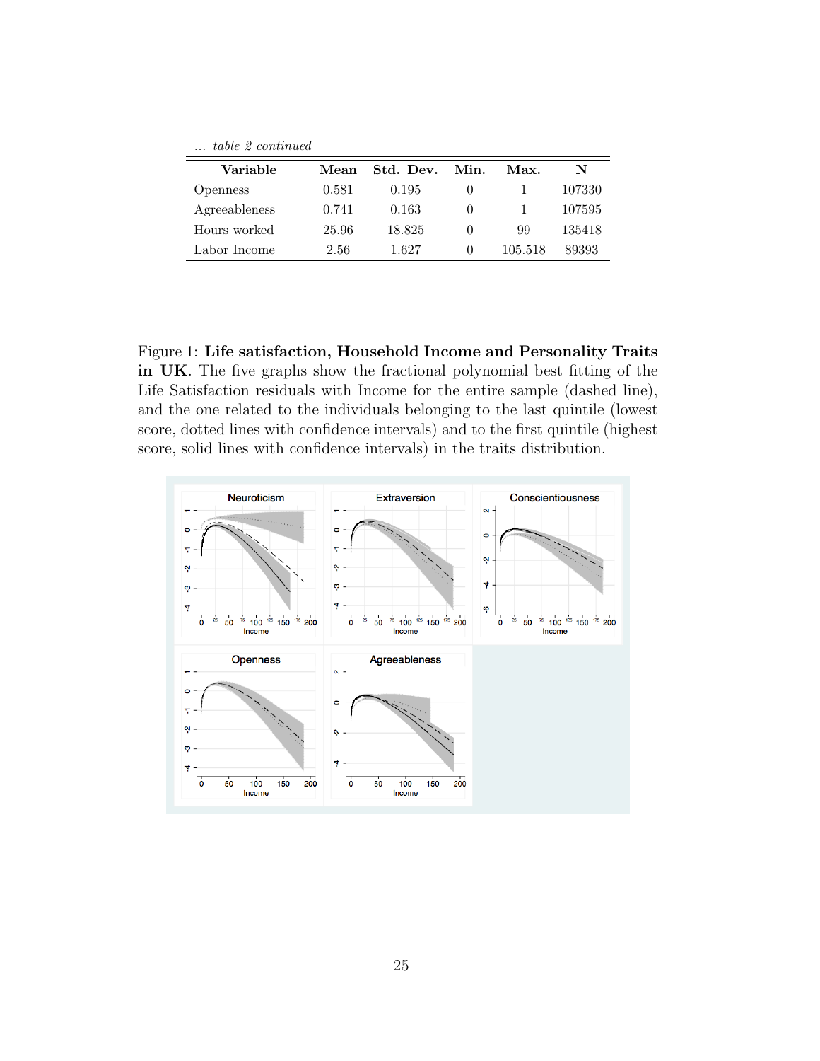*... table 2 continued*

| Variable | Mean | Std. Dev. | Min. | Max. | N |
|---|---|---|---|---|---|
| Openness | 0.581 | 0.195 | 0 | 1 | 107330 |
| Agreeableness | 0.741 | 0.163 | 0 | 1 | 107595 |
| Hours worked | 25.96 | 18.825 | 0 | 99 | 135418 |
| Labor Income | 2.56 | 1.627 | 0 | 105.518 | 89393 |

Figure 1: **Life satisfaction, Household Income and Personality Traits in UK**. The five graphs show the fractional polynomial best fitting of the Life Satisfaction residuals with Income for the entire sample (dashed line), and the one related to the individuals belonging to the last quintile (lowest score, dotted lines with confidence intervals) and to the first quintile (highest score, solid lines with confidence intervals) in the traits distribution.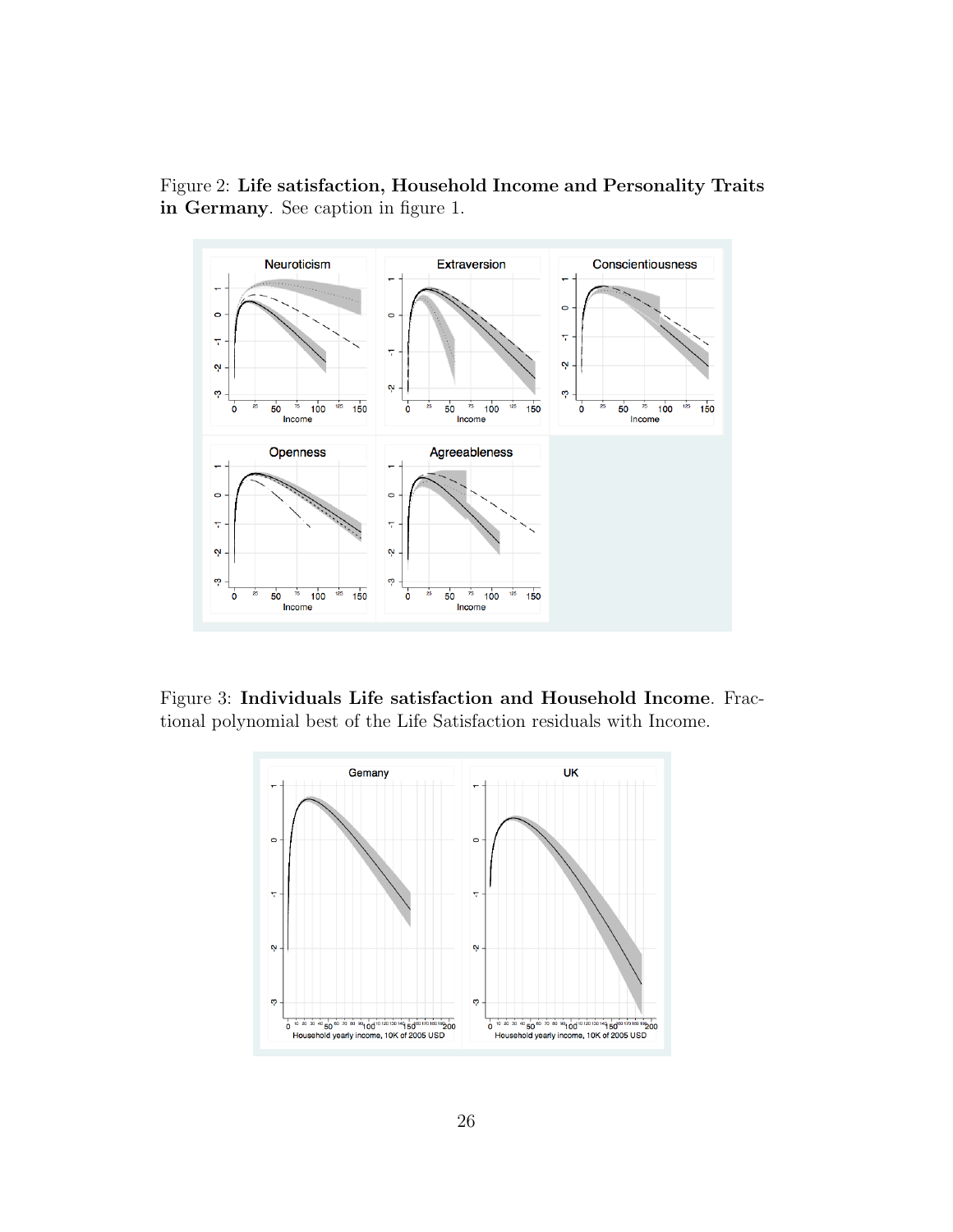Figure 2: **Life satisfaction, Household Income and Personality Traits in Germany**. See caption in figure 1.

Figure 3: **Individuals Life satisfaction and Household Income**. Fractional polynomial best of the Life Satisfaction residuals with Income.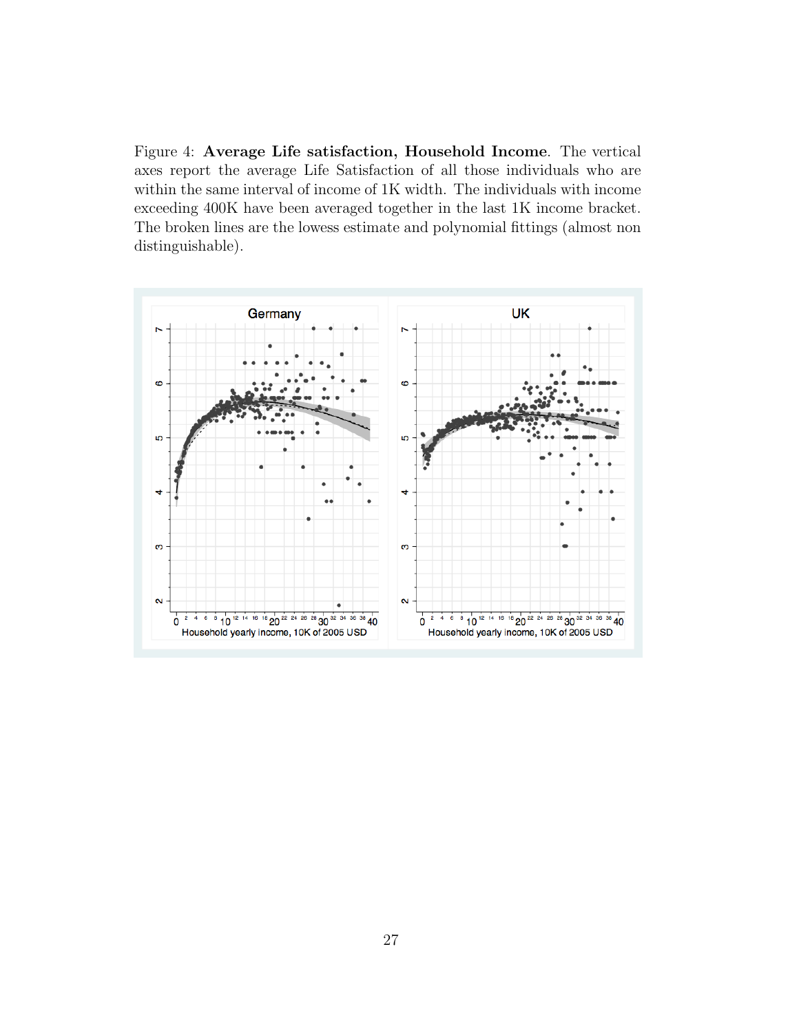Figure 4: **Average Life satisfaction, Household Income**. The vertical axes report the average Life Satisfaction of all those individuals who are within the same interval of income of 1K width. The individuals with income exceeding 400K have been averaged together in the last 1K income bracket. The broken lines are the lowess estimate and polynomial fittings (almost non distinguishable).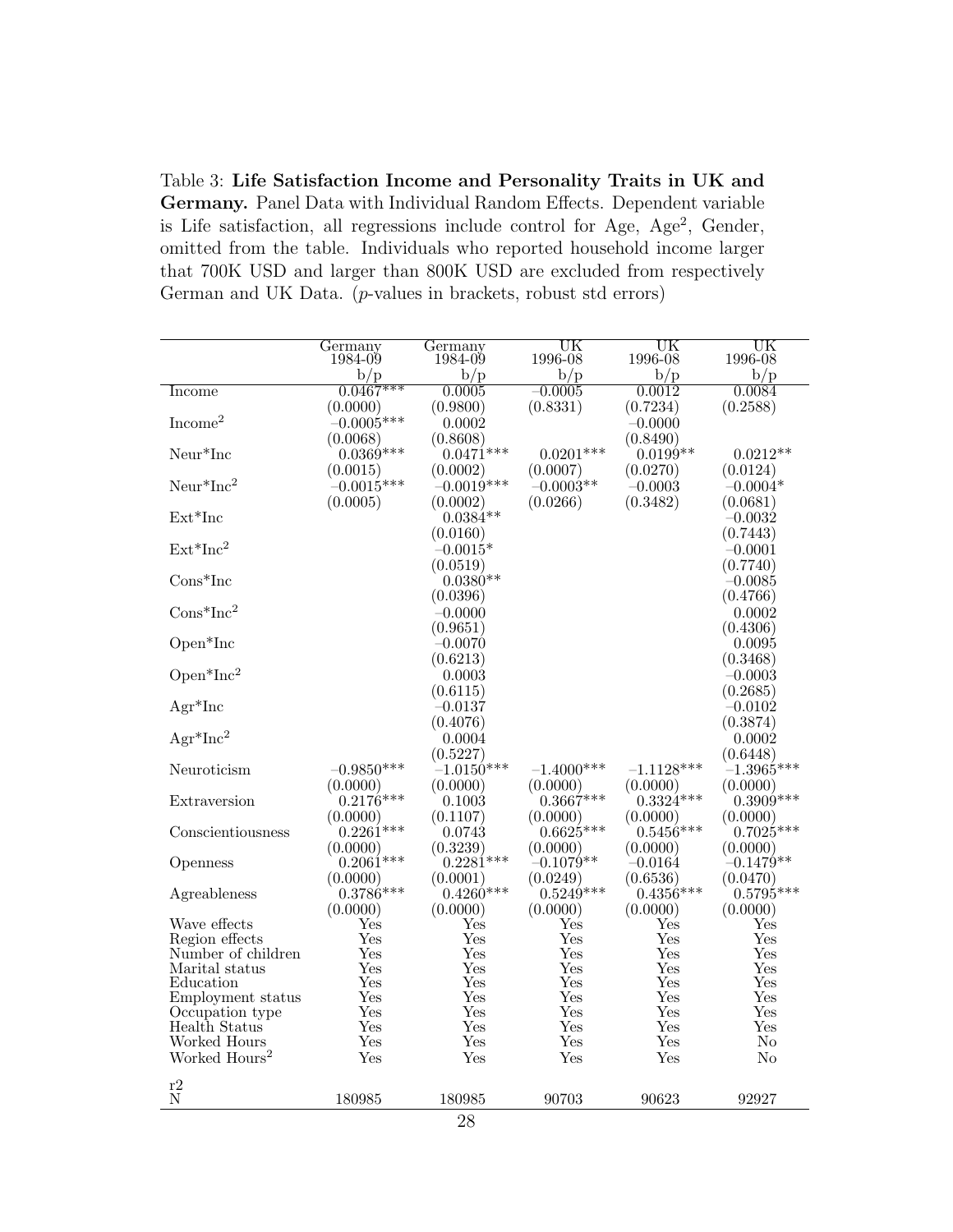Table 3: **Life Satisfaction Income and Personality Traits in UK and Germany.** Panel Data with Individual Random Effects. Dependent variable is Life satisfaction, all regressions include control for Age, Age$^2$, Gender, omitted from the table. Individuals who reported household income larger that 700K USD and larger than 800K USD are excluded from respectively German and UK Data. ($p$-values in brackets, robust std errors)

| | Germany 1984-09 | Germany 1984-09 | UK 1996-08 | UK 1996-08 | UK 1996-08 |
|---|---|---|---|---|---|
| | b/p | b/p | b/p | b/p | b/p |
| Income | 0.0467*** | 0.0005 | −0.0005 | 0.0012 | 0.0084 |
| | (0.0000) | (0.9800) | (0.8331) | (0.7234) | (0.2588) |
| Income$^2$ | −0.0005*** | 0.0002 | | −0.0000 | |
| | (0.0068) | (0.8608) | | (0.8490) | |
| Neur*Inc | 0.0369*** | 0.0471*** | 0.0201*** | 0.0199** | 0.0212** |
| | (0.0015) | (0.0002) | (0.0007) | (0.0270) | (0.0124) |
| Neur*Inc$^2$ | −0.0015*** | −0.0019*** | −0.0003** | −0.0003 | −0.0004* |
| | (0.0005) | (0.0002) | (0.0266) | (0.3482) | (0.0681) |
| Ext*Inc | | 0.0384** | | | −0.0032 |
| | | (0.0160) | | | (0.7443) |
| Ext*Inc$^2$ | | −0.0015* | | | −0.0001 |
| | | (0.0519) | | | (0.7740) |
| Cons*Inc | | 0.0380** | | | −0.0085 |
| | | (0.0396) | | | (0.4766) |
| Cons*Inc$^2$ | | −0.0000 | | | 0.0002 |
| | | (0.9651) | | | (0.4306) |
| Open*Inc | | −0.0070 | | | 0.0095 |
| | | (0.6213) | | | (0.3468) |
| Open*Inc$^2$ | | 0.0003 | | | −0.0003 |
| | | (0.6115) | | | (0.2685) |
| Agr*Inc | | −0.0137 | | | −0.0102 |
| | | (0.4076) | | | (0.3874) |
| Agr*Inc$^2$ | | 0.0004 | | | 0.0002 |
| | | (0.5227) | | | (0.6448) |
| Neuroticism | −0.9850*** | −1.0150*** | −1.4000*** | −1.1128*** | −1.3965*** |
| | (0.0000) | (0.0000) | (0.0000) | (0.0000) | (0.0000) |
| Extraversion | 0.2176*** | 0.1003 | 0.3667*** | 0.3324*** | 0.3909*** |
| | (0.0000) | (0.1107) | (0.0000) | (0.0000) | (0.0000) |
| Conscientiousness | 0.2261*** | 0.0743 | 0.6625*** | 0.5456*** | 0.7025*** |
| | (0.0000) | (0.3239) | (0.0000) | (0.0000) | (0.0000) |
| Openness | 0.2061*** | 0.2281*** | −0.1079** | −0.0164 | −0.1479** |
| | (0.0000) | (0.0001) | (0.0249) | (0.6536) | (0.0470) |
| Agreableness | 0.3786*** | 0.4260*** | 0.5249*** | 0.4356*** | 0.5795*** |
| | (0.0000) | (0.0000) | (0.0000) | (0.0000) | (0.0000) |
| Wave effects | Yes | Yes | Yes | Yes | Yes |
| Region effects | Yes | Yes | Yes | Yes | Yes |
| Number of children | Yes | Yes | Yes | Yes | Yes |
| Marital status | Yes | Yes | Yes | Yes | Yes |
| Education | Yes | Yes | Yes | Yes | Yes |
| Employment status | Yes | Yes | Yes | Yes | Yes |
| Occupation type | Yes | Yes | Yes | Yes | Yes |
| Health Status | Yes | Yes | Yes | Yes | Yes |
| Worked Hours | Yes | Yes | Yes | Yes | No |
| Worked Hours$^2$ | Yes | Yes | Yes | Yes | No |
| r2 | | | | | |
| N | 180985 | 180985 | 90703 | 90623 | 92927 |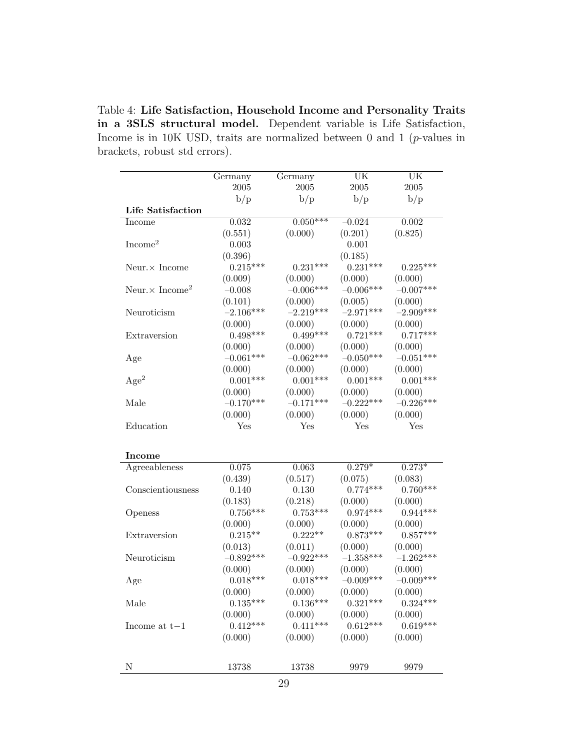Table 4: **Life Satisfaction, Household Income and Personality Traits in a 3SLS structural model.** Dependent variable is Life Satisfaction, Income is in 10K USD, traits are normalized between 0 and 1 ($p$-values in brackets, robust std errors).

| | Germany 2005 b/p | Germany 2005 b/p | UK 2005 b/p | UK 2005 b/p |
|---|---|---|---|---|
| **Life Satisfaction** | | | | |
| Income | 0.032 | 0.050*** | −0.024 | 0.002 |
| | (0.551) | (0.000) | (0.201) | (0.825) |
| $\text{Income}^2$ | 0.003 | | 0.001 | |
| | (0.396) | | (0.185) | |
| Neur.× Income | 0.215*** | 0.231*** | 0.231*** | 0.225*** |
| | (0.009) | (0.000) | (0.000) | (0.000) |
| Neur.× $\text{Income}^2$ | −0.008 | −0.006*** | −0.006*** | −0.007*** |
| | (0.101) | (0.000) | (0.005) | (0.000) |
| Neuroticism | −2.106*** | −2.219*** | −2.971*** | −2.909*** |
| | (0.000) | (0.000) | (0.000) | (0.000) |
| Extraversion | 0.498*** | 0.499*** | 0.721*** | 0.717*** |
| | (0.000) | (0.000) | (0.000) | (0.000) |
| Age | −0.061*** | −0.062*** | −0.050*** | −0.051*** |
| | (0.000) | (0.000) | (0.000) | (0.000) |
| $\text{Age}^2$ | 0.001*** | 0.001*** | 0.001*** | 0.001*** |
| | (0.000) | (0.000) | (0.000) | (0.000) |
| Male | −0.170*** | −0.171*** | −0.222*** | −0.226*** |
| | (0.000) | (0.000) | (0.000) | (0.000) |
| Education | Yes | Yes | Yes | Yes |
| **Income** | | | | |
| Agreeableness | 0.075 | 0.063 | 0.279* | 0.273* |
| | (0.439) | (0.517) | (0.075) | (0.083) |
| Conscientiousness | 0.140 | 0.130 | 0.774*** | 0.760*** |
| | (0.183) | (0.218) | (0.000) | (0.000) |
| Openess | 0.756*** | 0.753*** | 0.974*** | 0.944*** |
| | (0.000) | (0.000) | (0.000) | (0.000) |
| Extraversion | 0.215** | 0.222** | 0.873*** | 0.857*** |
| | (0.013) | (0.011) | (0.000) | (0.000) |
| Neuroticism | −0.892*** | −0.922*** | −1.358*** | −1.262*** |
| | (0.000) | (0.000) | (0.000) | (0.000) |
| Age | 0.018*** | 0.018*** | −0.009*** | −0.009*** |
| | (0.000) | (0.000) | (0.000) | (0.000) |
| Male | 0.135*** | 0.136*** | 0.321*** | 0.324*** |
| | (0.000) | (0.000) | (0.000) | (0.000) |
| Income at t−1 | 0.412*** | 0.411*** | 0.612*** | 0.619*** |
| | (0.000) | (0.000) | (0.000) | (0.000) |
| N | 13738 | 13738 | 9979 | 9979 |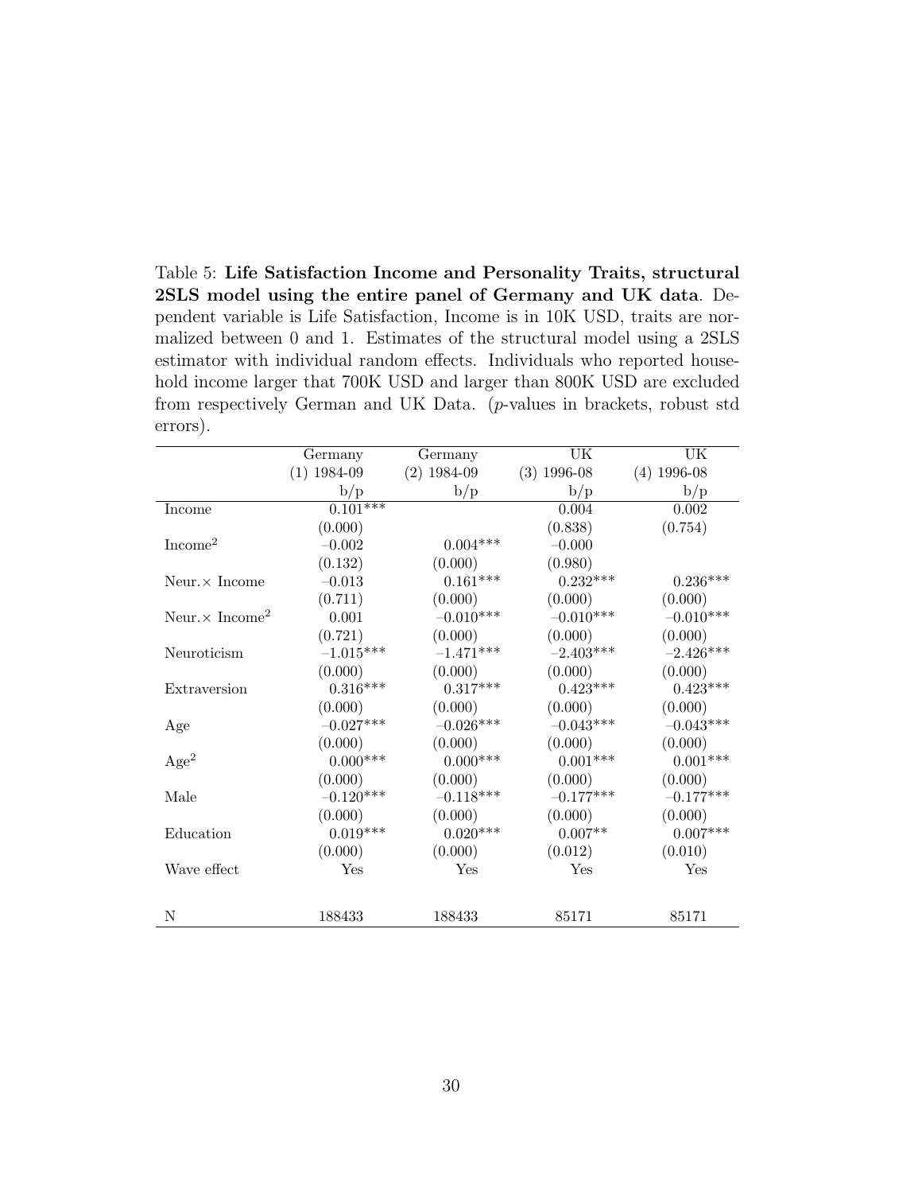Table 5: **Life Satisfaction Income and Personality Traits, structural 2SLS model using the entire panel of Germany and UK data**. Dependent variable is Life Satisfaction, Income is in 10K USD, traits are normalized between 0 and 1. Estimates of the structural model using a 2SLS estimator with individual random effects. Individuals who reported household income larger that 700K USD and larger than 800K USD are excluded from respectively German and UK Data. ($p$-values in brackets, robust std errors).

| | Germany | Germany | UK | UK |
|---|---|---|---|---|
| | (1) 1984-09 | (2) 1984-09 | (3) 1996-08 | (4) 1996-08 |
| | b/p | b/p | b/p | b/p |
| Income | 0.101*** | | 0.004 | 0.002 |
| | (0.000) | | (0.838) | (0.754) |
| Income$^2$ | −0.002 | 0.004*** | −0.000 | |
| | (0.132) | (0.000) | (0.980) | |
| Neur.× Income | −0.013 | 0.161*** | 0.232*** | 0.236*** |
| | (0.711) | (0.000) | (0.000) | (0.000) |
| Neur.× Income$^2$ | 0.001 | −0.010*** | −0.010*** | −0.010*** |
| | (0.721) | (0.000) | (0.000) | (0.000) |
| Neuroticism | −1.015*** | −1.471*** | −2.403*** | −2.426*** |
| | (0.000) | (0.000) | (0.000) | (0.000) |
| Extraversion | 0.316*** | 0.317*** | 0.423*** | 0.423*** |
| | (0.000) | (0.000) | (0.000) | (0.000) |
| Age | −0.027*** | −0.026*** | −0.043*** | −0.043*** |
| | (0.000) | (0.000) | (0.000) | (0.000) |
| Age$^2$ | 0.000*** | 0.000*** | 0.001*** | 0.001*** |
| | (0.000) | (0.000) | (0.000) | (0.000) |
| Male | −0.120*** | −0.118*** | −0.177*** | −0.177*** |
| | (0.000) | (0.000) | (0.000) | (0.000) |
| Education | 0.019*** | 0.020*** | 0.007** | 0.007*** |
| | (0.000) | (0.000) | (0.012) | (0.010) |
| Wave effect | Yes | Yes | Yes | Yes |
| N | 188433 | 188433 | 85171 | 85171 |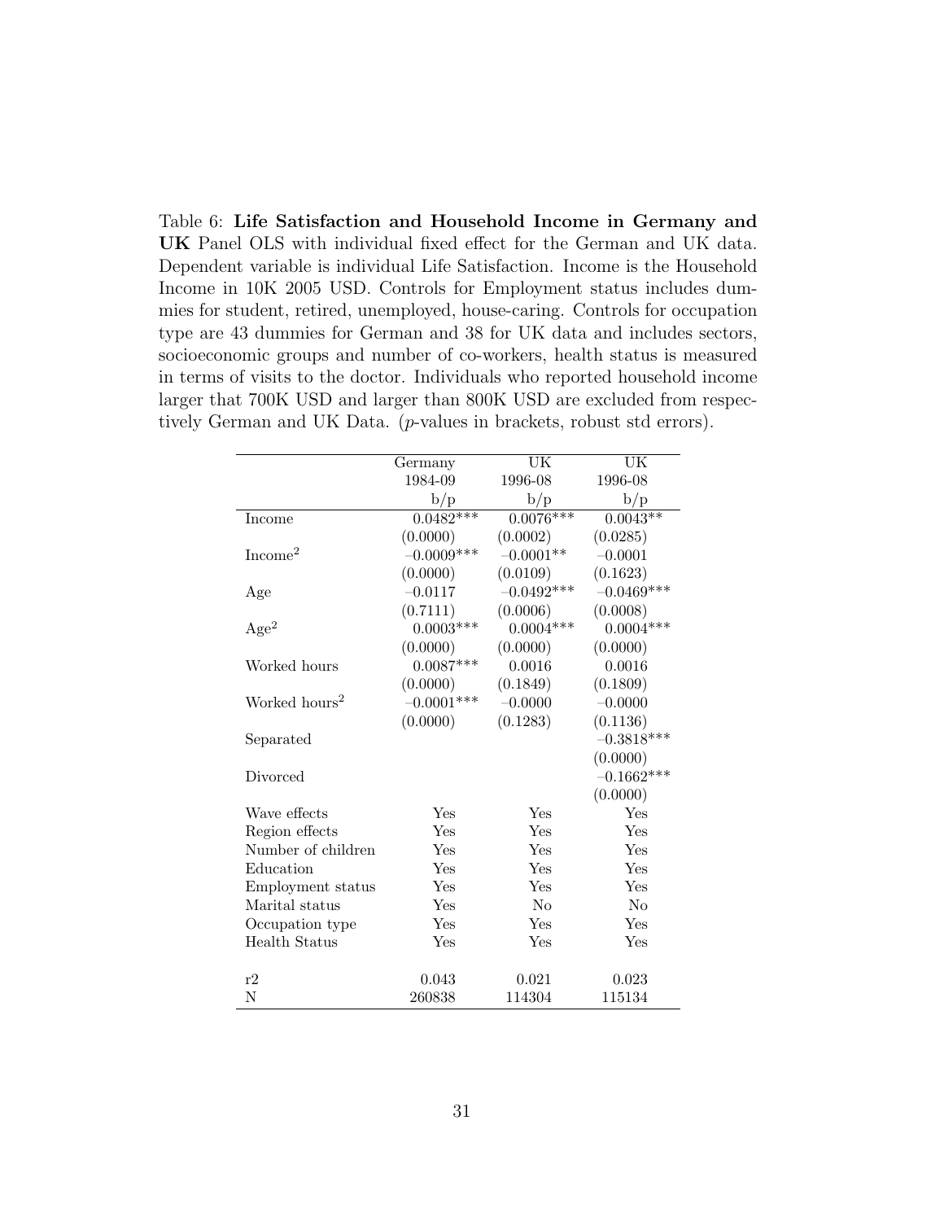Table 6: **Life Satisfaction and Household Income in Germany and UK** Panel OLS with individual fixed effect for the German and UK data. Dependent variable is individual Life Satisfaction. Income is the Household Income in 10K 2005 USD. Controls for Employment status includes dummies for student, retired, unemployed, house-caring. Controls for occupation type are 43 dummies for German and 38 for UK data and includes sectors, socioeconomic groups and number of co-workers, health status is measured in terms of visits to the doctor. Individuals who reported household income larger that 700K USD and larger than 800K USD are excluded from respectively German and UK Data. ($p$-values in brackets, robust std errors).

| | Germany | UK | UK |
|---|---|---|---|
| | 1984-09 | 1996-08 | 1996-08 |
| | b/p | b/p | b/p |
| Income | 0.0482*** | 0.0076*** | 0.0043** |
| | (0.0000) | (0.0002) | (0.0285) |
| Income$^2$ | −0.0009*** | −0.0001** | −0.0001 |
| | (0.0000) | (0.0109) | (0.1623) |
| Age | −0.0117 | −0.0492*** | −0.0469*** |
| | (0.7111) | (0.0006) | (0.0008) |
| Age$^2$ | 0.0003*** | 0.0004*** | 0.0004*** |
| | (0.0000) | (0.0000) | (0.0000) |
| Worked hours | 0.0087*** | 0.0016 | 0.0016 |
| | (0.0000) | (0.1849) | (0.1809) |
| Worked hours$^2$ | −0.0001*** | −0.0000 | −0.0000 |
| | (0.0000) | (0.1283) | (0.1136) |
| Separated | | | −0.3818*** |
| | | | (0.0000) |
| Divorced | | | −0.1662*** |
| | | | (0.0000) |
| Wave effects | Yes | Yes | Yes |
| Region effects | Yes | Yes | Yes |
| Number of children | Yes | Yes | Yes |
| Education | Yes | Yes | Yes |
| Employment status | Yes | Yes | Yes |
| Marital status | Yes | No | No |
| Occupation type | Yes | Yes | Yes |
| Health Status | Yes | Yes | Yes |
| r2 | 0.043 | 0.021 | 0.023 |
| N | 260838 | 114304 | 115134 |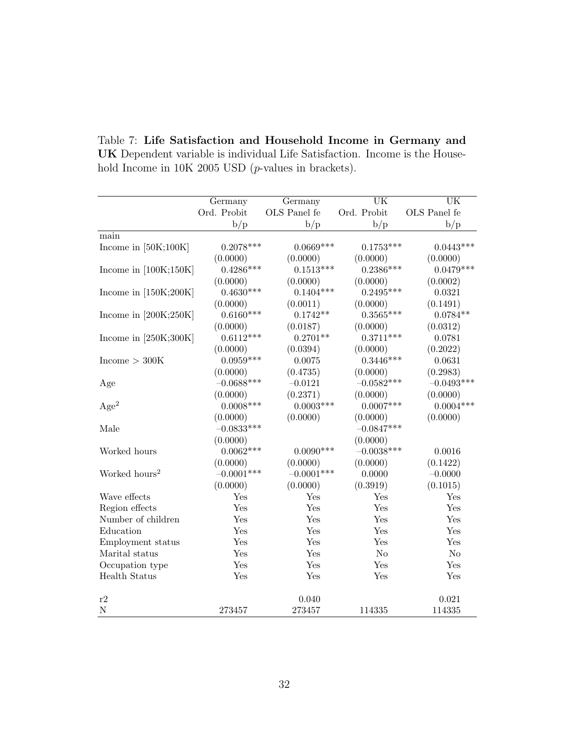Table 7: **Life Satisfaction and Household Income in Germany and UK** Dependent variable is individual Life Satisfaction. Income is the Household Income in 10K 2005 USD ($p$-values in brackets).

| | Germany | Germany | UK | UK |
|---|---|---|---|---|
| | Ord. Probit | OLS Panel fe | Ord. Probit | OLS Panel fe |
| | b/p | b/p | b/p | b/p |
| main | | | | |
| Income in [50K;100K] | 0.2078*** | 0.0669*** | 0.1753*** | 0.0443*** |
| | (0.0000) | (0.0000) | (0.0000) | (0.0000) |
| Income in [100K;150K] | 0.4286*** | 0.1513*** | 0.2386*** | 0.0479*** |
| | (0.0000) | (0.0000) | (0.0000) | (0.0002) |
| Income in [150K;200K] | 0.4630*** | 0.1404*** | 0.2495*** | 0.0321 |
| | (0.0000) | (0.0011) | (0.0000) | (0.1491) |
| Income in [200K;250K] | 0.6160*** | 0.1742** | 0.3565*** | 0.0784** |
| | (0.0000) | (0.0187) | (0.0000) | (0.0312) |
| Income in [250K;300K] | 0.6112*** | 0.2701** | 0.3711*** | 0.0781 |
| | (0.0000) | (0.0394) | (0.0000) | (0.2022) |
| Income > 300K | 0.0959*** | 0.0075 | 0.3446*** | 0.0631 |
| | (0.0000) | (0.4735) | (0.0000) | (0.2983) |
| Age | −0.0688*** | −0.0121 | −0.0582*** | −0.0493*** |
| | (0.0000) | (0.2371) | (0.0000) | (0.0000) |
| Age$^2$ | 0.0008*** | 0.0003*** | 0.0007*** | 0.0004*** |
| | (0.0000) | (0.0000) | (0.0000) | (0.0000) |
| Male | −0.0833*** | | −0.0847*** | |
| | (0.0000) | | (0.0000) | |
| Worked hours | 0.0062*** | 0.0090*** | −0.0038*** | 0.0016 |
| | (0.0000) | (0.0000) | (0.0000) | (0.1422) |
| Worked hours$^2$ | −0.0001*** | −0.0001*** | 0.0000 | −0.0000 |
| | (0.0000) | (0.0000) | (0.3919) | (0.1015) |
| Wave effects | Yes | Yes | Yes | Yes |
| Region effects | Yes | Yes | Yes | Yes |
| Number of children | Yes | Yes | Yes | Yes |
| Education | Yes | Yes | Yes | Yes |
| Employment status | Yes | Yes | Yes | Yes |
| Marital status | Yes | Yes | No | No |
| Occupation type | Yes | Yes | Yes | Yes |
| Health Status | Yes | Yes | Yes | Yes |
| r2 | | 0.040 | | 0.021 |
| N | 273457 | 273457 | 114335 | 114335 |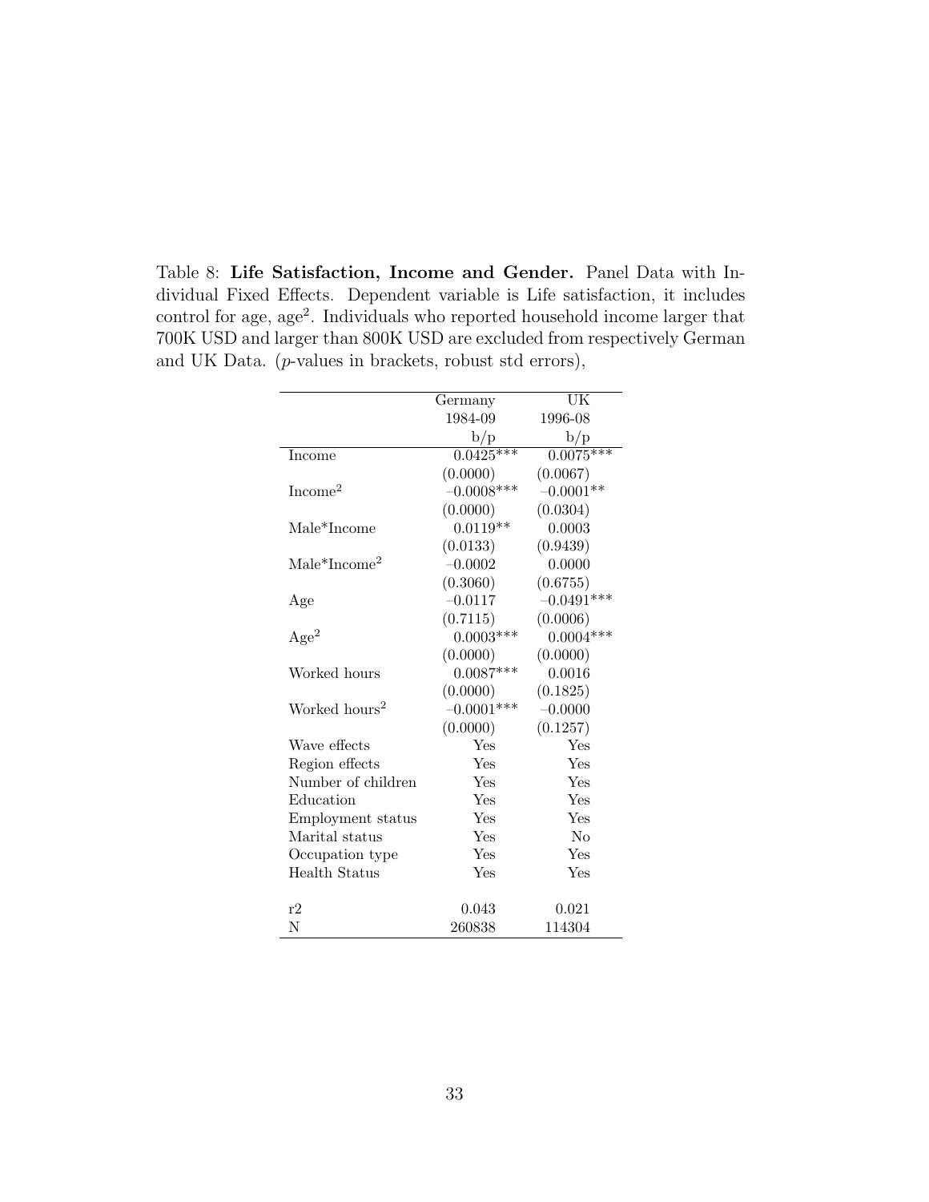Table 8: **Life Satisfaction, Income and Gender.** Panel Data with Individual Fixed Effects. Dependent variable is Life satisfaction, it includes control for age, age$^2$. Individuals who reported household income larger that 700K USD and larger than 800K USD are excluded from respectively German and UK Data. ($p$-values in brackets, robust std errors),

| | Germany | UK |
|---|---|---|
| | 1984-09 | 1996-08 |
| | b/p | b/p |
| Income | 0.0425*** | 0.0075*** |
| | (0.0000) | (0.0067) |
| Income$^2$ | −0.0008*** | −0.0001** |
| | (0.0000) | (0.0304) |
| Male*Income | 0.0119** | 0.0003 |
| | (0.0133) | (0.9439) |
| Male*Income$^2$ | −0.0002 | 0.0000 |
| | (0.3060) | (0.6755) |
| Age | −0.0117 | −0.0491*** |
| | (0.7115) | (0.0006) |
| Age$^2$ | 0.0003*** | 0.0004*** |
| | (0.0000) | (0.0000) |
| Worked hours | 0.0087*** | 0.0016 |
| | (0.0000) | (0.1825) |
| Worked hours$^2$ | −0.0001*** | −0.0000 |
| | (0.0000) | (0.1257) |
| Wave effects | Yes | Yes |
| Region effects | Yes | Yes |
| Number of children | Yes | Yes |
| Education | Yes | Yes |
| Employment status | Yes | Yes |
| Marital status | Yes | No |
| Occupation type | Yes | Yes |
| Health Status | Yes | Yes |
| r2 | 0.043 | 0.021 |
| N | 260838 | 114304 |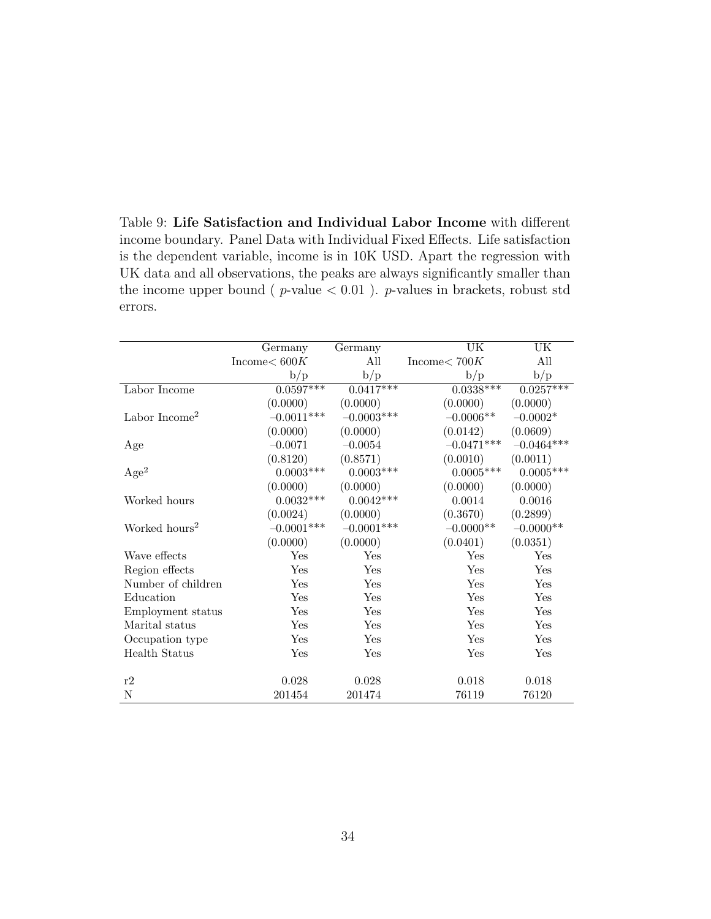Table 9: **Life Satisfaction and Individual Labor Income** with different income boundary. Panel Data with Individual Fixed Effects. Life satisfaction is the dependent variable, income is in 10K USD. Apart the regression with UK data and all observations, the peaks are always significantly smaller than the income upper bound ( $p$-value $< 0.01$ ). $p$-values in brackets, robust std errors.

| | Germany | Germany | UK | UK |
|---|---|---|---|---|
| | Income$< 600K$ | All | Income$< 700K$ | All |
| | b/p | b/p | b/p | b/p |
| Labor Income | 0.0597*** | 0.0417*** | 0.0338*** | 0.0257*** |
| | (0.0000) | (0.0000) | (0.0000) | (0.0000) |
| Labor Income$^2$ | −0.0011*** | −0.0003*** | −0.0006** | −0.0002* |
| | (0.0000) | (0.0000) | (0.0142) | (0.0609) |
| Age | −0.0071 | −0.0054 | −0.0471*** | −0.0464*** |
| | (0.8120) | (0.8571) | (0.0010) | (0.0011) |
| Age$^2$ | 0.0003*** | 0.0003*** | 0.0005*** | 0.0005*** |
| | (0.0000) | (0.0000) | (0.0000) | (0.0000) |
| Worked hours | 0.0032*** | 0.0042*** | 0.0014 | 0.0016 |
| | (0.0024) | (0.0000) | (0.3670) | (0.2899) |
| Worked hours$^2$ | −0.0001*** | −0.0001*** | −0.0000** | −0.0000** |
| | (0.0000) | (0.0000) | (0.0401) | (0.0351) |
| Wave effects | Yes | Yes | Yes | Yes |
| Region effects | Yes | Yes | Yes | Yes |
| Number of children | Yes | Yes | Yes | Yes |
| Education | Yes | Yes | Yes | Yes |
| Employment status | Yes | Yes | Yes | Yes |
| Marital status | Yes | Yes | Yes | Yes |
| Occupation type | Yes | Yes | Yes | Yes |
| Health Status | Yes | Yes | Yes | Yes |
| r2 | 0.028 | 0.028 | 0.018 | 0.018 |
| N | 201454 | 201474 | 76119 | 76120 |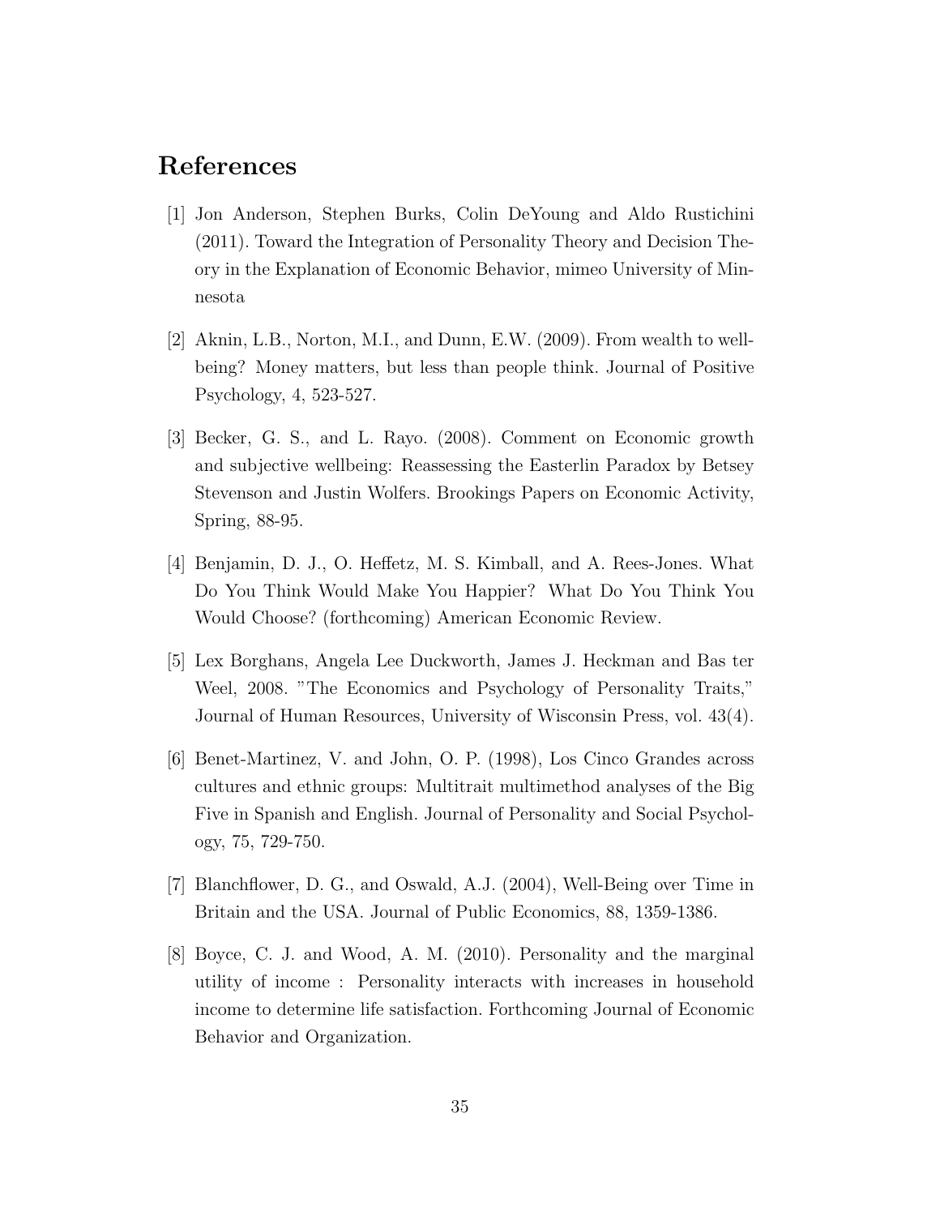# References

[1] Jon Anderson, Stephen Burks, Colin DeYoung and Aldo Rustichini (2011). Toward the Integration of Personality Theory and Decision Theory in the Explanation of Economic Behavior, mimeo University of Minnesota

[2] Aknin, L.B., Norton, M.I., and Dunn, E.W. (2009). From wealth to well-being? Money matters, but less than people think. Journal of Positive Psychology, 4, 523-527.

[3] Becker, G. S., and L. Rayo. (2008). Comment on Economic growth and subjective wellbeing: Reassessing the Easterlin Paradox by Betsey Stevenson and Justin Wolfers. Brookings Papers on Economic Activity, Spring, 88-95.

[4] Benjamin, D. J., O. Heffetz, M. S. Kimball, and A. Rees-Jones. What Do You Think Would Make You Happier? What Do You Think You Would Choose? (forthcoming) American Economic Review.

[5] Lex Borghans, Angela Lee Duckworth, James J. Heckman and Bas ter Weel, 2008. "The Economics and Psychology of Personality Traits," Journal of Human Resources, University of Wisconsin Press, vol. 43(4).

[6] Benet-Martinez, V. and John, O. P. (1998), Los Cinco Grandes across cultures and ethnic groups: Multitrait multimethod analyses of the Big Five in Spanish and English. Journal of Personality and Social Psychology, 75, 729-750.

[7] Blanchflower, D. G., and Oswald, A.J. (2004), Well-Being over Time in Britain and the USA. Journal of Public Economics, 88, 1359-1386.

[8] Boyce, C. J. and Wood, A. M. (2010). Personality and the marginal utility of income : Personality interacts with increases in household income to determine life satisfaction. Forthcoming Journal of Economic Behavior and Organization.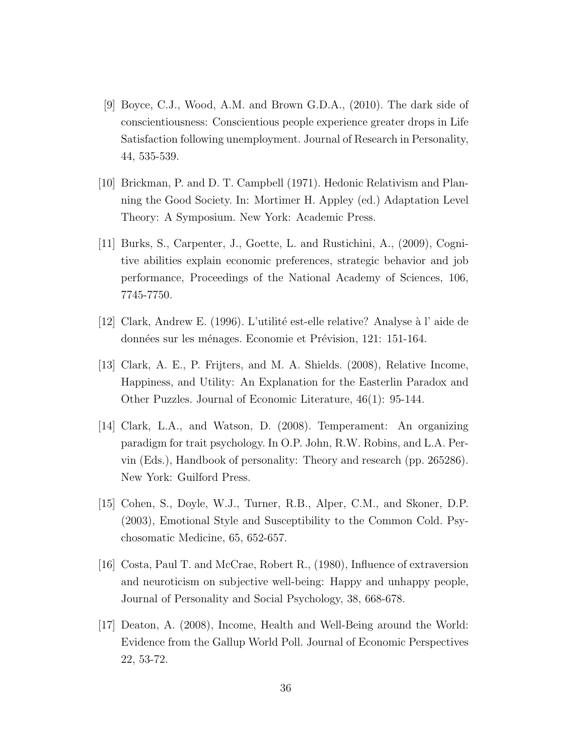[9] Boyce, C.J., Wood, A.M. and Brown G.D.A., (2010). The dark side of conscientiousness: Conscientious people experience greater drops in Life Satisfaction following unemployment. Journal of Research in Personality, 44, 535-539.

[10] Brickman, P. and D. T. Campbell (1971). Hedonic Relativism and Planning the Good Society. In: Mortimer H. Appley (ed.) Adaptation Level Theory: A Symposium. New York: Academic Press.

[11] Burks, S., Carpenter, J., Goette, L. and Rustichini, A., (2009), Cognitive abilities explain economic preferences, strategic behavior and job performance, Proceedings of the National Academy of Sciences, 106, 7745-7750.

[12] Clark, Andrew E. (1996). L'utilité est-elle relative? Analyse à l' aide de données sur les ménages. Economie et Prévision, 121: 151-164.

[13] Clark, A. E., P. Frijters, and M. A. Shields. (2008), Relative Income, Happiness, and Utility: An Explanation for the Easterlin Paradox and Other Puzzles. Journal of Economic Literature, 46(1): 95-144.

[14] Clark, L.A., and Watson, D. (2008). Temperament: An organizing paradigm for trait psychology. In O.P. John, R.W. Robins, and L.A. Pervin (Eds.), Handbook of personality: Theory and research (pp. 265286). New York: Guilford Press.

[15] Cohen, S., Doyle, W.J., Turner, R.B., Alper, C.M., and Skoner, D.P. (2003), Emotional Style and Susceptibility to the Common Cold. Psychosomatic Medicine, 65, 652-657.

[16] Costa, Paul T. and McCrae, Robert R., (1980), Influence of extraversion and neuroticism on subjective well-being: Happy and unhappy people, Journal of Personality and Social Psychology, 38, 668-678.

[17] Deaton, A. (2008), Income, Health and Well-Being around the World: Evidence from the Gallup World Poll. Journal of Economic Perspectives 22, 53-72.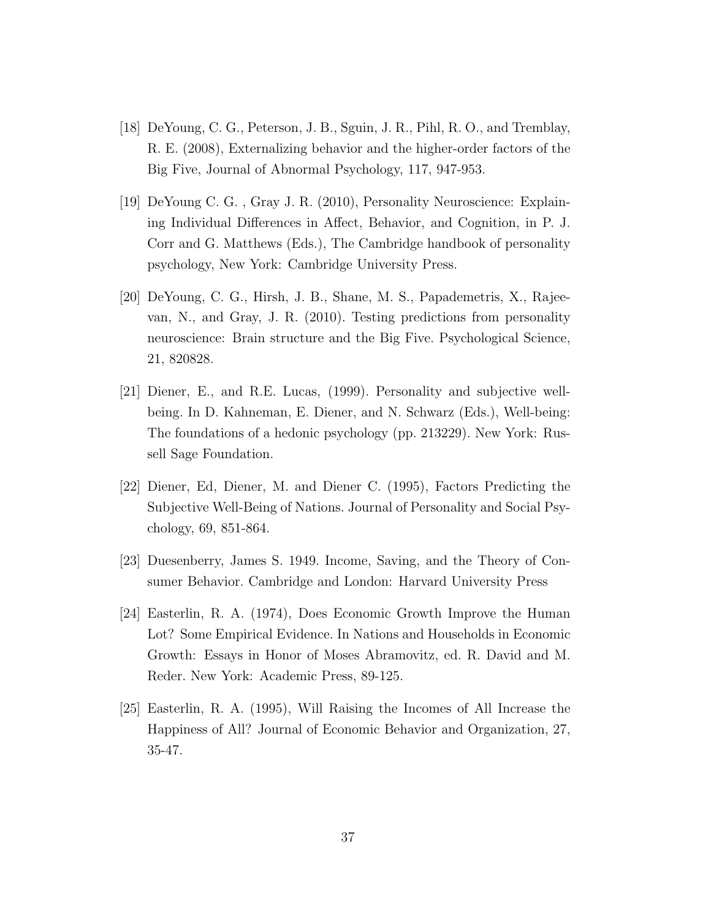[18] DeYoung, C. G., Peterson, J. B., Sguin, J. R., Pihl, R. O., and Tremblay, R. E. (2008), Externalizing behavior and the higher-order factors of the Big Five, Journal of Abnormal Psychology, 117, 947-953.

[19] DeYoung C. G. , Gray J. R. (2010), Personality Neuroscience: Explaining Individual Differences in Affect, Behavior, and Cognition, in P. J. Corr and G. Matthews (Eds.), The Cambridge handbook of personality psychology, New York: Cambridge University Press.

[20] DeYoung, C. G., Hirsh, J. B., Shane, M. S., Papademetris, X., Rajeevan, N., and Gray, J. R. (2010). Testing predictions from personality neuroscience: Brain structure and the Big Five. Psychological Science, 21, 820828.

[21] Diener, E., and R.E. Lucas, (1999). Personality and subjective well-being. In D. Kahneman, E. Diener, and N. Schwarz (Eds.), Well-being: The foundations of a hedonic psychology (pp. 213229). New York: Russell Sage Foundation.

[22] Diener, Ed, Diener, M. and Diener C. (1995), Factors Predicting the Subjective Well-Being of Nations. Journal of Personality and Social Psychology, 69, 851-864.

[23] Duesenberry, James S. 1949. Income, Saving, and the Theory of Consumer Behavior. Cambridge and London: Harvard University Press

[24] Easterlin, R. A. (1974), Does Economic Growth Improve the Human Lot? Some Empirical Evidence. In Nations and Households in Economic Growth: Essays in Honor of Moses Abramovitz, ed. R. David and M. Reder. New York: Academic Press, 89-125.

[25] Easterlin, R. A. (1995), Will Raising the Incomes of All Increase the Happiness of All? Journal of Economic Behavior and Organization, 27, 35-47.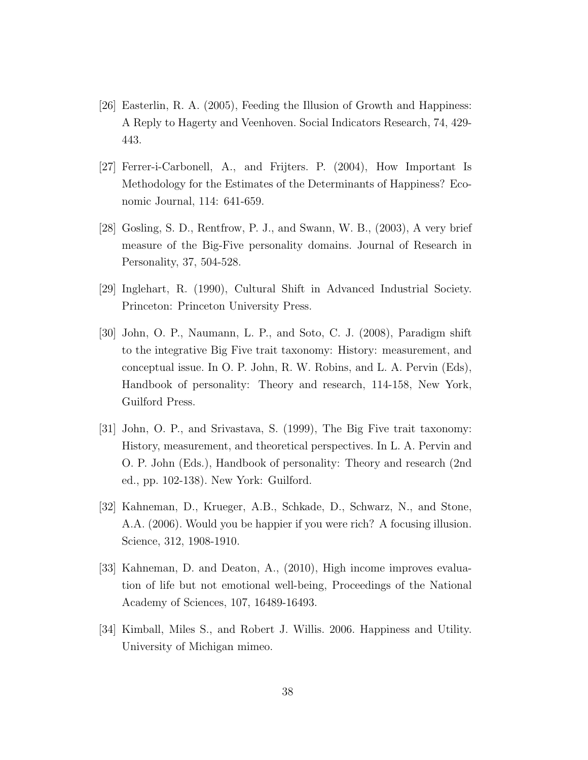[26] Easterlin, R. A. (2005), Feeding the Illusion of Growth and Happiness: A Reply to Hagerty and Veenhoven. Social Indicators Research, 74, 429-443.

[27] Ferrer-i-Carbonell, A., and Frijters. P. (2004), How Important Is Methodology for the Estimates of the Determinants of Happiness? Economic Journal, 114: 641-659.

[28] Gosling, S. D., Rentfrow, P. J., and Swann, W. B., (2003), A very brief measure of the Big-Five personality domains. Journal of Research in Personality, 37, 504-528.

[29] Inglehart, R. (1990), Cultural Shift in Advanced Industrial Society. Princeton: Princeton University Press.

[30] John, O. P., Naumann, L. P., and Soto, C. J. (2008), Paradigm shift to the integrative Big Five trait taxonomy: History: measurement, and conceptual issue. In O. P. John, R. W. Robins, and L. A. Pervin (Eds), Handbook of personality: Theory and research, 114-158, New York, Guilford Press.

[31] John, O. P., and Srivastava, S. (1999), The Big Five trait taxonomy: History, measurement, and theoretical perspectives. In L. A. Pervin and O. P. John (Eds.), Handbook of personality: Theory and research (2nd ed., pp. 102-138). New York: Guilford.

[32] Kahneman, D., Krueger, A.B., Schkade, D., Schwarz, N., and Stone, A.A. (2006). Would you be happier if you were rich? A focusing illusion. Science, 312, 1908-1910.

[33] Kahneman, D. and Deaton, A., (2010), High income improves evaluation of life but not emotional well-being, Proceedings of the National Academy of Sciences, 107, 16489-16493.

[34] Kimball, Miles S., and Robert J. Willis. 2006. Happiness and Utility. University of Michigan mimeo.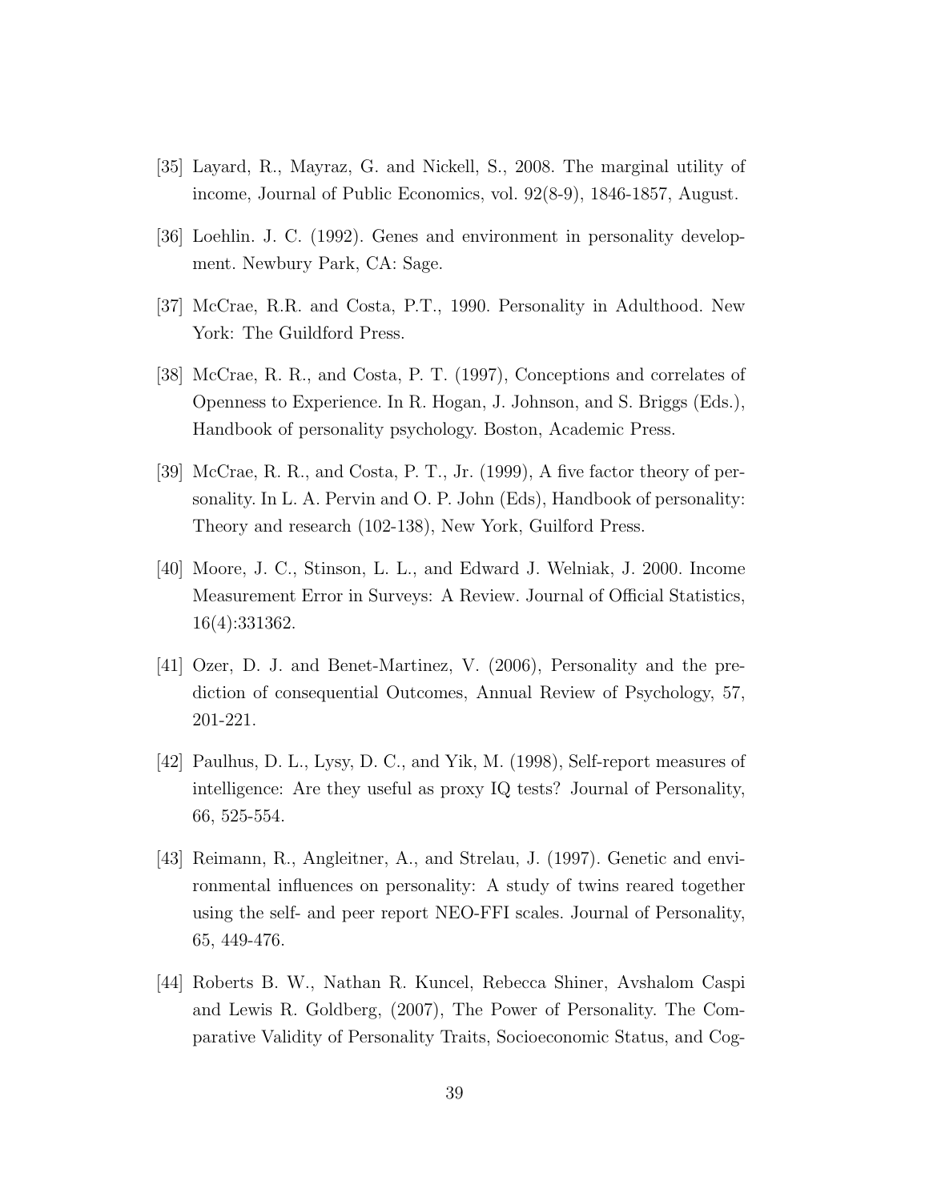[35] Layard, R., Mayraz, G. and Nickell, S., 2008. The marginal utility of income, Journal of Public Economics, vol. 92(8-9), 1846-1857, August.

[36] Loehlin. J. C. (1992). Genes and environment in personality development. Newbury Park, CA: Sage.

[37] McCrae, R.R. and Costa, P.T., 1990. Personality in Adulthood. New York: The Guildford Press.

[38] McCrae, R. R., and Costa, P. T. (1997), Conceptions and correlates of Openness to Experience. In R. Hogan, J. Johnson, and S. Briggs (Eds.), Handbook of personality psychology. Boston, Academic Press.

[39] McCrae, R. R., and Costa, P. T., Jr. (1999), A five factor theory of personality. In L. A. Pervin and O. P. John (Eds), Handbook of personality: Theory and research (102-138), New York, Guilford Press.

[40] Moore, J. C., Stinson, L. L., and Edward J. Welniak, J. 2000. Income Measurement Error in Surveys: A Review. Journal of Official Statistics, 16(4):331362.

[41] Ozer, D. J. and Benet-Martinez, V. (2006), Personality and the prediction of consequential Outcomes, Annual Review of Psychology, 57, 201-221.

[42] Paulhus, D. L., Lysy, D. C., and Yik, M. (1998), Self-report measures of intelligence: Are they useful as proxy IQ tests? Journal of Personality, 66, 525-554.

[43] Reimann, R., Angleitner, A., and Strelau, J. (1997). Genetic and environmental influences on personality: A study of twins reared together using the self- and peer report NEO-FFI scales. Journal of Personality, 65, 449-476.

[44] Roberts B. W., Nathan R. Kuncel, Rebecca Shiner, Avshalom Caspi and Lewis R. Goldberg, (2007), The Power of Personality. The Comparative Validity of Personality Traits, Socioeconomic Status, and Cog-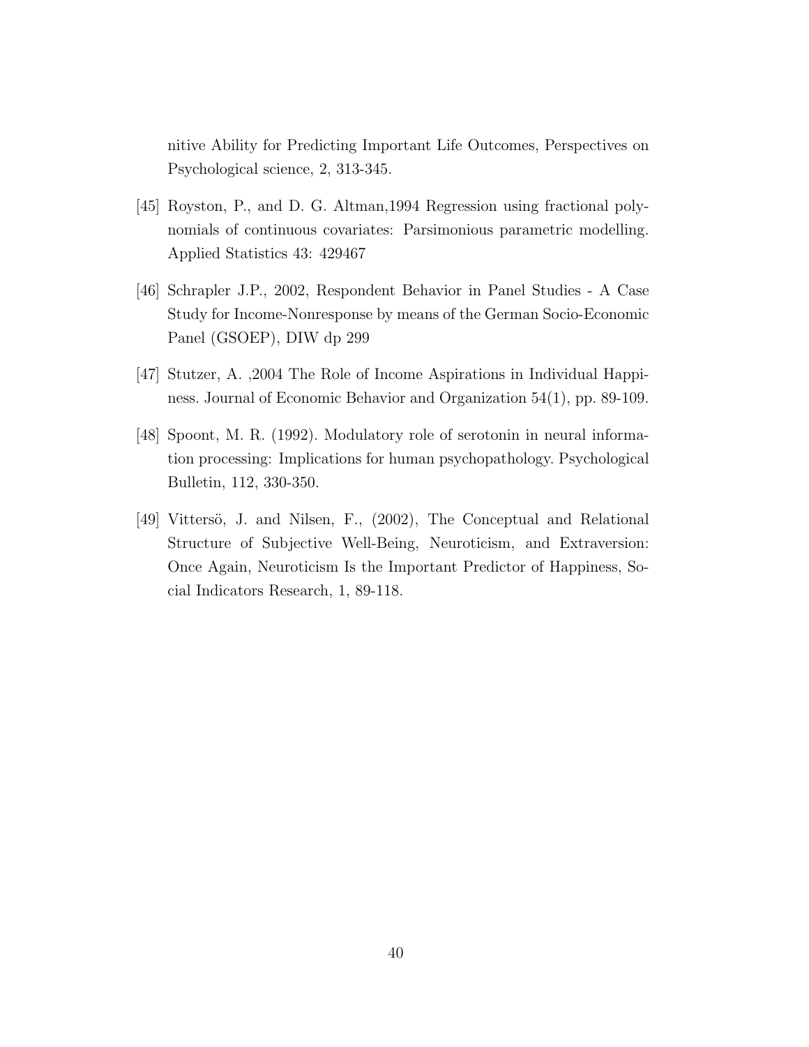nitive Ability for Predicting Important Life Outcomes, Perspectives on Psychological science, 2, 313-345.

[45] Royston, P., and D. G. Altman,1994 Regression using fractional polynomials of continuous covariates: Parsimonious parametric modelling. Applied Statistics 43: 429467

[46] Schrapler J.P., 2002, Respondent Behavior in Panel Studies - A Case Study for Income-Nonresponse by means of the German Socio-Economic Panel (GSOEP), DIW dp 299

[47] Stutzer, A. ,2004 The Role of Income Aspirations in Individual Happiness. Journal of Economic Behavior and Organization 54(1), pp. 89-109.

[48] Spoont, M. R. (1992). Modulatory role of serotonin in neural information processing: Implications for human psychopathology. Psychological Bulletin, 112, 330-350.

[49] Vittersö, J. and Nilsen, F., (2002), The Conceptual and Relational Structure of Subjective Well-Being, Neuroticism, and Extraversion: Once Again, Neuroticism Is the Important Predictor of Happiness, Social Indicators Research, 1, 89-118.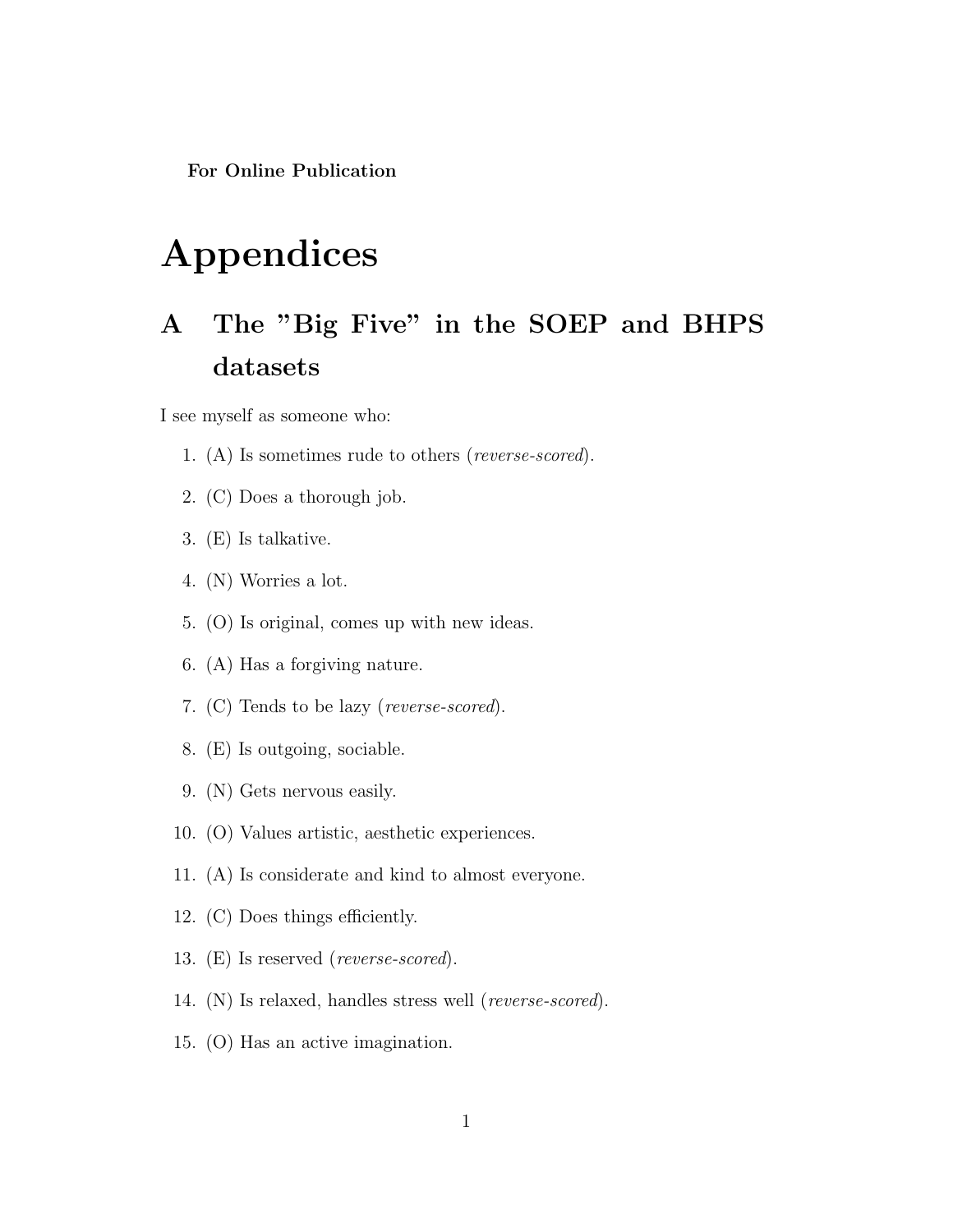**For Online Publication**

# Appendices

## A The "Big Five" in the SOEP and BHPS datasets

I see myself as someone who:

1. (A) Is sometimes rude to others (*reverse-scored*).
2. (C) Does a thorough job.
3. (E) Is talkative.
4. (N) Worries a lot.
5. (O) Is original, comes up with new ideas.
6. (A) Has a forgiving nature.
7. (C) Tends to be lazy (*reverse-scored*).
8. (E) Is outgoing, sociable.
9. (N) Gets nervous easily.
10. (O) Values artistic, aesthetic experiences.
11. (A) Is considerate and kind to almost everyone.
12. (C) Does things efficiently.
13. (E) Is reserved (*reverse-scored*).
14. (N) Is relaxed, handles stress well (*reverse-scored*).
15. (O) Has an active imagination.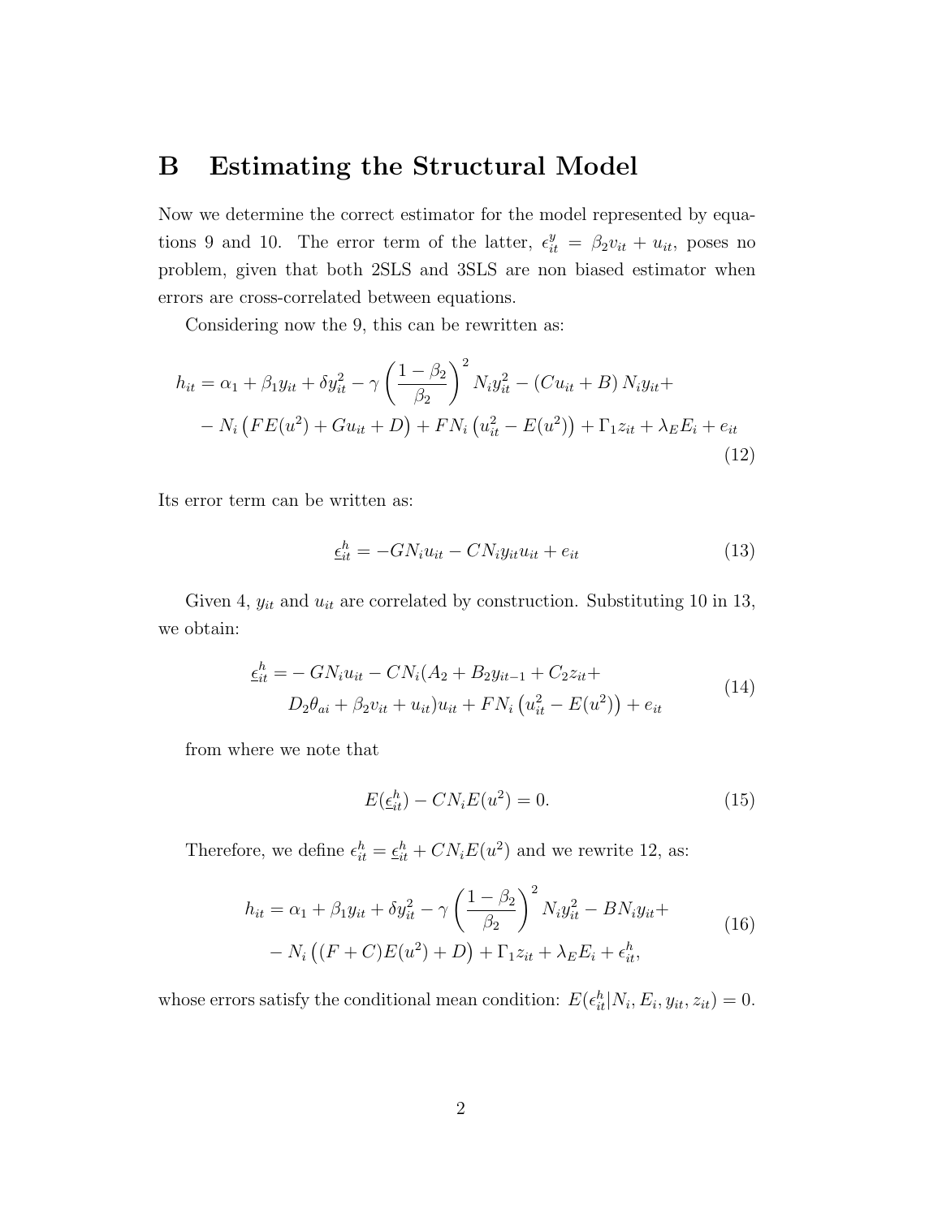# B Estimating the Structural Model

Now we determine the correct estimator for the model represented by equations 9 and 10. The error term of the latter, $\epsilon^y_{it} = \beta_2 v_{it} + u_{it}$, poses no problem, given that both 2SLS and 3SLS are non biased estimator when errors are cross-correlated between equations.

Considering now the 9, this can be rewritten as:

$$h_{it} = \alpha_1 + \beta_1 y_{it} + \delta y_{it}^2 - \gamma \left(\frac{1-\beta_2}{\beta_2}\right)^2 N_i y_{it}^2 - \left(C u_{it} + B\right) N_i y_{it} + \\ - N_i \left(F E(u^2) + G u_{it} + D\right) + F N_i \left(u_{it}^2 - E(u^2)\right) + \Gamma_1 z_{it} + \lambda_E E_i + e_{it} \tag{12}$$

Its error term can be written as:

$$\underline{\epsilon}^h_{it} = -G N_i u_{it} - C N_i y_{it} u_{it} + e_{it} \tag{13}$$

Given 4, $y_{it}$ and $u_{it}$ are correlated by construction. Substituting 10 in 13, we obtain:

$$\underline{\epsilon}^h_{it} = - G N_i u_{it} - C N_i (A_2 + B_2 y_{it-1} + C_2 z_{it} + \\ D_2 \theta_{ai} + \beta_2 v_{it} + u_{it}) u_{it} + F N_i \left(u_{it}^2 - E(u^2)\right) + e_{it} \tag{14}$$

from where we note that

$$E(\underline{\epsilon}^h_{it}) - C N_i E(u^2) = 0. \tag{15}$$

Therefore, we define $\epsilon^h_{it} = \underline{\epsilon}^h_{it} + C N_i E(u^2)$ and we rewrite 12, as:

$$h_{it} = \alpha_1 + \beta_1 y_{it} + \delta y_{it}^2 - \gamma \left(\frac{1-\beta_2}{\beta_2}\right)^2 N_i y_{it}^2 - B N_i y_{it} + \\ - N_i \left((F + C) E(u^2) + D\right) + \Gamma_1 z_{it} + \lambda_E E_i + \epsilon^h_{it}, \tag{16}$$

whose errors satisfy the conditional mean condition: $E(\epsilon^h_{it} | N_i, E_i, y_{it}, z_{it}) = 0$.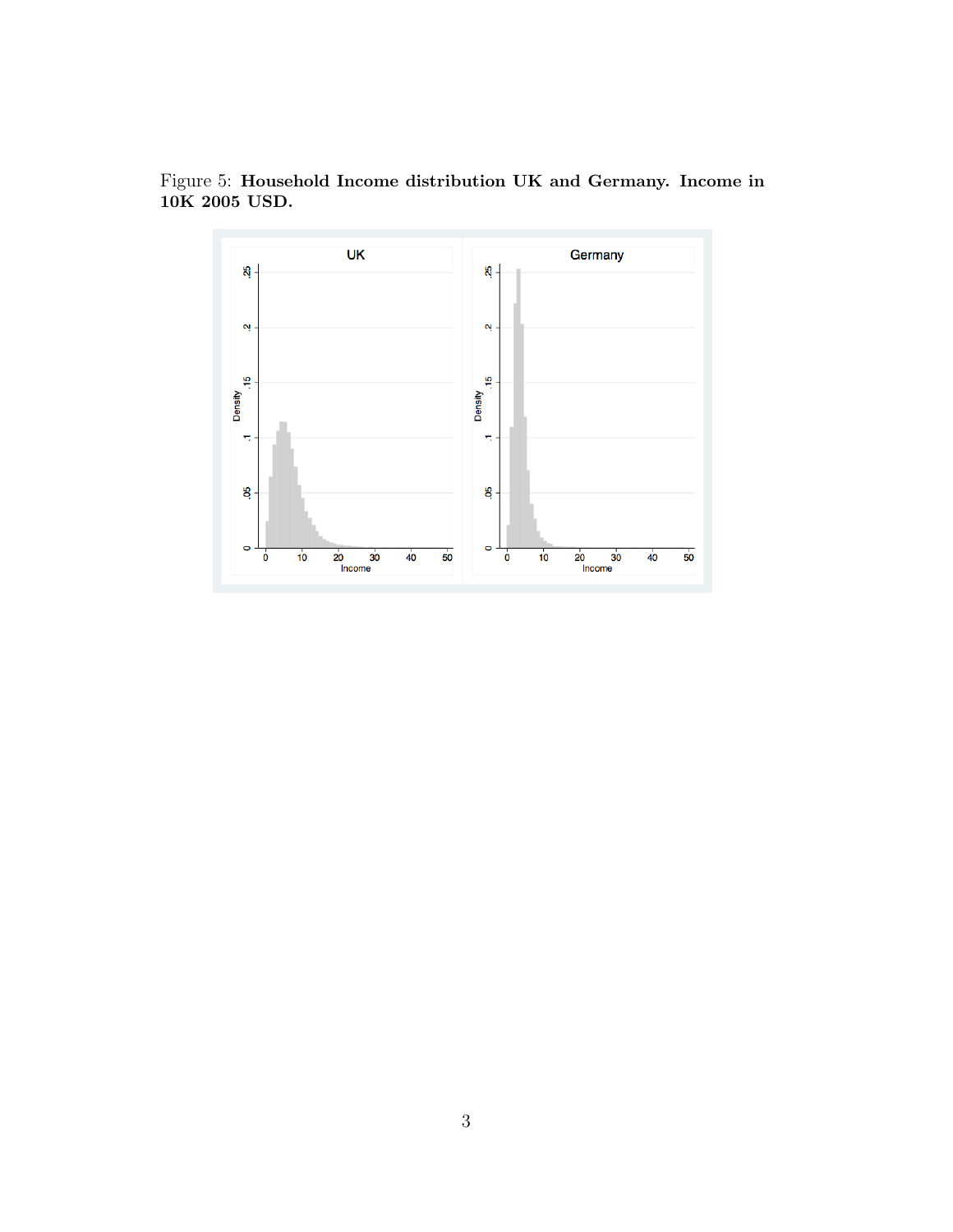Figure 5: **Household Income distribution UK and Germany. Income in 10K 2005 USD.**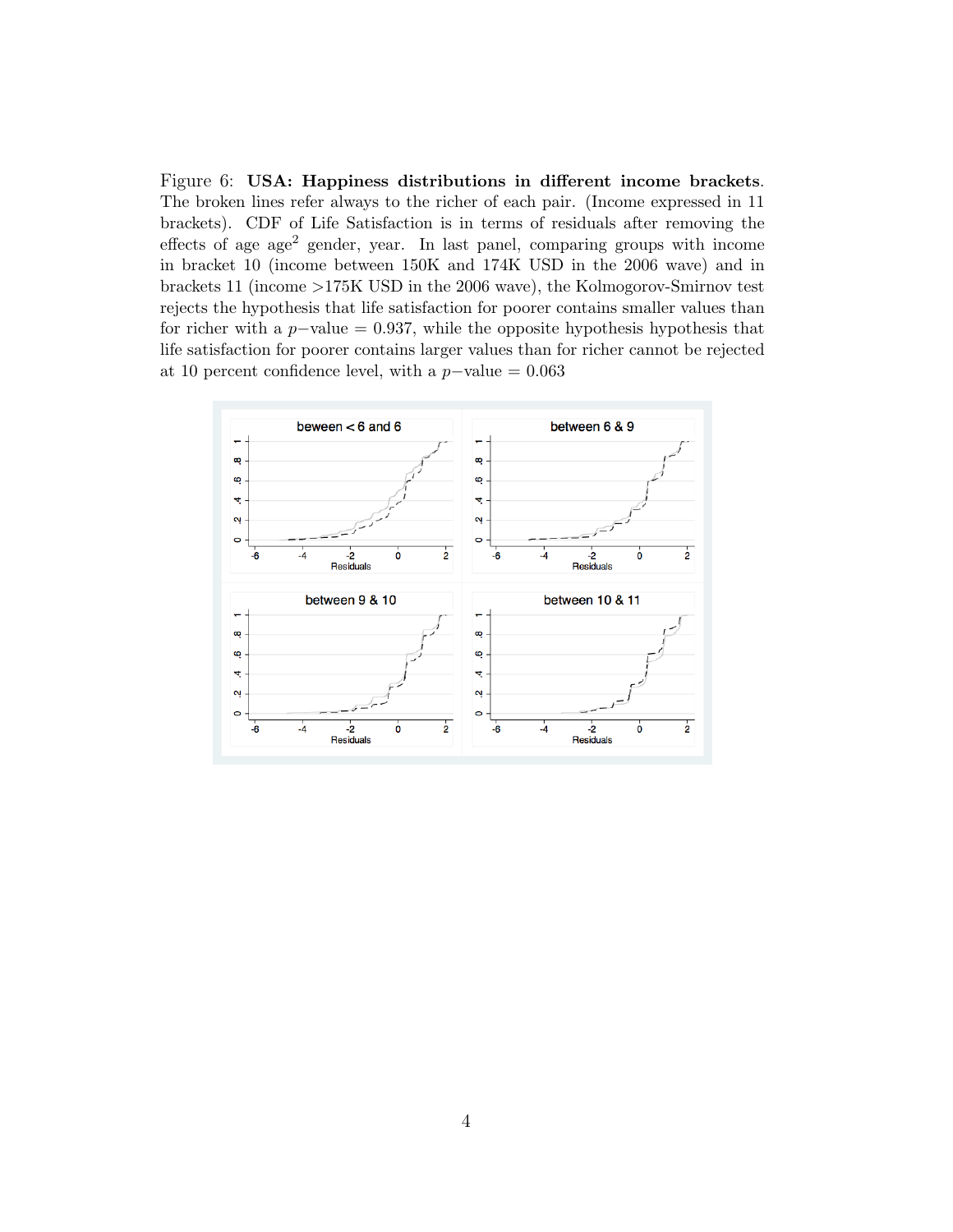Figure 6: **USA: Happiness distributions in different income brackets**. The broken lines refer always to the richer of each pair. (Income expressed in 11 brackets). CDF of Life Satisfaction is in terms of residuals after removing the effects of age age$^2$ gender, year. In last panel, comparing groups with income in bracket 10 (income between 150K and 174K USD in the 2006 wave) and in brackets 11 (income >175K USD in the 2006 wave), the Kolmogorov-Smirnov test rejects the hypothesis that life satisfaction for poorer contains smaller values than for richer with a $p-$value $= 0.937$, while the opposite hypothesis hypothesis that life satisfaction for poorer contains larger values than for richer cannot be rejected at 10 percent confidence level, with a $p-$value $= 0.063$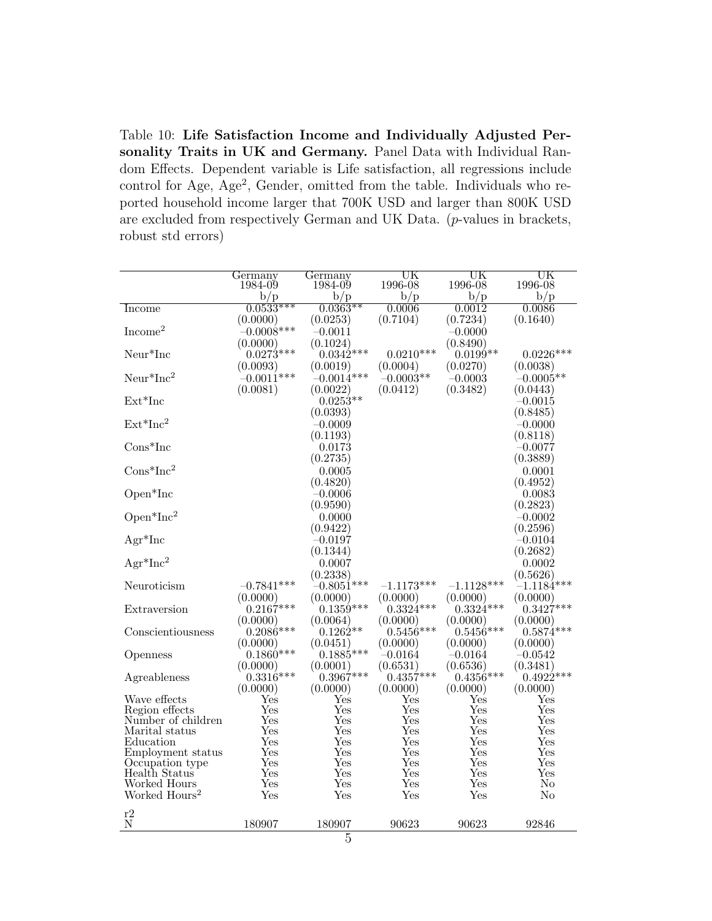Table 10: **Life Satisfaction Income and Individually Adjusted Personality Traits in UK and Germany.** Panel Data with Individual Random Effects. Dependent variable is Life satisfaction, all regressions include control for Age, $Age^2$, Gender, omitted from the table. Individuals who reported household income larger that 700K USD and larger than 800K USD are excluded from respectively German and UK Data. ($p$-values in brackets, robust std errors)

| | Germany 1984-09 | Germany 1984-09 | UK 1996-08 | UK 1996-08 | UK 1996-08 |
|---|---|---|---|---|---|
| | b/p | b/p | b/p | b/p | b/p |
| Income | 0.0533*** | 0.0363** | 0.0006 | 0.0012 | 0.0086 |
| | (0.0000) | (0.0253) | (0.7104) | (0.7234) | (0.1640) |
| $Income^2$ | −0.0008*** | −0.0011 | | −0.0000 | |
| | (0.0000) | (0.1024) | | (0.8490) | |
| Neur*Inc | 0.0273*** | 0.0342*** | 0.0210*** | 0.0199** | 0.0226*** |
| | (0.0093) | (0.0019) | (0.0004) | (0.0270) | (0.0038) |
| $Neur*Inc^2$ | −0.0011*** | −0.0014*** | −0.0003** | −0.0003 | −0.0005** |
| | (0.0081) | (0.0022) | (0.0412) | (0.3482) | (0.0443) |
| Ext*Inc | | 0.0253** | | | −0.0015 |
| | | (0.0393) | | | (0.8485) |
| $Ext*Inc^2$ | | −0.0009 | | | −0.0000 |
| | | (0.1193) | | | (0.8118) |
| Cons*Inc | | 0.0173 | | | −0.0077 |
| | | (0.2735) | | | (0.3889) |
| $Cons*Inc^2$ | | 0.0005 | | | 0.0001 |
| | | (0.4820) | | | (0.4952) |
| Open*Inc | | −0.0006 | | | 0.0083 |
| | | (0.9590) | | | (0.2823) |
| $Open*Inc^2$ | | 0.0000 | | | −0.0002 |
| | | (0.9422) | | | (0.2596) |
| Agr*Inc | | −0.0197 | | | −0.0104 |
| | | (0.1344) | | | (0.2682) |
| $Agr*Inc^2$ | | 0.0007 | | | 0.0002 |
| | | (0.2338) | | | (0.5626) |
| Neuroticism | −0.7841*** | −0.8051*** | −1.1173*** | −1.1128*** | −1.1184*** |
| | (0.0000) | (0.0000) | (0.0000) | (0.0000) | (0.0000) |
| Extraversion | 0.2167*** | 0.1359*** | 0.3324*** | 0.3324*** | 0.3427*** |
| | (0.0000) | (0.0064) | (0.0000) | (0.0000) | (0.0000) |
| Conscientiousness | 0.2086*** | 0.1262** | 0.5456*** | 0.5456*** | 0.5874*** |
| | (0.0000) | (0.0451) | (0.0000) | (0.0000) | (0.0000) |
| Openness | 0.1860*** | 0.1885*** | −0.0164 | −0.0164 | −0.0542 |
| | (0.0000) | (0.0001) | (0.6531) | (0.6536) | (0.3481) |
| Agreableness | 0.3316*** | 0.3967*** | 0.4357*** | 0.4356*** | 0.4922*** |
| | (0.0000) | (0.0000) | (0.0000) | (0.0000) | (0.0000) |
| Wave effects | Yes | Yes | Yes | Yes | Yes |
| Region effects | Yes | Yes | Yes | Yes | Yes |
| Number of children | Yes | Yes | Yes | Yes | Yes |
| Marital status | Yes | Yes | Yes | Yes | Yes |
| Education | Yes | Yes | Yes | Yes | Yes |
| Employment status | Yes | Yes | Yes | Yes | Yes |
| Occupation type | Yes | Yes | Yes | Yes | Yes |
| Health Status | Yes | Yes | Yes | Yes | Yes |
| Worked Hours | Yes | Yes | Yes | Yes | No |
| Worked $Hours^2$ | Yes | Yes | Yes | Yes | No |
| r2 | | | | | |
| N | 180907 | 180907 | 90623 | 90623 | 92846 |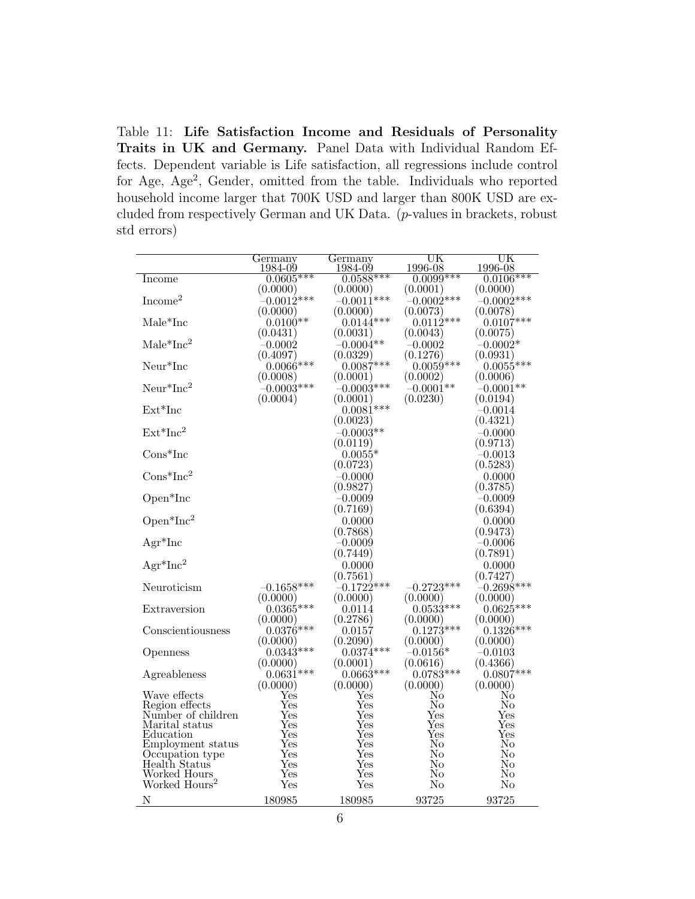Table 11: **Life Satisfaction Income and Residuals of Personality Traits in UK and Germany.** Panel Data with Individual Random Effects. Dependent variable is Life satisfaction, all regressions include control for Age, Age$^2$, Gender, omitted from the table. Individuals who reported household income larger that 700K USD and larger than 800K USD are excluded from respectively German and UK Data. ($p$-values in brackets, robust std errors)

| | Germany 1984-09 | Germany 1984-09 | UK 1996-08 | UK 1996-08 |
|---|---|---|---|---|
| Income | 0.0605*** | 0.0588*** | 0.0099*** | 0.0106*** |
| | (0.0000) | (0.0000) | (0.0001) | (0.0000) |
| Income$^2$ | −0.0012*** | −0.0011*** | −0.0002*** | −0.0002*** |
| | (0.0000) | (0.0000) | (0.0073) | (0.0078) |
| Male*Inc | 0.0100** | 0.0144*** | 0.0112*** | 0.0107*** |
| | (0.0431) | (0.0031) | (0.0043) | (0.0075) |
| Male*Inc$^2$ | −0.0002 | −0.0004** | −0.0002 | −0.0002* |
| | (0.4097) | (0.0329) | (0.1276) | (0.0931) |
| Neur*Inc | 0.0066*** | 0.0087*** | 0.0059*** | 0.0055*** |
| | (0.0008) | (0.0001) | (0.0002) | (0.0006) |
| Neur*Inc$^2$ | −0.0003*** | −0.0003*** | −0.0001** | −0.0001** |
| | (0.0004) | (0.0001) | (0.0230) | (0.0194) |
| Ext*Inc | | 0.0081*** | | −0.0014 |
| | | (0.0023) | | (0.4321) |
| Ext*Inc$^2$ | | −0.0003** | | −0.0000 |
| | | (0.0119) | | (0.9713) |
| Cons*Inc | | 0.0055* | | −0.0013 |
| | | (0.0723) | | (0.5283) |
| Cons*Inc$^2$ | | −0.0000 | | 0.0000 |
| | | (0.9827) | | (0.3785) |
| Open*Inc | | −0.0009 | | −0.0009 |
| | | (0.7169) | | (0.6394) |
| Open*Inc$^2$ | | 0.0000 | | 0.0000 |
| | | (0.7868) | | (0.9473) |
| Agr*Inc | | −0.0009 | | −0.0006 |
| | | (0.7449) | | (0.7891) |
| Agr*Inc$^2$ | | 0.0000 | | 0.0000 |
| | | (0.7561) | | (0.7427) |
| Neuroticism | −0.1658*** | −0.1722*** | −0.2723*** | −0.2698*** |
| | (0.0000) | (0.0000) | (0.0000) | (0.0000) |
| Extraversion | 0.0365*** | 0.0114 | 0.0533*** | 0.0625*** |
| | (0.0000) | (0.2786) | (0.0000) | (0.0000) |
| Conscientiousness | 0.0376*** | 0.0157 | 0.1273*** | 0.1326*** |
| | (0.0000) | (0.2090) | (0.0000) | (0.0000) |
| Openness | 0.0343*** | 0.0374*** | −0.0156* | −0.0103 |
| | (0.0000) | (0.0001) | (0.0616) | (0.4366) |
| Agreableness | 0.0631*** | 0.0663*** | 0.0783*** | 0.0807*** |
| | (0.0000) | (0.0000) | (0.0000) | (0.0000) |
| Wave effects | Yes | Yes | No | No |
| Region effects | Yes | Yes | No | No |
| Number of children | Yes | Yes | Yes | Yes |
| Marital status | Yes | Yes | Yes | Yes |
| Education | Yes | Yes | Yes | Yes |
| Employment status | Yes | Yes | No | No |
| Occupation type | Yes | Yes | No | No |
| Health Status | Yes | Yes | No | No |
| Worked Hours | Yes | Yes | No | No |
| Worked Hours$^2$ | Yes | Yes | No | No |
| N | 180985 | 180985 | 93725 | 93725 |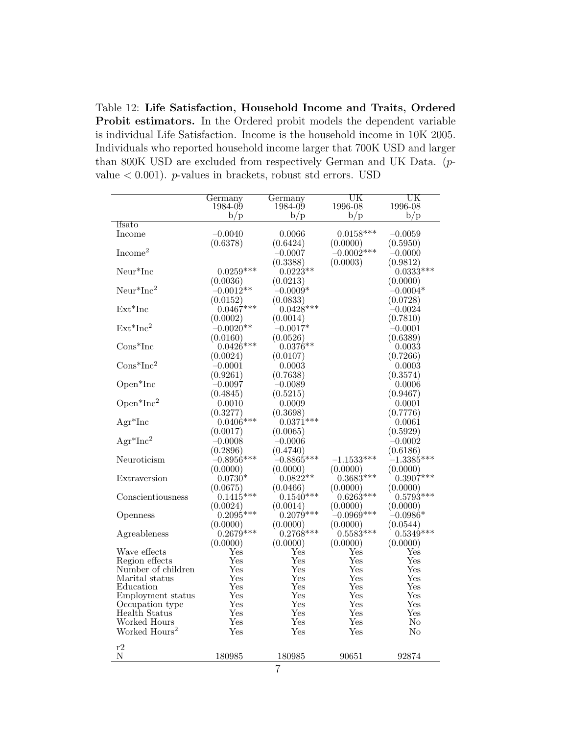Table 12: **Life Satisfaction, Household Income and Traits, Ordered Probit estimators.** In the Ordered probit models the dependent variable is individual Life Satisfaction. Income is the household income in 10K 2005. Individuals who reported household income larger that 700K USD and larger than 800K USD are excluded from respectively German and UK Data. ($p$-value $< 0.001$). $p$-values in brackets, robust std errors. USD

| | Germany 1984-09 b/p | Germany 1984-09 b/p | UK 1996-08 b/p | UK 1996-08 b/p |
|---|---|---|---|---|
| lfsato | | | | |
| Income | −0.0040 | 0.0066 | 0.0158*** | −0.0059 |
| | (0.6378) | (0.6424) | (0.0000) | (0.5950) |
| Income$^2$ | | −0.0007 | −0.0002*** | −0.0000 |
| | | (0.3388) | (0.0003) | (0.9812) |
| Neur*Inc | 0.0259*** | 0.0223** | | 0.0333*** |
| | (0.0036) | (0.0213) | | (0.0000) |
| Neur*Inc$^2$ | −0.0012** | −0.0009* | | −0.0004* |
| | (0.0152) | (0.0833) | | (0.0728) |
| Ext*Inc | 0.0467*** | 0.0428*** | | −0.0024 |
| | (0.0002) | (0.0014) | | (0.7810) |
| Ext*Inc$^2$ | −0.0020** | −0.0017* | | −0.0001 |
| | (0.0160) | (0.0526) | | (0.6389) |
| Cons*Inc | 0.0426*** | 0.0376** | | 0.0033 |
| | (0.0024) | (0.0107) | | (0.7266) |
| Cons*Inc$^2$ | −0.0001 | 0.0003 | | 0.0003 |
| | (0.9261) | (0.7638) | | (0.3574) |
| Open*Inc | −0.0097 | −0.0089 | | 0.0006 |
| | (0.4845) | (0.5215) | | (0.9467) |
| Open*Inc$^2$ | 0.0010 | 0.0009 | | 0.0001 |
| | (0.3277) | (0.3698) | | (0.7776) |
| Agr*Inc | 0.0406*** | 0.0371*** | | 0.0061 |
| | (0.0017) | (0.0065) | | (0.5929) |
| Agr*Inc$^2$ | −0.0008 | −0.0006 | | −0.0002 |
| | (0.2896) | (0.4740) | | (0.6186) |
| Neuroticism | −0.8956*** | −0.8865*** | −1.1533*** | −1.3385*** |
| | (0.0000) | (0.0000) | (0.0000) | (0.0000) |
| Extraversion | 0.0730* | 0.0822** | 0.3683*** | 0.3907*** |
| | (0.0675) | (0.0466) | (0.0000) | (0.0000) |
| Conscientiousness | 0.1415*** | 0.1540*** | 0.6263*** | 0.5793*** |
| | (0.0024) | (0.0014) | (0.0000) | (0.0000) |
| Openness | 0.2095*** | 0.2079*** | −0.0969*** | −0.0986* |
| | (0.0000) | (0.0000) | (0.0000) | (0.0544) |
| Agreableness | 0.2679*** | 0.2768*** | 0.5583*** | 0.5349*** |
| | (0.0000) | (0.0000) | (0.0000) | (0.0000) |
| Wave effects | Yes | Yes | Yes | Yes |
| Region effects | Yes | Yes | Yes | Yes |
| Number of children | Yes | Yes | Yes | Yes |
| Marital status | Yes | Yes | Yes | Yes |
| Education | Yes | Yes | Yes | Yes |
| Employment status | Yes | Yes | Yes | Yes |
| Occupation type | Yes | Yes | Yes | Yes |
| Health Status | Yes | Yes | Yes | Yes |
| Worked Hours | Yes | Yes | Yes | No |
| Worked Hours$^2$ | Yes | Yes | Yes | No |
| r2 | | | | |
| N | 180985 | 180985 | 90651 | 92874 |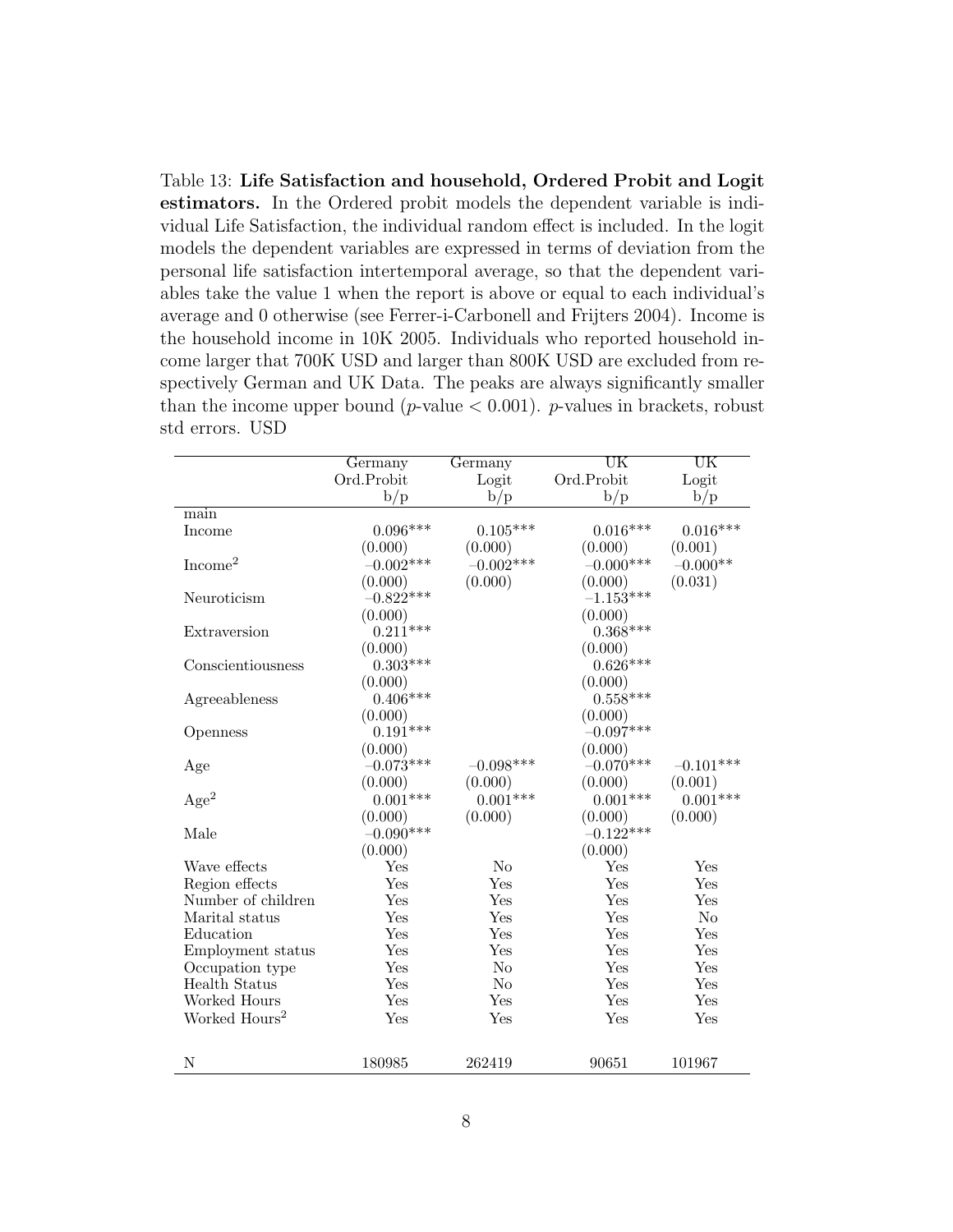Table 13: **Life Satisfaction and household, Ordered Probit and Logit estimators.** In the Ordered probit models the dependent variable is individual Life Satisfaction, the individual random effect is included. In the logit models the dependent variables are expressed in terms of deviation from the personal life satisfaction intertemporal average, so that the dependent variables take the value 1 when the report is above or equal to each individual's average and 0 otherwise (see Ferrer-i-Carbonell and Frijters 2004). Income is the household income in 10K 2005. Individuals who reported household income larger that 700K USD and larger than 800K USD are excluded from respectively German and UK Data. The peaks are always significantly smaller than the income upper bound ($p$-value $< 0.001$). $p$-values in brackets, robust std errors. USD

| | Germany Ord.Probit b/p | Germany Logit b/p | UK Ord.Probit b/p | UK Logit b/p |
|---|---|---|---|---|
| main | | | | |
| Income | 0.096*** | 0.105*** | 0.016*** | 0.016*** |
| | (0.000) | (0.000) | (0.000) | (0.001) |
| Income$^2$ | −0.002*** | −0.002*** | −0.000*** | −0.000** |
| | (0.000) | (0.000) | (0.000) | (0.031) |
| Neuroticism | −0.822*** | | −1.153*** | |
| | (0.000) | | (0.000) | |
| Extraversion | 0.211*** | | 0.368*** | |
| | (0.000) | | (0.000) | |
| Conscientiousness | 0.303*** | | 0.626*** | |
| | (0.000) | | (0.000) | |
| Agreeableness | 0.406*** | | 0.558*** | |
| | (0.000) | | (0.000) | |
| Openness | 0.191*** | | −0.097*** | |
| | (0.000) | | (0.000) | |
| Age | −0.073*** | −0.098*** | −0.070*** | −0.101*** |
| | (0.000) | (0.000) | (0.000) | (0.001) |
| Age$^2$ | 0.001*** | 0.001*** | 0.001*** | 0.001*** |
| | (0.000) | (0.000) | (0.000) | (0.000) |
| Male | −0.090*** | | −0.122*** | |
| | (0.000) | | (0.000) | |
| Wave effects | Yes | No | Yes | Yes |
| Region effects | Yes | Yes | Yes | Yes |
| Number of children | Yes | Yes | Yes | Yes |
| Marital status | Yes | Yes | Yes | No |
| Education | Yes | Yes | Yes | Yes |
| Employment status | Yes | Yes | Yes | Yes |
| Occupation type | Yes | No | Yes | Yes |
| Health Status | Yes | No | Yes | Yes |
| Worked Hours | Yes | Yes | Yes | Yes |
| Worked Hours$^2$ | Yes | Yes | Yes | Yes |
| N | 180985 | 262419 | 90651 | 101967 |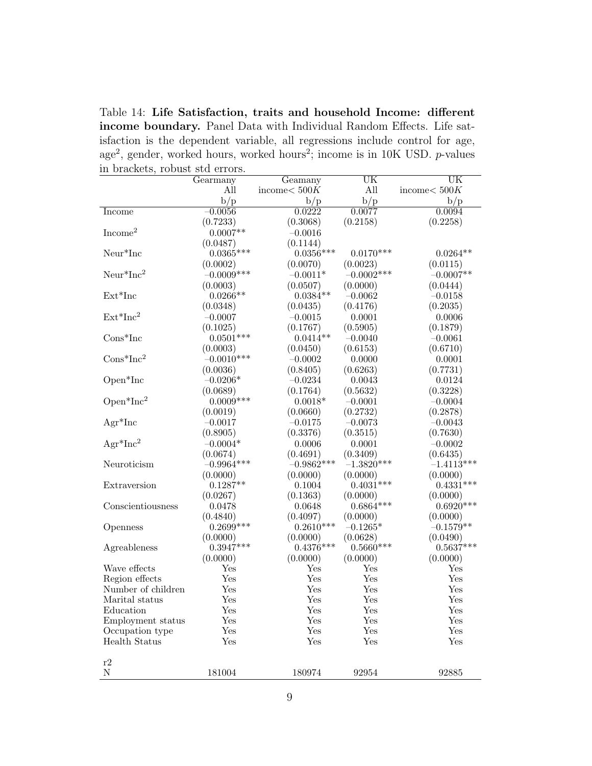Table 14: **Life Satisfaction, traits and household Income: different income boundary.** Panel Data with Individual Random Effects. Life satisfaction is the dependent variable, all regressions include control for age, age$^2$, gender, worked hours, worked hours$^2$; income is in 10K USD. $p$-values in brackets, robust std errors.

| | Gearmany | Geamany | UK | UK |
|---|---|---|---|---|
| | All | income$< 500K$ | All | income$< 500K$ |
| | b/p | b/p | b/p | b/p |
| Income | $-0.0056$ | 0.0222 | 0.0077 | 0.0094 |
| | (0.7233) | (0.3068) | (0.2158) | (0.2258) |
| Income$^2$ | 0.0007** | $-0.0016$ | | |
| | (0.0487) | (0.1144) | | |
| Neur*Inc | 0.0365*** | 0.0356*** | 0.0170*** | 0.0264** |
| | (0.0002) | (0.0070) | (0.0023) | (0.0115) |
| Neur*Inc$^2$ | $-0.0009$*** | $-0.0011$* | $-0.0002$*** | $-0.0007$** |
| | (0.0003) | (0.0507) | (0.0000) | (0.0444) |
| Ext*Inc | 0.0266** | 0.0384** | $-0.0062$ | $-0.0158$ |
| | (0.0348) | (0.0435) | (0.4176) | (0.2035) |
| Ext*Inc$^2$ | $-0.0007$ | $-0.0015$ | 0.0001 | 0.0006 |
| | (0.1025) | (0.1767) | (0.5905) | (0.1879) |
| Cons*Inc | 0.0501*** | 0.0414** | $-0.0040$ | $-0.0061$ |
| | (0.0003) | (0.0450) | (0.6153) | (0.6710) |
| Cons*Inc$^2$ | $-0.0010$*** | $-0.0002$ | 0.0000 | 0.0001 |
| | (0.0036) | (0.8405) | (0.6263) | (0.7731) |
| Open*Inc | $-0.0206$* | $-0.0234$ | 0.0043 | 0.0124 |
| | (0.0689) | (0.1764) | (0.5632) | (0.3228) |
| Open*Inc$^2$ | 0.0009*** | 0.0018* | $-0.0001$ | $-0.0004$ |
| | (0.0019) | (0.0660) | (0.2732) | (0.2878) |
| Agr*Inc | $-0.0017$ | $-0.0175$ | $-0.0073$ | $-0.0043$ |
| | (0.8905) | (0.3376) | (0.3515) | (0.7630) |
| Agr*Inc$^2$ | $-0.0004$* | 0.0006 | 0.0001 | $-0.0002$ |
| | (0.0674) | (0.4691) | (0.3409) | (0.6435) |
| Neuroticism | $-0.9964$*** | $-0.9862$*** | $-1.3820$*** | $-1.4113$*** |
| | (0.0000) | (0.0000) | (0.0000) | (0.0000) |
| Extraversion | 0.1287** | 0.1004 | 0.4031*** | 0.4331*** |
| | (0.0267) | (0.1363) | (0.0000) | (0.0000) |
| Conscientiousness | 0.0478 | 0.0648 | 0.6864*** | 0.6920*** |
| | (0.4840) | (0.4097) | (0.0000) | (0.0000) |
| Openness | 0.2699*** | 0.2610*** | $-0.1265$* | $-0.1579$** |
| | (0.0000) | (0.0000) | (0.0628) | (0.0490) |
| Agreableness | 0.3947*** | 0.4376*** | 0.5660*** | 0.5637*** |
| | (0.0000) | (0.0000) | (0.0000) | (0.0000) |
| Wave effects | Yes | Yes | Yes | Yes |
| Region effects | Yes | Yes | Yes | Yes |
| Number of children | Yes | Yes | Yes | Yes |
| Marital status | Yes | Yes | Yes | Yes |
| Education | Yes | Yes | Yes | Yes |
| Employment status | Yes | Yes | Yes | Yes |
| Occupation type | Yes | Yes | Yes | Yes |
| Health Status | Yes | Yes | Yes | Yes |
| r2 | | | | |
| N | 181004 | 180974 | 92954 | 92885 |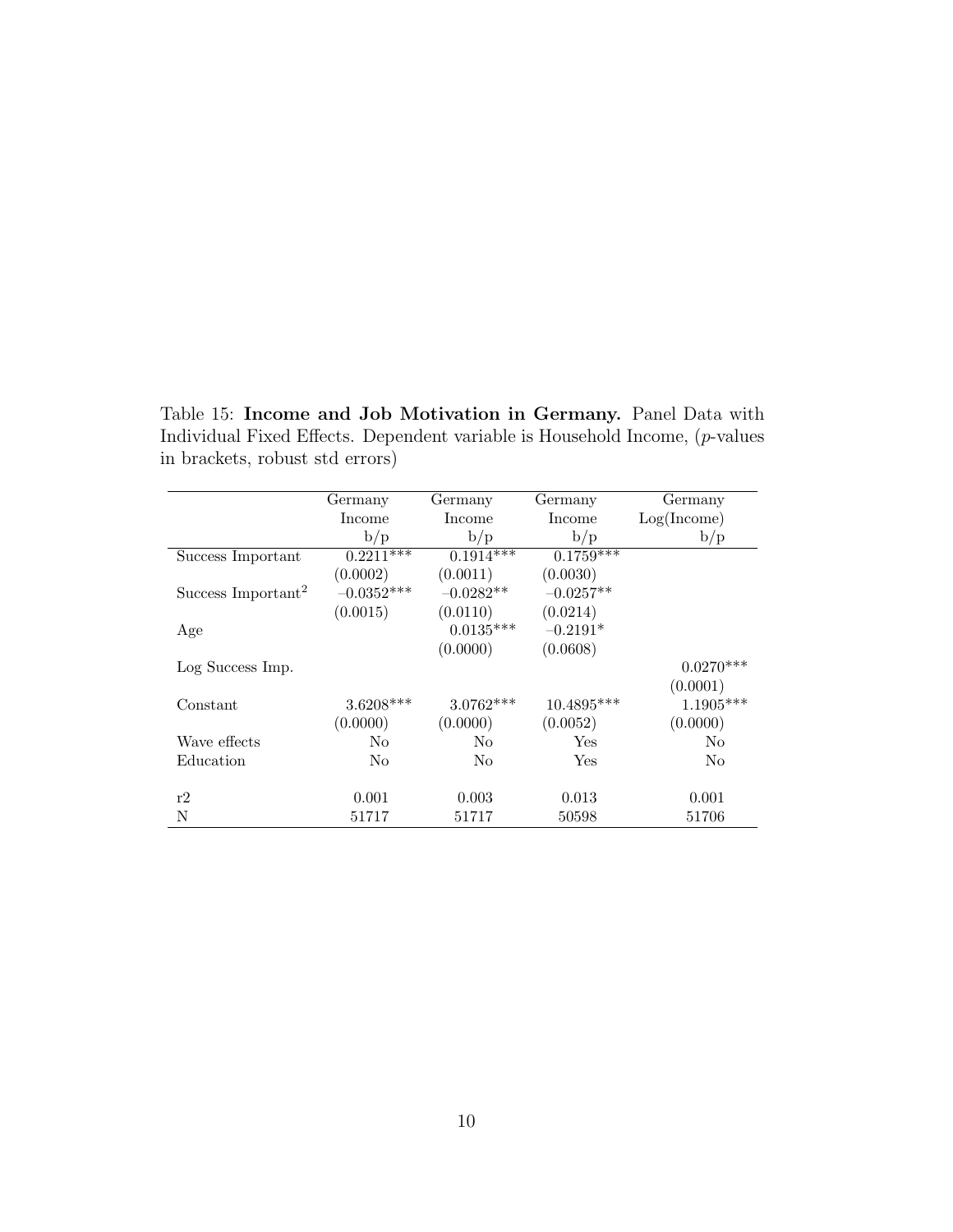Table 15: **Income and Job Motivation in Germany.** Panel Data with Individual Fixed Effects. Dependent variable is Household Income, ($p$-values in brackets, robust std errors)

| | Germany | Germany | Germany | Germany |
|---|---|---|---|---|
| | Income | Income | Income | Log(Income) |
| | b/p | b/p | b/p | b/p |
| Success Important | 0.2211*** | 0.1914*** | 0.1759*** | |
| | (0.0002) | (0.0011) | (0.0030) | |
| Success Important$^2$ | −0.0352*** | −0.0282** | −0.0257** | |
| | (0.0015) | (0.0110) | (0.0214) | |
| Age | | 0.0135*** | −0.2191* | |
| | | (0.0000) | (0.0608) | |
| Log Success Imp. | | | | 0.0270*** |
| | | | | (0.0001) |
| Constant | 3.6208*** | 3.0762*** | 10.4895*** | 1.1905*** |
| | (0.0000) | (0.0000) | (0.0052) | (0.0000) |
| Wave effects | No | No | Yes | No |
| Education | No | No | Yes | No |
| | | | | |
| r2 | 0.001 | 0.003 | 0.013 | 0.001 |
| N | 51717 | 51717 | 50598 | 51706 |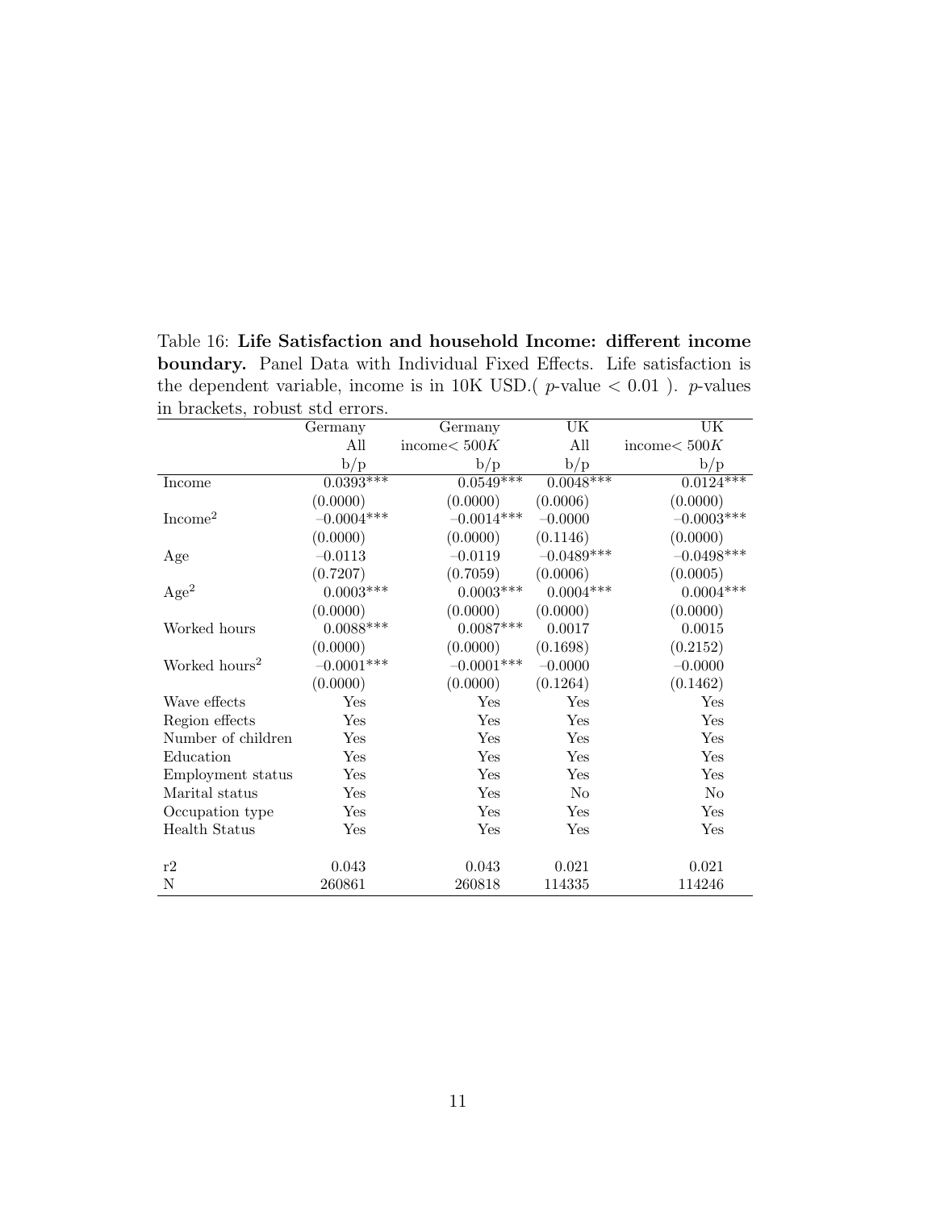Table 16: **Life Satisfaction and household Income: different income boundary.** Panel Data with Individual Fixed Effects. Life satisfaction is the dependent variable, income is in 10K USD.( $p$-value $< 0.01$ ). $p$-values in brackets, robust std errors.

| | Germany | Germany | UK | UK |
|---|---|---|---|---|
| | All | income$< 500K$ | All | income$< 500K$ |
| | b/p | b/p | b/p | b/p |
| Income | 0.0393*** | 0.0549*** | 0.0048*** | 0.0124*** |
| | (0.0000) | (0.0000) | (0.0006) | (0.0000) |
| Income$^2$ | −0.0004*** | −0.0014*** | −0.0000 | −0.0003*** |
| | (0.0000) | (0.0000) | (0.1146) | (0.0000) |
| Age | −0.0113 | −0.0119 | −0.0489*** | −0.0498*** |
| | (0.7207) | (0.7059) | (0.0006) | (0.0005) |
| Age$^2$ | 0.0003*** | 0.0003*** | 0.0004*** | 0.0004*** |
| | (0.0000) | (0.0000) | (0.0000) | (0.0000) |
| Worked hours | 0.0088*** | 0.0087*** | 0.0017 | 0.0015 |
| | (0.0000) | (0.0000) | (0.1698) | (0.2152) |
| Worked hours$^2$ | −0.0001*** | −0.0001*** | −0.0000 | −0.0000 |
| | (0.0000) | (0.0000) | (0.1264) | (0.1462) |
| Wave effects | Yes | Yes | Yes | Yes |
| Region effects | Yes | Yes | Yes | Yes |
| Number of children | Yes | Yes | Yes | Yes |
| Education | Yes | Yes | Yes | Yes |
| Employment status | Yes | Yes | Yes | Yes |
| Marital status | Yes | Yes | No | No |
| Occupation type | Yes | Yes | Yes | Yes |
| Health Status | Yes | Yes | Yes | Yes |
| r2 | 0.043 | 0.043 | 0.021 | 0.021 |
| N | 260861 | 260818 | 114335 | 114246 |